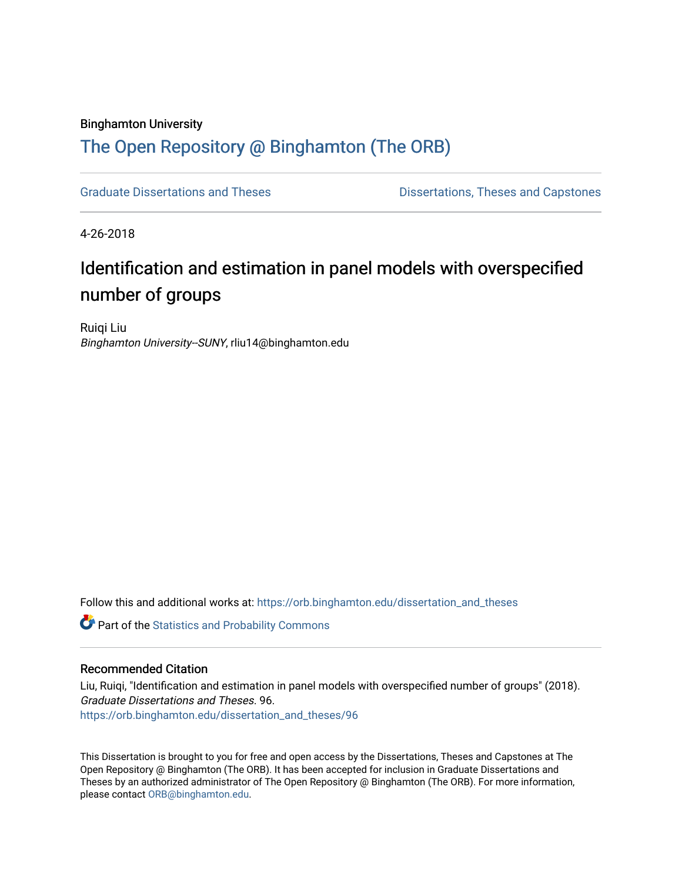Binghamton University

# The Open Repository @ Binghamton (The ORB)

Graduate Dissertations and Theses

Dissertations, Theses and Capstones

4-26-2018

## Identification and estimation in panel models with overspecified number of groups

Ruiqi Liu
*Binghamton University--SUNY*, rliu14@binghamton.edu

Follow this and additional works at: https://orb.binghamton.edu/dissertation_and_theses

Part of the Statistics and Probability Commons

### Recommended Citation

Liu, Ruiqi, "Identification and estimation in panel models with overspecified number of groups" (2018). *Graduate Dissertations and Theses*. 96.
https://orb.binghamton.edu/dissertation_and_theses/96

This Dissertation is brought to you for free and open access by the Dissertations, Theses and Capstones at The Open Repository @ Binghamton (The ORB). It has been accepted for inclusion in Graduate Dissertations and Theses by an authorized administrator of The Open Repository @ Binghamton (The ORB). For more information, please contact ORB@binghamton.edu.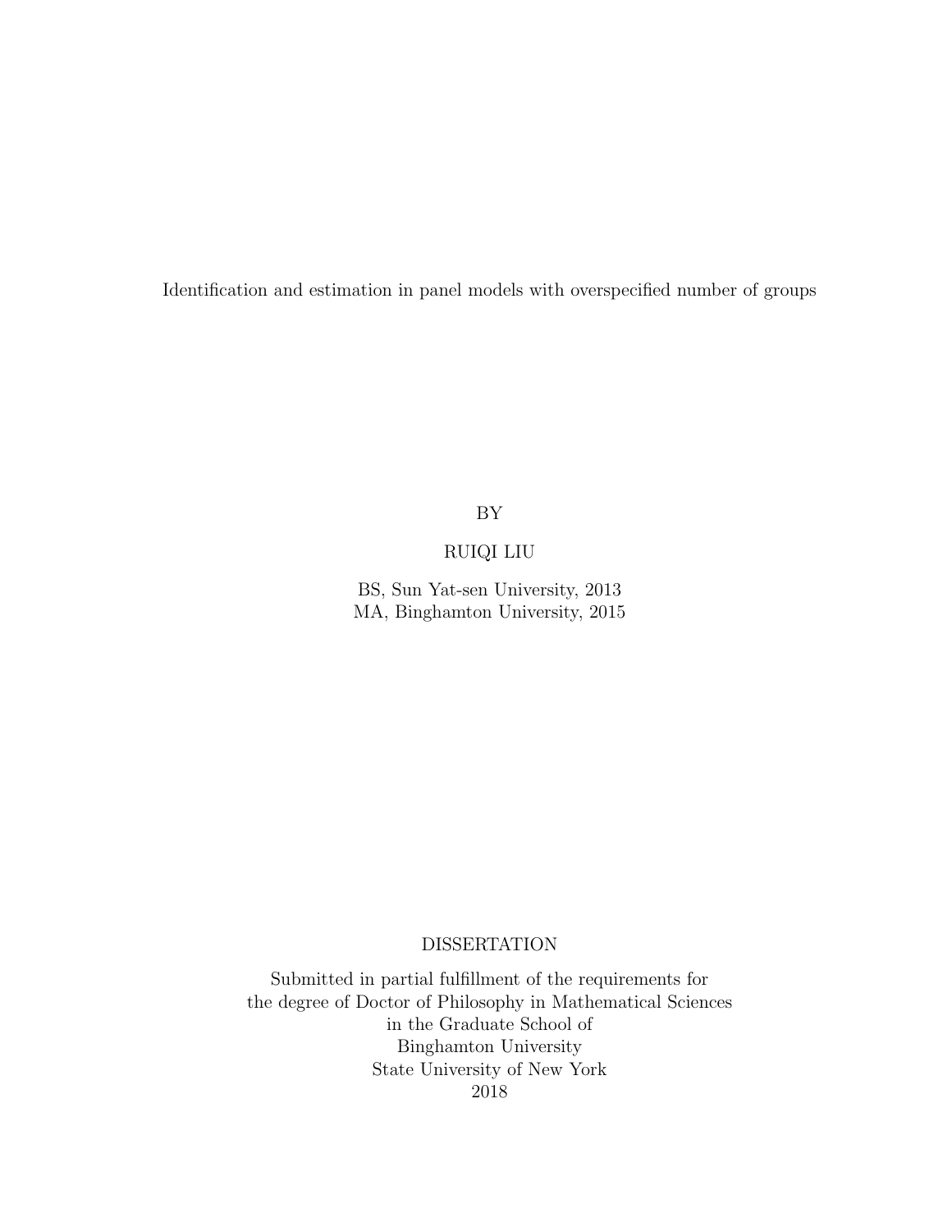Identification and estimation in panel models with overspecified number of groups

BY

RUIQI LIU

BS, Sun Yat-sen University, 2013
MA, Binghamton University, 2015

DISSERTATION

Submitted in partial fulfillment of the requirements for
the degree of Doctor of Philosophy in Mathematical Sciences
in the Graduate School of
Binghamton University
State University of New York
2018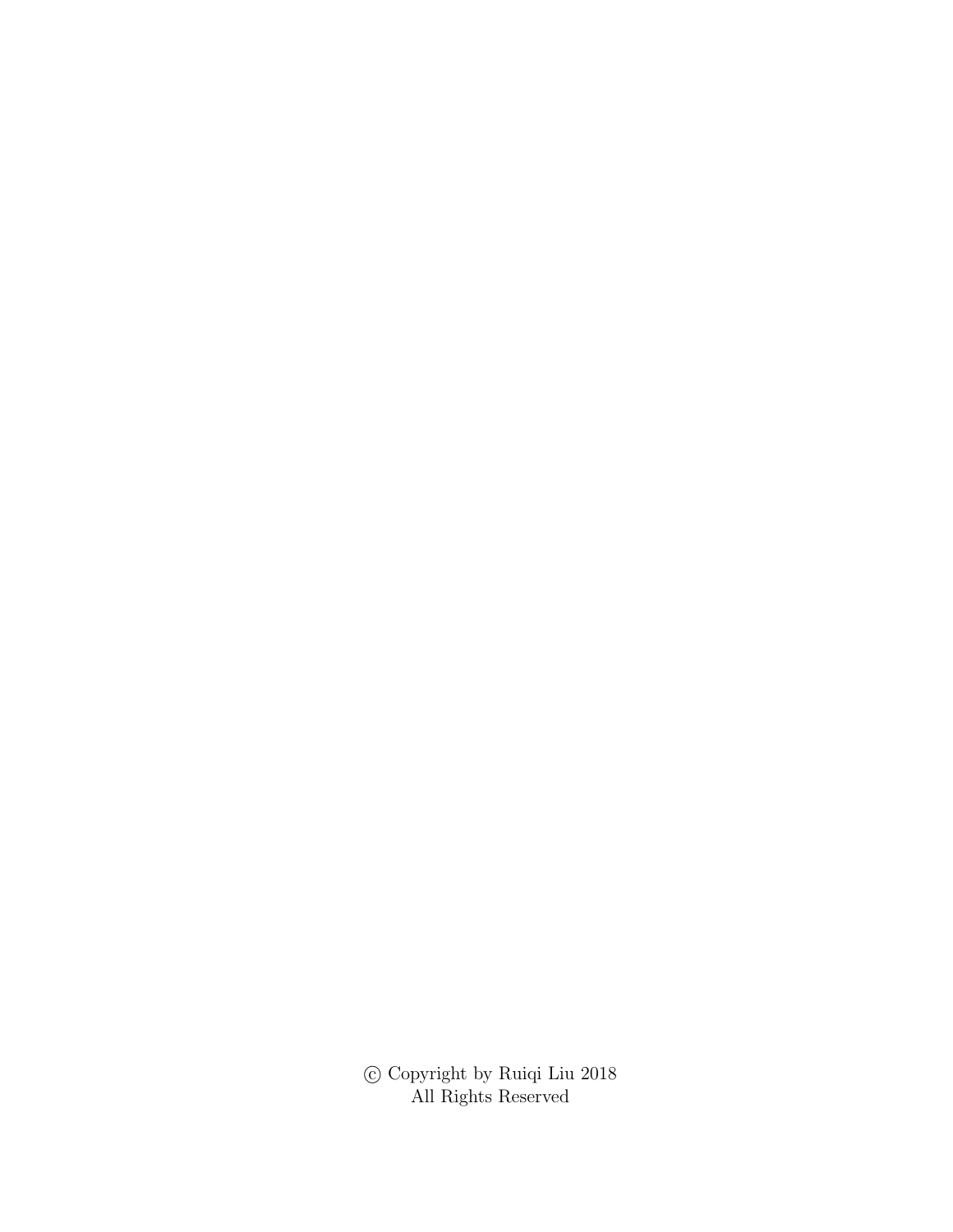© Copyright by Ruiqi Liu 2018
All Rights Reserved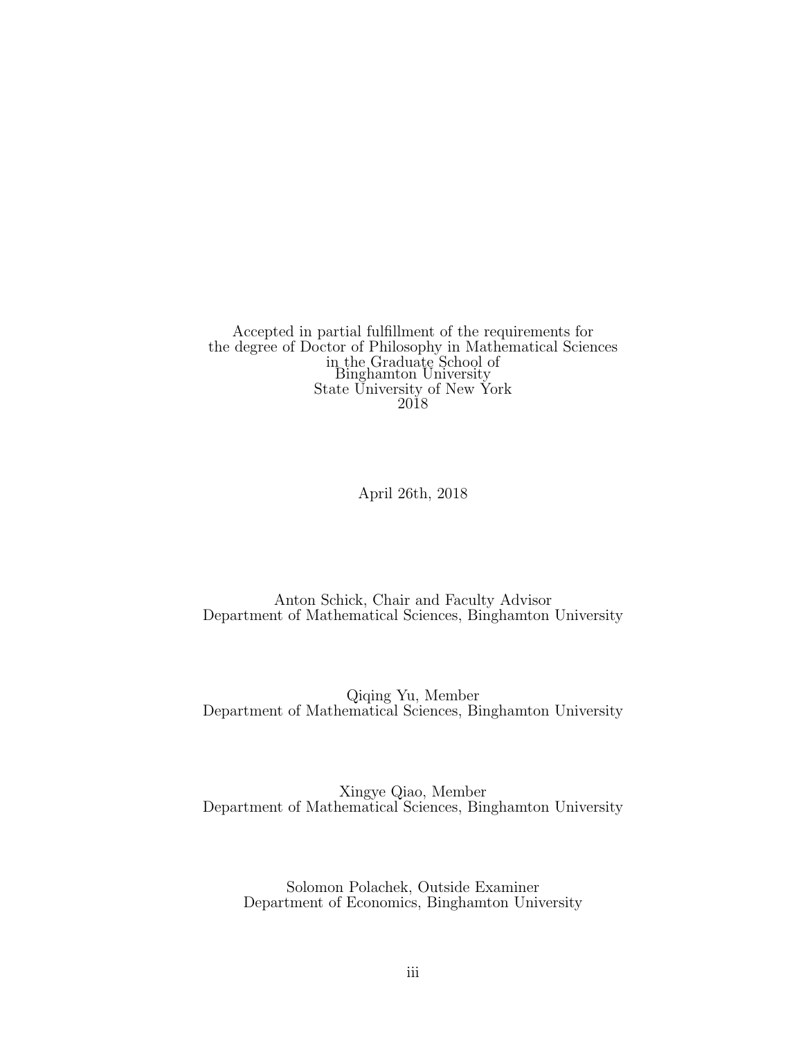Accepted in partial fulfillment of the requirements for
the degree of Doctor of Philosophy in Mathematical Sciences
in the Graduate School of
Binghamton University
State University of New York
2018

April 26th, 2018

Anton Schick, Chair and Faculty Advisor
Department of Mathematical Sciences, Binghamton University

Qiqing Yu, Member
Department of Mathematical Sciences, Binghamton University

Xingye Qiao, Member
Department of Mathematical Sciences, Binghamton University

Solomon Polachek, Outside Examiner
Department of Economics, Binghamton University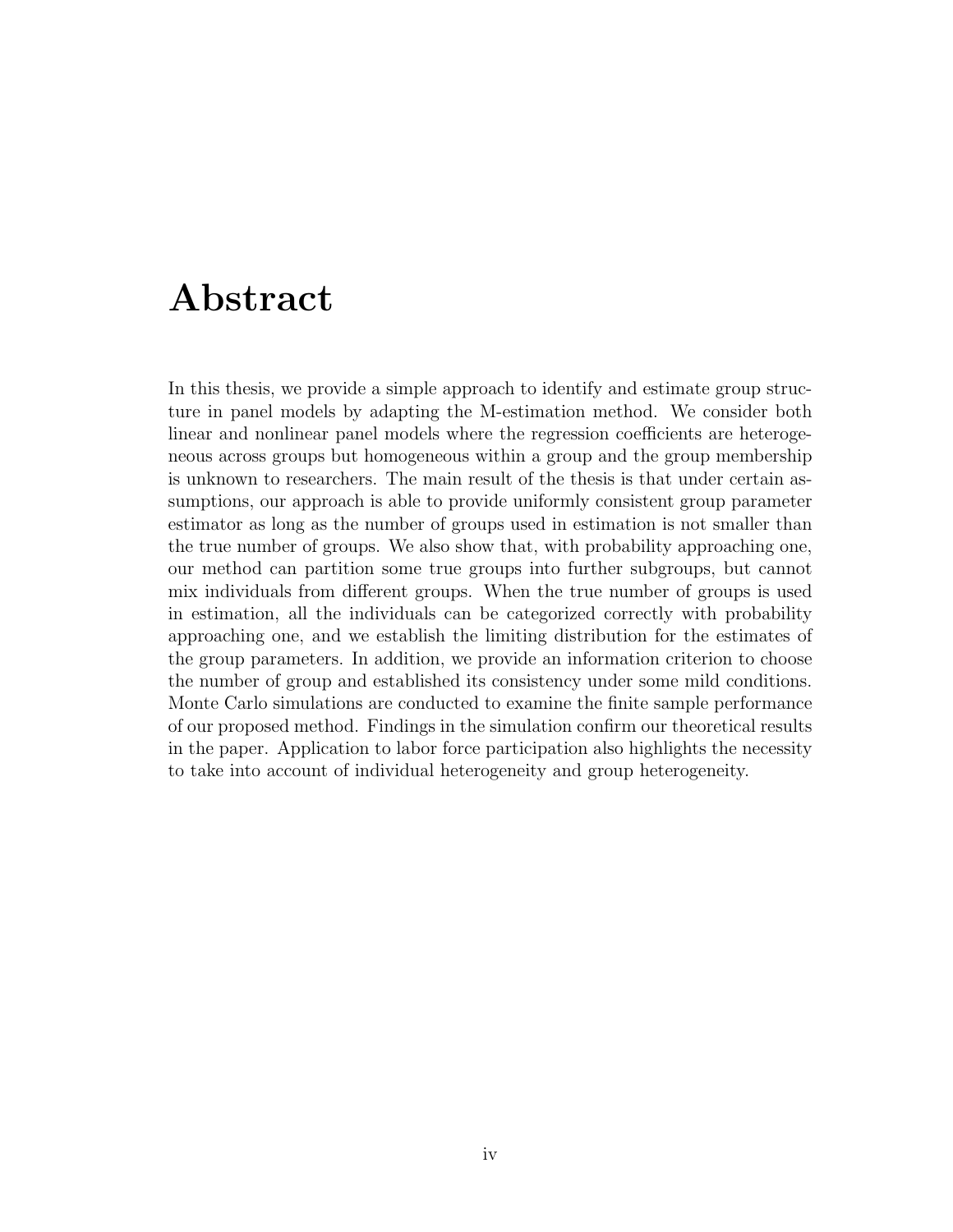# Abstract

In this thesis, we provide a simple approach to identify and estimate group structure in panel models by adapting the M-estimation method. We consider both linear and nonlinear panel models where the regression coefficients are heterogeneous across groups but homogeneous within a group and the group membership is unknown to researchers. The main result of the thesis is that under certain assumptions, our approach is able to provide uniformly consistent group parameter estimator as long as the number of groups used in estimation is not smaller than the true number of groups. We also show that, with probability approaching one, our method can partition some true groups into further subgroups, but cannot mix individuals from different groups. When the true number of groups is used in estimation, all the individuals can be categorized correctly with probability approaching one, and we establish the limiting distribution for the estimates of the group parameters. In addition, we provide an information criterion to choose the number of group and established its consistency under some mild conditions. Monte Carlo simulations are conducted to examine the finite sample performance of our proposed method. Findings in the simulation confirm our theoretical results in the paper. Application to labor force participation also highlights the necessity to take into account of individual heterogeneity and group heterogeneity.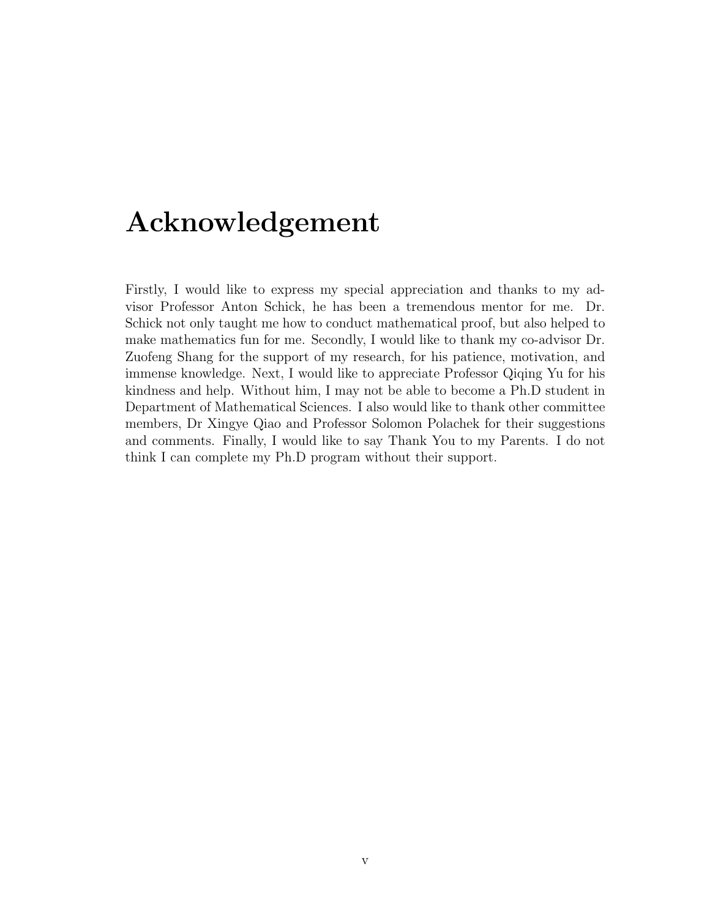# Acknowledgement

Firstly, I would like to express my special appreciation and thanks to my advisor Professor Anton Schick, he has been a tremendous mentor for me. Dr. Schick not only taught me how to conduct mathematical proof, but also helped to make mathematics fun for me. Secondly, I would like to thank my co-advisor Dr. Zuofeng Shang for the support of my research, for his patience, motivation, and immense knowledge. Next, I would like to appreciate Professor Qiqing Yu for his kindness and help. Without him, I may not be able to become a Ph.D student in Department of Mathematical Sciences. I also would like to thank other committee members, Dr Xingye Qiao and Professor Solomon Polachek for their suggestions and comments. Finally, I would like to say Thank You to my Parents. I do not think I can complete my Ph.D program without their support.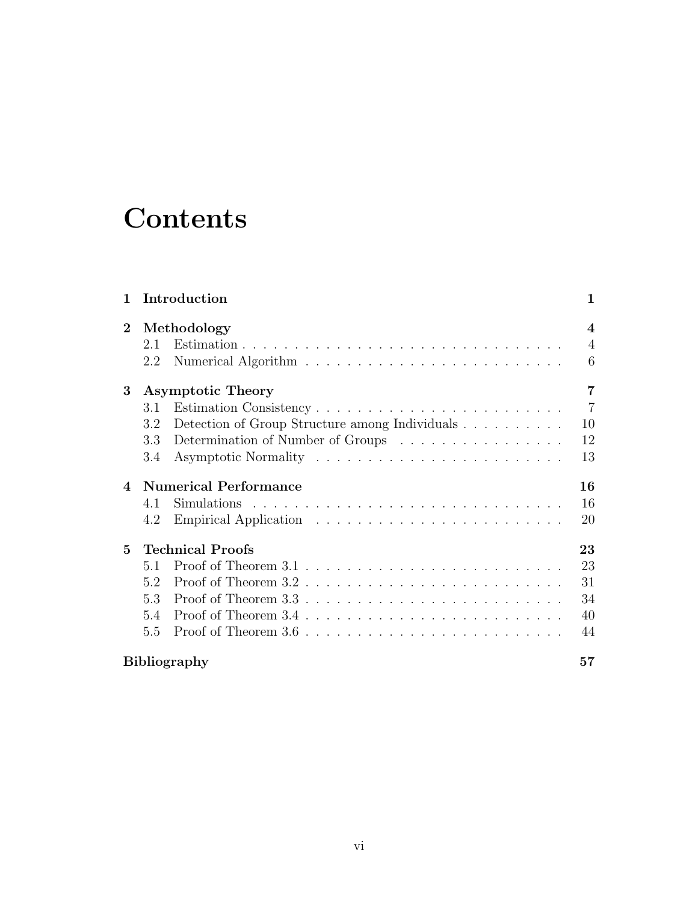# Contents

| | | |
|---|---|---|
| **1** | **Introduction** | **1** |
| **2** | **Methodology** | **4** |
| | 2.1 Estimation | 4 |
| | 2.2 Numerical Algorithm | 6 |
| **3** | **Asymptotic Theory** | **7** |
| | 3.1 Estimation Consistency | 7 |
| | 3.2 Detection of Group Structure among Individuals | 10 |
| | 3.3 Determination of Number of Groups | 12 |
| | 3.4 Asymptotic Normality | 13 |
| **4** | **Numerical Performance** | **16** |
| | 4.1 Simulations | 16 |
| | 4.2 Empirical Application | 20 |
| **5** | **Technical Proofs** | **23** |
| | 5.1 Proof of Theorem 3.1 | 23 |
| | 5.2 Proof of Theorem 3.2 | 31 |
| | 5.3 Proof of Theorem 3.3 | 34 |
| | 5.4 Proof of Theorem 3.4 | 40 |
| | 5.5 Proof of Theorem 3.6 | 44 |
| | **Bibliography** | **57** |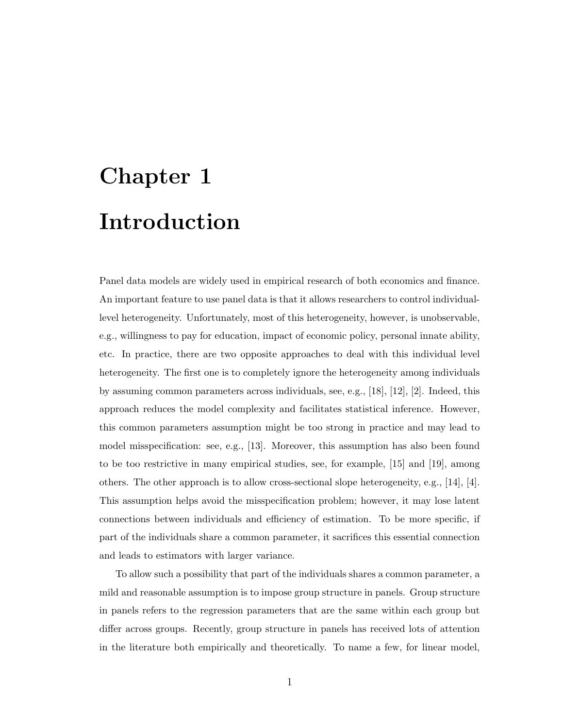# Chapter 1

# Introduction

Panel data models are widely used in empirical research of both economics and finance. An important feature to use panel data is that it allows researchers to control individual-level heterogeneity. Unfortunately, most of this heterogeneity, however, is unobservable, e.g., willingness to pay for education, impact of economic policy, personal innate ability, etc. In practice, there are two opposite approaches to deal with this individual level heterogeneity. The first one is to completely ignore the heterogeneity among individuals by assuming common parameters across individuals, see, e.g., [18], [12], [2]. Indeed, this approach reduces the model complexity and facilitates statistical inference. However, this common parameters assumption might be too strong in practice and may lead to model misspecification: see, e.g., [13]. Moreover, this assumption has also been found to be too restrictive in many empirical studies, see, for example, [15] and [19], among others. The other approach is to allow cross-sectional slope heterogeneity, e.g., [14], [4]. This assumption helps avoid the misspecification problem; however, it may lose latent connections between individuals and efficiency of estimation. To be more specific, if part of the individuals share a common parameter, it sacrifices this essential connection and leads to estimators with larger variance.

To allow such a possibility that part of the individuals shares a common parameter, a mild and reasonable assumption is to impose group structure in panels. Group structure in panels refers to the regression parameters that are the same within each group but differ across groups. Recently, group structure in panels has received lots of attention in the literature both empirically and theoretically. To name a few, for linear model,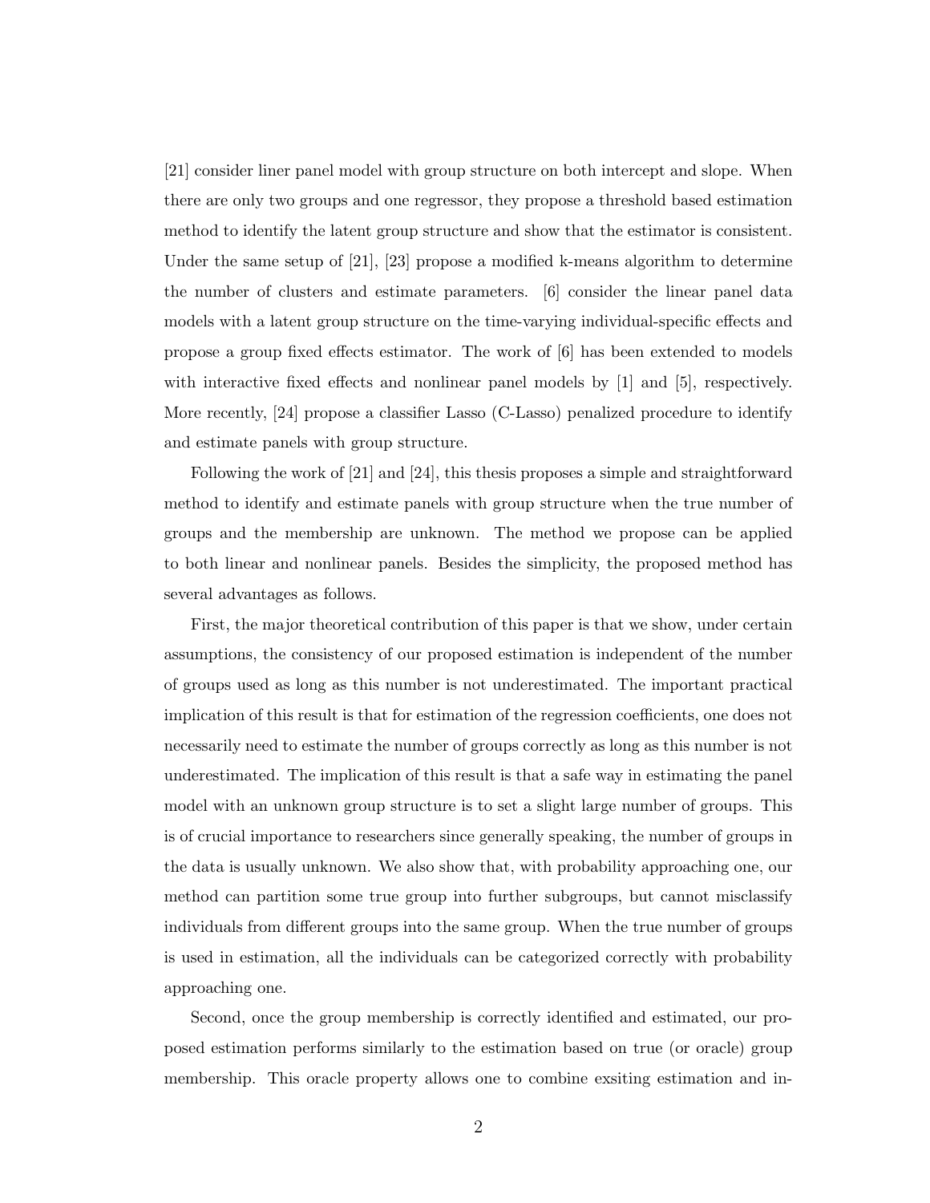[21] consider liner panel model with group structure on both intercept and slope. When there are only two groups and one regressor, they propose a threshold based estimation method to identify the latent group structure and show that the estimator is consistent. Under the same setup of [21], [23] propose a modified k-means algorithm to determine the number of clusters and estimate parameters. [6] consider the linear panel data models with a latent group structure on the time-varying individual-specific effects and propose a group fixed effects estimator. The work of [6] has been extended to models with interactive fixed effects and nonlinear panel models by [1] and [5], respectively. More recently, [24] propose a classifier Lasso (C-Lasso) penalized procedure to identify and estimate panels with group structure.

Following the work of [21] and [24], this thesis proposes a simple and straightforward method to identify and estimate panels with group structure when the true number of groups and the membership are unknown. The method we propose can be applied to both linear and nonlinear panels. Besides the simplicity, the proposed method has several advantages as follows.

First, the major theoretical contribution of this paper is that we show, under certain assumptions, the consistency of our proposed estimation is independent of the number of groups used as long as this number is not underestimated. The important practical implication of this result is that for estimation of the regression coefficients, one does not necessarily need to estimate the number of groups correctly as long as this number is not underestimated. The implication of this result is that a safe way in estimating the panel model with an unknown group structure is to set a slight large number of groups. This is of crucial importance to researchers since generally speaking, the number of groups in the data is usually unknown. We also show that, with probability approaching one, our method can partition some true group into further subgroups, but cannot misclassify individuals from different groups into the same group. When the true number of groups is used in estimation, all the individuals can be categorized correctly with probability approaching one.

Second, once the group membership is correctly identified and estimated, our proposed estimation performs similarly to the estimation based on true (or oracle) group membership. This oracle property allows one to combine exsiting estimation and in-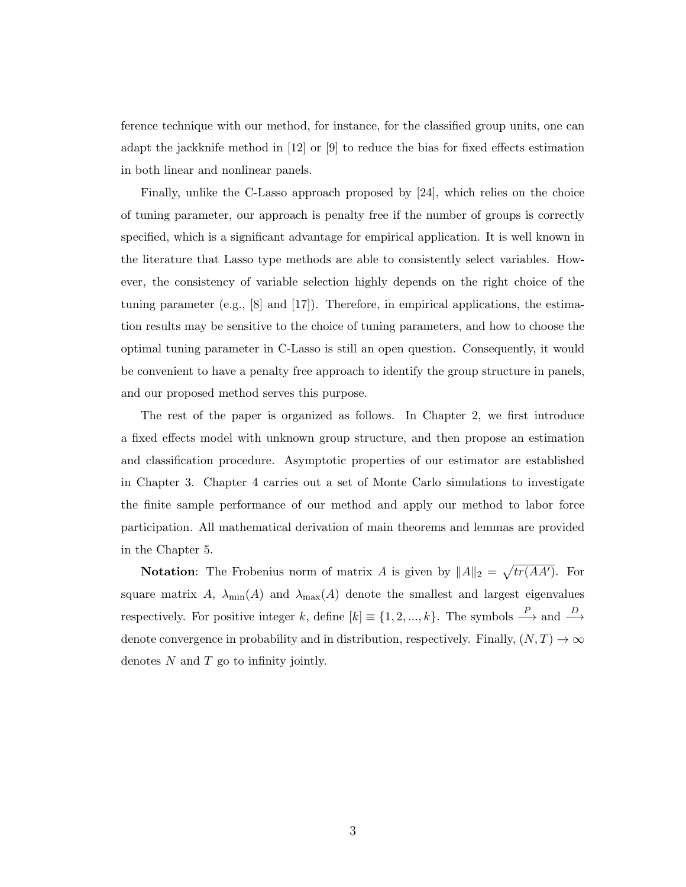ference technique with our method, for instance, for the classified group units, one can adapt the jackknife method in [12] or [9] to reduce the bias for fixed effects estimation in both linear and nonlinear panels.

Finally, unlike the C-Lasso approach proposed by [24], which relies on the choice of tuning parameter, our approach is penalty free if the number of groups is correctly specified, which is a significant advantage for empirical application. It is well known in the literature that Lasso type methods are able to consistently select variables. However, the consistency of variable selection highly depends on the right choice of the tuning parameter (e.g., [8] and [17]). Therefore, in empirical applications, the estimation results may be sensitive to the choice of tuning parameters, and how to choose the optimal tuning parameter in C-Lasso is still an open question. Consequently, it would be convenient to have a penalty free approach to identify the group structure in panels, and our proposed method serves this purpose.

The rest of the paper is organized as follows. In Chapter 2, we first introduce a fixed effects model with unknown group structure, and then propose an estimation and classification procedure. Asymptotic properties of our estimator are established in Chapter 3. Chapter 4 carries out a set of Monte Carlo simulations to investigate the finite sample performance of our method and apply our method to labor force participation. All mathematical derivation of main theorems and lemmas are provided in the Chapter 5.

**Notation**: The Frobenius norm of matrix $A$ is given by $\|A\|_2 = \sqrt{tr(AA')}$. For square matrix $A$, $\lambda_{\min}(A)$ and $\lambda_{\max}(A)$ denote the smallest and largest eigenvalues respectively. For positive integer $k$, define $[k] \equiv \{1, 2, ..., k\}$. The symbols $\xrightarrow{P}$ and $\xrightarrow{D}$ denote convergence in probability and in distribution, respectively. Finally, $(N, T) \to \infty$ denotes $N$ and $T$ go to infinity jointly.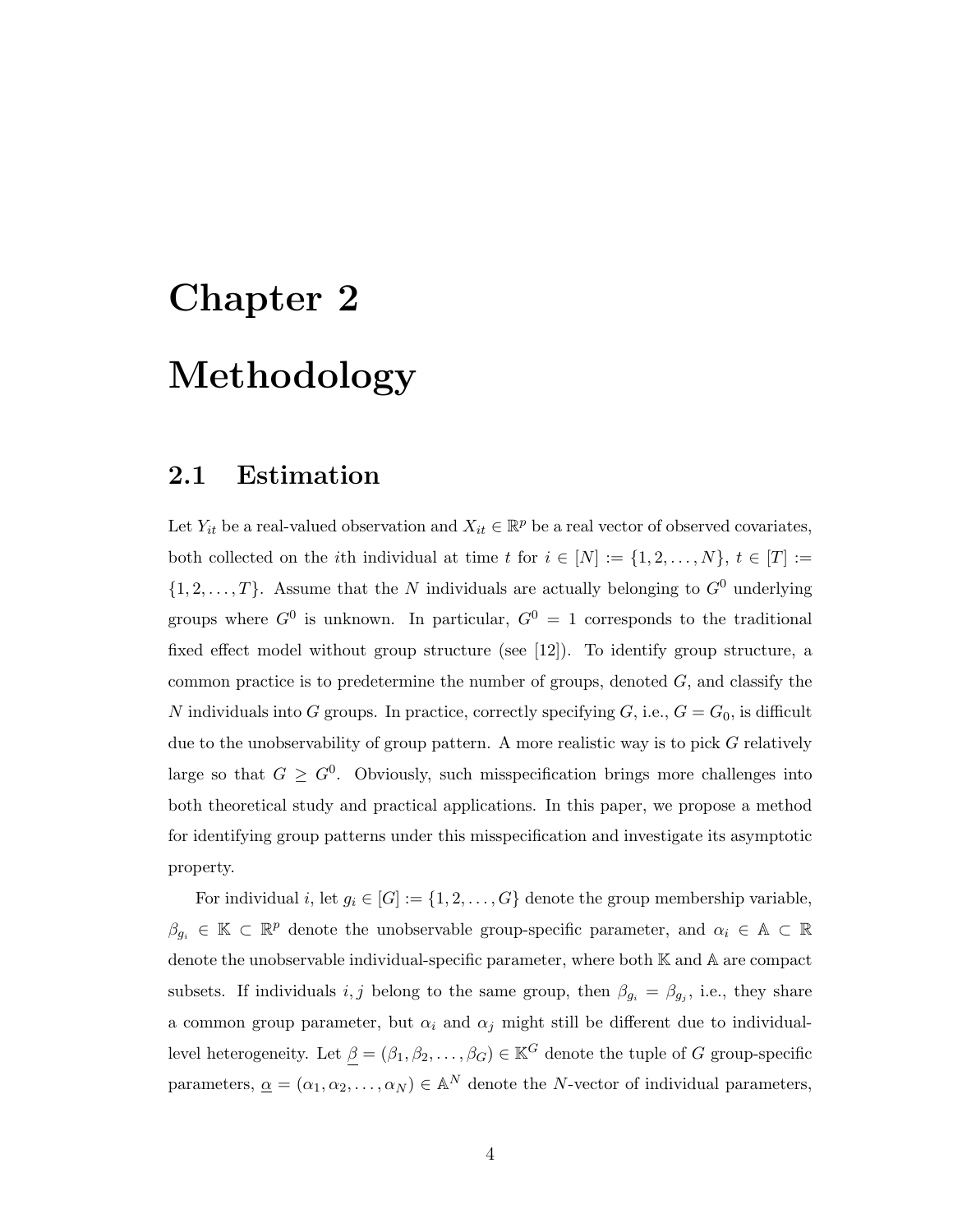# Chapter 2

# Methodology

## 2.1 Estimation

Let $Y_{it}$ be a real-valued observation and $X_{it} \in \mathbb{R}^p$ be a real vector of observed covariates, both collected on the $i$th individual at time $t$ for $i \in [N] := \{1, 2, \ldots, N\}$, $t \in [T] := \{1, 2, \ldots, T\}$. Assume that the $N$ individuals are actually belonging to $G^0$ underlying groups where $G^0$ is unknown. In particular, $G^0 = 1$ corresponds to the traditional fixed effect model without group structure (see [12]). To identify group structure, a common practice is to predetermine the number of groups, denoted $G$, and classify the $N$ individuals into $G$ groups. In practice, correctly specifying $G$, i.e., $G = G_0$, is difficult due to the unobservability of group pattern. A more realistic way is to pick $G$ relatively large so that $G \geq G^0$. Obviously, such misspecification brings more challenges into both theoretical study and practical applications. In this paper, we propose a method for identifying group patterns under this misspecification and investigate its asymptotic property.

For individual $i$, let $g_i \in [G] := \{1, 2, \ldots, G\}$ denote the group membership variable, $\beta_{g_i} \in \mathbb{K} \subset \mathbb{R}^p$ denote the unobservable group-specific parameter, and $\alpha_i \in \mathbb{A} \subset \mathbb{R}$ denote the unobservable individual-specific parameter, where both $\mathbb{K}$ and $\mathbb{A}$ are compact subsets. If individuals $i, j$ belong to the same group, then $\beta_{g_i} = \beta_{g_j}$, i.e., they share a common group parameter, but $\alpha_i$ and $\alpha_j$ might still be different due to individual-level heterogeneity. Let $\underline{\beta} = (\beta_1, \beta_2, \ldots, \beta_G) \in \mathbb{K}^G$ denote the tuple of $G$ group-specific parameters, $\underline{\alpha} = (\alpha_1, \alpha_2, \ldots, \alpha_N) \in \mathbb{A}^N$ denote the $N$-vector of individual parameters,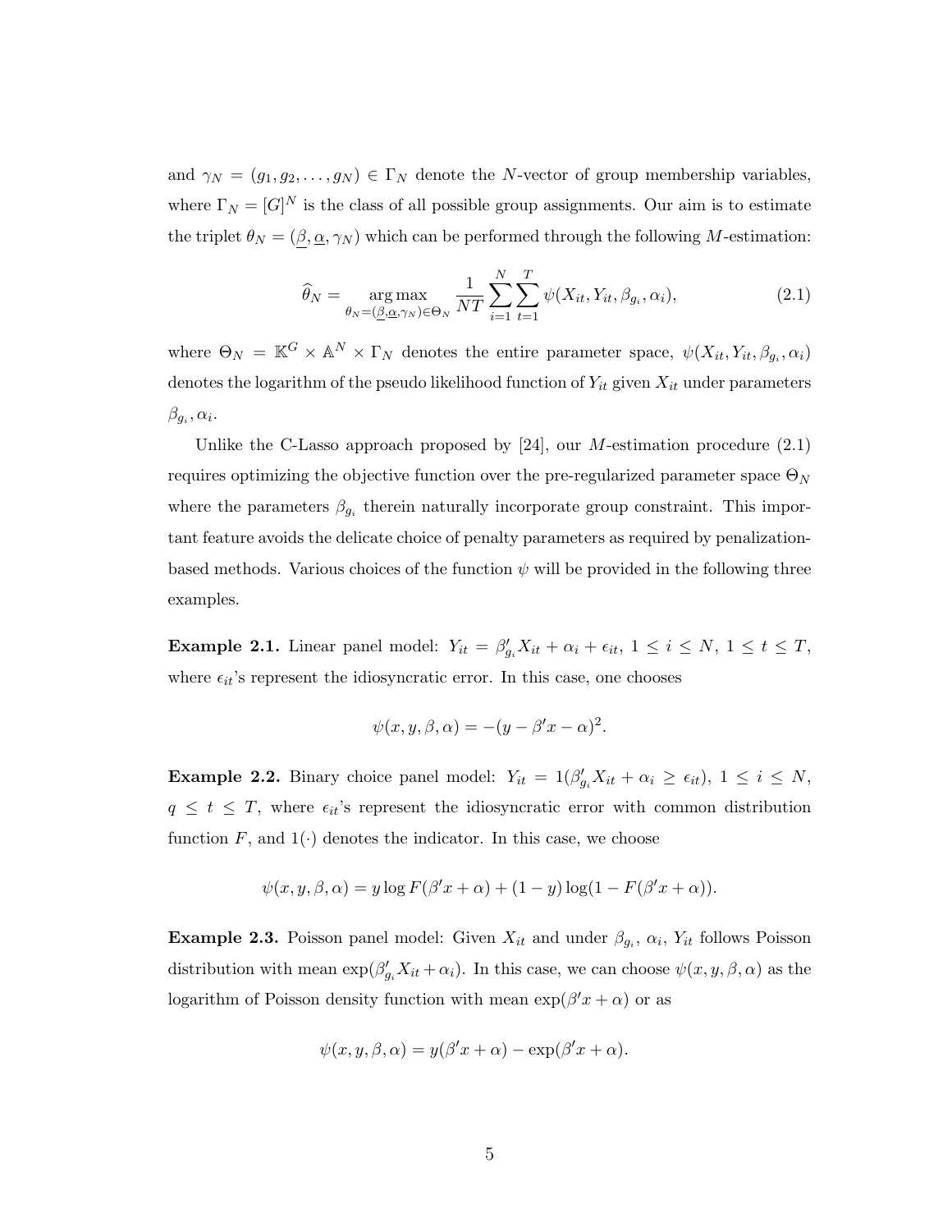and $\gamma_N = (g_1, g_2, \ldots, g_N) \in \Gamma_N$ denote the $N$-vector of group membership variables, where $\Gamma_N = [G]^N$ is the class of all possible group assignments. Our aim is to estimate the triplet $\theta_N = (\underline{\beta}, \underline{\alpha}, \gamma_N)$ which can be performed through the following $M$-estimation:

$$\widehat{\theta}_N = \underset{\theta_N = (\underline{\beta}, \underline{\alpha}, \gamma_N) \in \Theta_N}{\arg\max} \frac{1}{NT} \sum_{i=1}^{N} \sum_{t=1}^{T} \psi(X_{it}, Y_{it}, \beta_{g_i}, \alpha_i), \tag{2.1}$$

where $\Theta_N = \mathbb{K}^G \times \mathbb{A}^N \times \Gamma_N$ denotes the entire parameter space, $\psi(X_{it}, Y_{it}, \beta_{g_i}, \alpha_i)$ denotes the logarithm of the pseudo likelihood function of $Y_{it}$ given $X_{it}$ under parameters $\beta_{g_i}, \alpha_i$.

Unlike the C-Lasso approach proposed by [24], our $M$-estimation procedure (2.1) requires optimizing the objective function over the pre-regularized parameter space $\Theta_N$ where the parameters $\beta_{g_i}$ therein naturally incorporate group constraint. This important feature avoids the delicate choice of penalty parameters as required by penalization-based methods. Various choices of the function $\psi$ will be provided in the following three examples.

**Example 2.1.** Linear panel model: $Y_{it} = \beta'_{g_i} X_{it} + \alpha_i + \epsilon_{it}$, $1 \le i \le N$, $1 \le t \le T$, where $\epsilon_{it}$'s represent the idiosyncratic error. In this case, one chooses

$$\psi(x, y, \beta, \alpha) = -(y - \beta' x - \alpha)^2.$$

**Example 2.2.** Binary choice panel model: $Y_{it} = 1(\beta'_{g_i} X_{it} + \alpha_i \ge \epsilon_{it})$, $1 \le i \le N$, $q \le t \le T$, where $\epsilon_{it}$'s represent the idiosyncratic error with common distribution function $F$, and $1(\cdot)$ denotes the indicator. In this case, we choose

$$\psi(x, y, \beta, \alpha) = y \log F(\beta' x + \alpha) + (1 - y) \log(1 - F(\beta' x + \alpha)).$$

**Example 2.3.** Poisson panel model: Given $X_{it}$ and under $\beta_{g_i}$, $\alpha_i$, $Y_{it}$ follows Poisson distribution with mean $\exp(\beta'_{g_i} X_{it} + \alpha_i)$. In this case, we can choose $\psi(x, y, \beta, \alpha)$ as the logarithm of Poisson density function with mean $\exp(\beta' x + \alpha)$ or as

$$\psi(x, y, \beta, \alpha) = y(\beta' x + \alpha) - \exp(\beta' x + \alpha).$$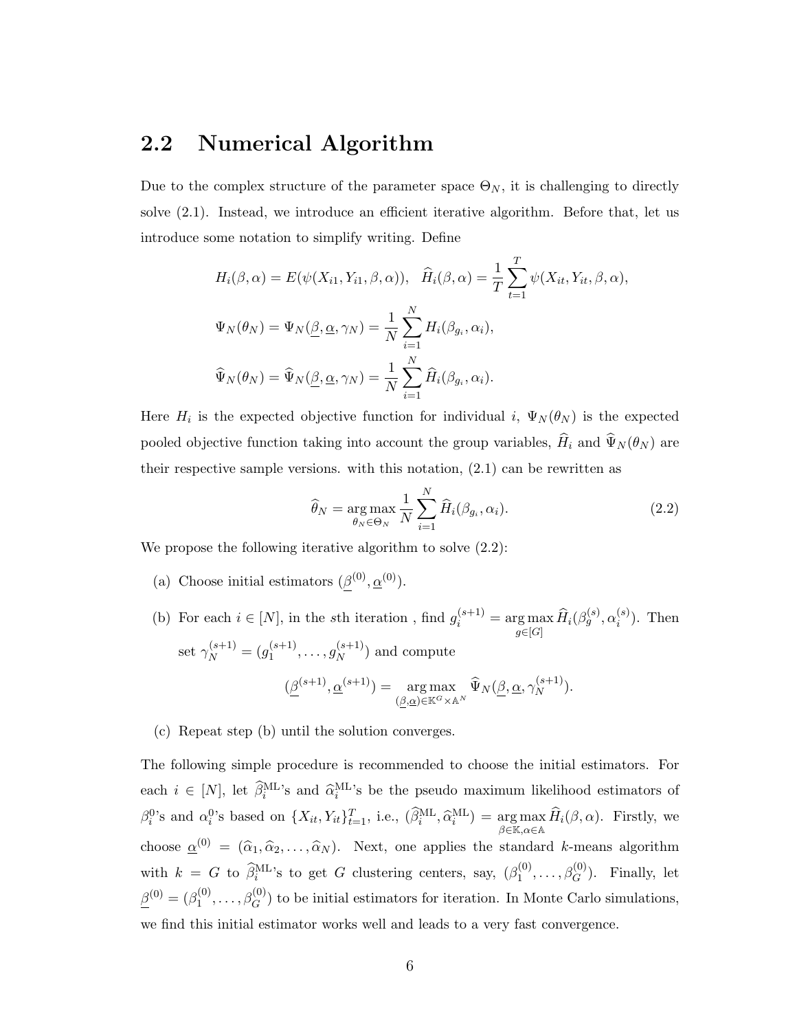## 2.2 Numerical Algorithm

Due to the complex structure of the parameter space $\Theta_N$, it is challenging to directly solve (2.1). Instead, we introduce an efficient iterative algorithm. Before that, let us introduce some notation to simplify writing. Define

$$H_i(\beta, \alpha) = E(\psi(X_{i1}, Y_{i1}, \beta, \alpha)), \quad \widehat{H}_i(\beta, \alpha) = \frac{1}{T} \sum_{t=1}^{T} \psi(X_{it}, Y_{it}, \beta, \alpha),$$

$$\Psi_N(\theta_N) = \Psi_N(\underline{\beta}, \underline{\alpha}, \gamma_N) = \frac{1}{N} \sum_{i=1}^{N} H_i(\beta_{g_i}, \alpha_i),$$

$$\widehat{\Psi}_N(\theta_N) = \widehat{\Psi}_N(\underline{\beta}, \underline{\alpha}, \gamma_N) = \frac{1}{N} \sum_{i=1}^{N} \widehat{H}_i(\beta_{g_i}, \alpha_i).$$

Here $H_i$ is the expected objective function for individual $i$, $\Psi_N(\theta_N)$ is the expected pooled objective function taking into account the group variables, $\widehat{H}_i$ and $\widehat{\Psi}_N(\theta_N)$ are their respective sample versions. with this notation, (2.1) can be rewritten as

$$\widehat{\theta}_N = \underset{\theta_N \in \Theta_N}{\arg\max} \frac{1}{N} \sum_{i=1}^{N} \widehat{H}_i(\beta_{g_i}, \alpha_i). \tag{2.2}$$

We propose the following iterative algorithm to solve (2.2):

(a) Choose initial estimators $(\underline{\beta}^{(0)}, \underline{\alpha}^{(0)})$.

(b) For each $i \in [N]$, in the $s$th iteration , find $g_i^{(s+1)} = \underset{g \in [G]}{\arg\max} \widehat{H}_i(\beta_g^{(s)}, \alpha_i^{(s)})$. Then set $\gamma_N^{(s+1)} = (g_1^{(s+1)}, \ldots, g_N^{(s+1)})$ and compute

$$(\underline{\beta}^{(s+1)}, \underline{\alpha}^{(s+1)}) = \underset{(\underline{\beta}, \underline{\alpha}) \in \mathbb{K}^G \times \mathbb{A}^N}{\arg\max} \widehat{\Psi}_N(\underline{\beta}, \underline{\alpha}, \gamma_N^{(s+1)}).$$

(c) Repeat step (b) until the solution converges.

The following simple procedure is recommended to choose the initial estimators. For each $i \in [N]$, let $\widehat{\beta}_i^{\text{ML}}$'s and $\widehat{\alpha}_i^{\text{ML}}$'s be the pseudo maximum likelihood estimators of $\beta_i^0$'s and $\alpha_i^0$'s based on $\{X_{it}, Y_{it}\}_{t=1}^T$, i.e., $(\widehat{\beta}_i^{\text{ML}}, \widehat{\alpha}_i^{\text{ML}}) = \underset{\beta \in \mathbb{K}, \alpha \in \mathbb{A}}{\arg\max} \widehat{H}_i(\beta, \alpha)$. Firstly, we choose $\underline{\alpha}^{(0)} = (\widehat{\alpha}_1, \widehat{\alpha}_2, \ldots, \widehat{\alpha}_N)$. Next, one applies the standard $k$-means algorithm with $k = G$ to $\widehat{\beta}_i^{\text{ML}}$'s to get $G$ clustering centers, say, $(\beta_1^{(0)}, \ldots, \beta_G^{(0)})$. Finally, let $\underline{\beta}^{(0)} = (\beta_1^{(0)}, \ldots, \beta_G^{(0)})$ to be initial estimators for iteration. In Monte Carlo simulations, we find this initial estimator works well and leads to a very fast convergence.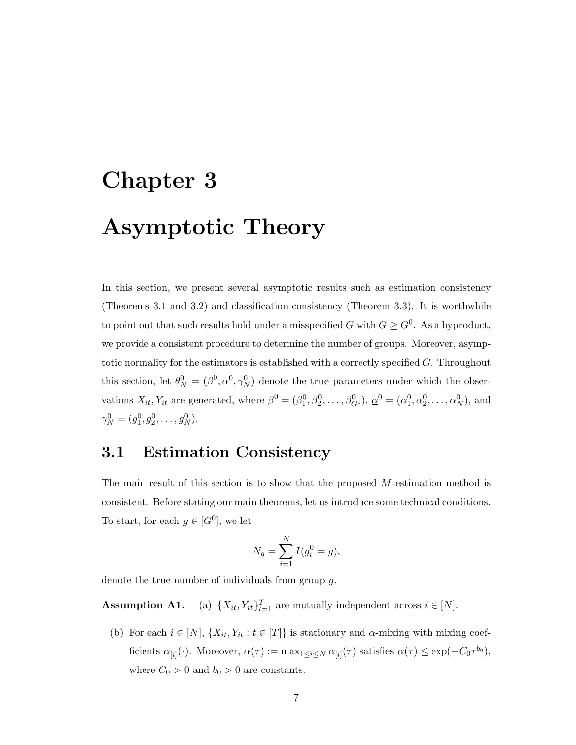# Chapter 3

# Asymptotic Theory

In this section, we present several asymptotic results such as estimation consistency (Theorems 3.1 and 3.2) and classification consistency (Theorem 3.3). It is worthwhile to point out that such results hold under a misspecified $G$ with $G \geq G^0$. As a byproduct, we provide a consistent procedure to determine the number of groups. Moreover, asymptotic normality for the estimators is established with a correctly specified $G$. Throughout this section, let $\theta_N^0 = (\underline{\beta}^0, \underline{\alpha}^0, \gamma_N^0)$ denote the true parameters under which the observations $X_{it}, Y_{it}$ are generated, where $\underline{\beta}^0 = (\beta_1^0, \beta_2^0, \ldots, \beta_{G^0}^0)$, $\underline{\alpha}^0 = (\alpha_1^0, \alpha_2^0, \ldots, \alpha_N^0)$, and $\gamma_N^0 = (g_1^0, g_2^0, \ldots, g_N^0)$.

## 3.1 Estimation Consistency

The main result of this section is to show that the proposed $M$-estimation method is consistent. Before stating our main theorems, let us introduce some technical conditions. To start, for each $g \in [G^0]$, we let

$$N_g = \sum_{i=1}^{N} I(g_i^0 = g),$$

denote the true number of individuals from group $g$.

**Assumption A1.** (a) $\{X_{it}, Y_{it}\}_{t=1}^{T}$ are mutually independent across $i \in [N]$.

(b) For each $i \in [N]$, $\{X_{it}, Y_{it} : t \in [T]\}$ is stationary and $\alpha$-mixing with mixing coefficients $\alpha_{[i]}(\cdot)$. Moreover, $\alpha(\tau) := \max_{1 \leq i \leq N} \alpha_{[i]}(\tau)$ satisfies $\alpha(\tau) \leq \exp(-C_0 \tau^{b_0})$, where $C_0 > 0$ and $b_0 > 0$ are constants.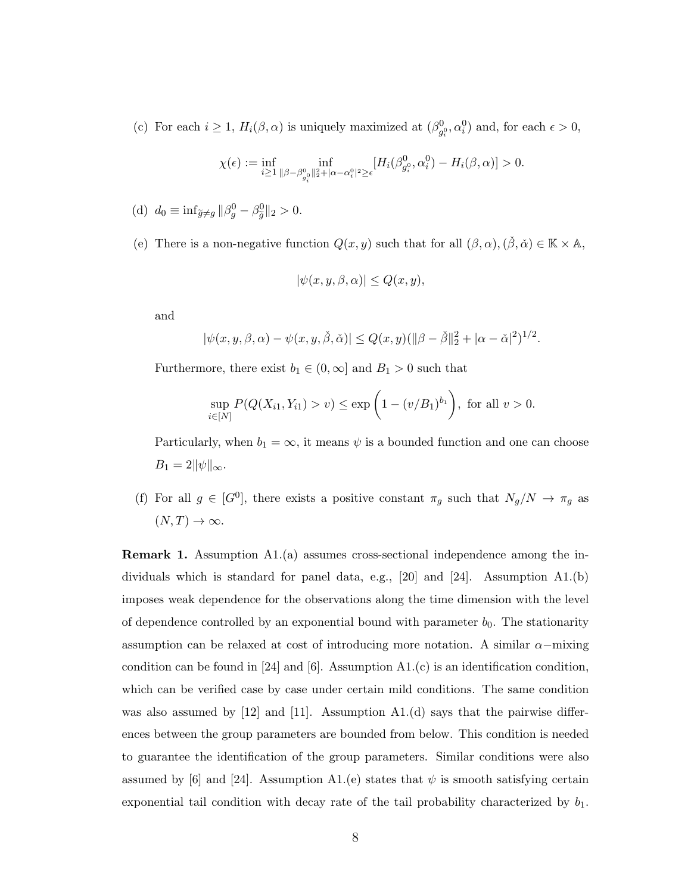(c) For each $i \geq 1$, $H_i(\beta, \alpha)$ is uniquely maximized at $(\beta^0_{g^0_i}, \alpha^0_i)$ and, for each $\epsilon > 0$,

$$\chi(\epsilon) := \inf_{i \geq 1} \inf_{\|\beta - \beta^0_{g^0_i}\|_2^2 + |\alpha - \alpha^0_i|^2 \geq \epsilon} [H_i(\beta^0_{g^0_i}, \alpha^0_i) - H_i(\beta, \alpha)] > 0.$$

(d) $d_0 \equiv \inf_{\tilde{g} \neq g} \|\beta^0_g - \beta^0_{\tilde{g}}\|_2 > 0$.

(e) There is a non-negative function $Q(x, y)$ such that for all $(\beta, \alpha), (\check{\beta}, \check{\alpha}) \in \mathbb{K} \times \mathbb{A}$,

$$|\psi(x, y, \beta, \alpha)| \leq Q(x, y),$$

and

$$|\psi(x, y, \beta, \alpha) - \psi(x, y, \check{\beta}, \check{\alpha})| \leq Q(x, y)(\|\beta - \check{\beta}\|_2^2 + |\alpha - \check{\alpha}|^2)^{1/2}.$$

Furthermore, there exist $b_1 \in (0, \infty]$ and $B_1 > 0$ such that

$$\sup_{i \in [N]} P(Q(X_{i1}, Y_{i1}) > v) \leq \exp\left(1 - (v/B_1)^{b_1}\right), \text{ for all } v > 0.$$

Particularly, when $b_1 = \infty$, it means $\psi$ is a bounded function and one can choose $B_1 = 2\|\psi\|_\infty$.

(f) For all $g \in [G^0]$, there exists a positive constant $\pi_g$ such that $N_g/N \to \pi_g$ as $(N, T) \to \infty$.

**Remark 1.** Assumption A1.(a) assumes cross-sectional independence among the individuals which is standard for panel data, e.g., [20] and [24]. Assumption A1.(b) imposes weak dependence for the observations along the time dimension with the level of dependence controlled by an exponential bound with parameter $b_0$. The stationarity assumption can be relaxed at cost of introducing more notation. A similar $\alpha-$mixing condition can be found in [24] and [6]. Assumption A1.(c) is an identification condition, which can be verified case by case under certain mild conditions. The same condition was also assumed by [12] and [11]. Assumption A1.(d) says that the pairwise differences between the group parameters are bounded from below. This condition is needed to guarantee the identification of the group parameters. Similar conditions were also assumed by [6] and [24]. Assumption A1.(e) states that $\psi$ is smooth satisfying certain exponential tail condition with decay rate of the tail probability characterized by $b_1$.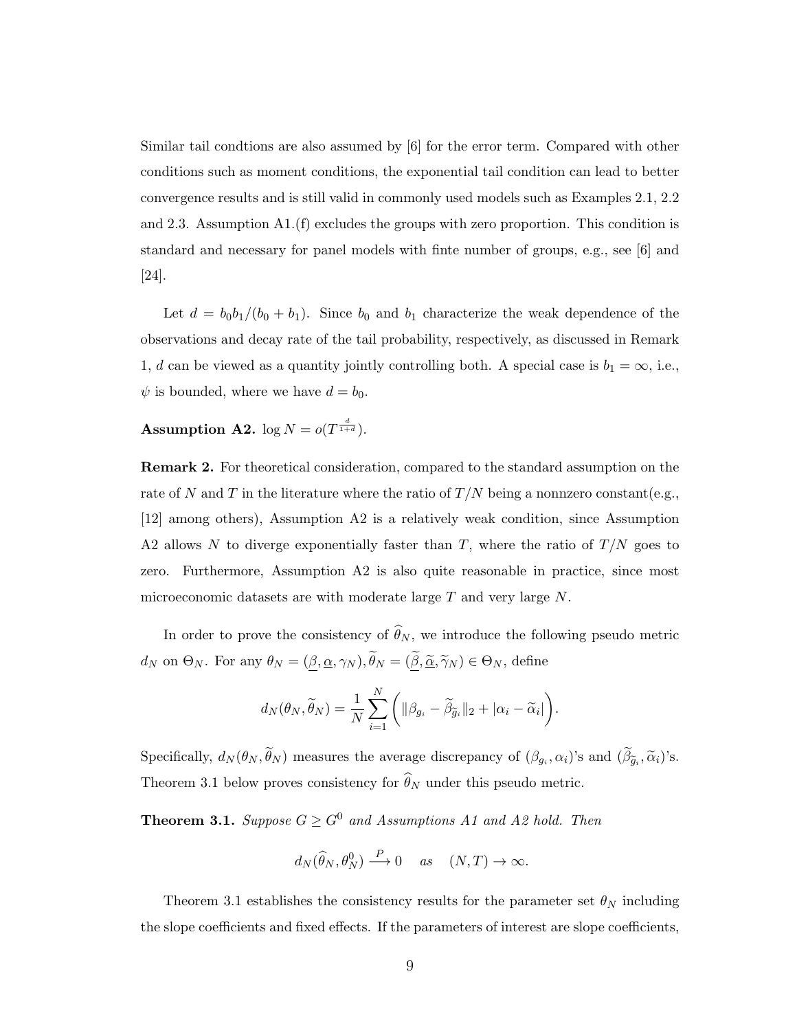Similar tail condtions are also assumed by [6] for the error term. Compared with other conditions such as moment conditions, the exponential tail condition can lead to better convergence results and is still valid in commonly used models such as Examples 2.1, 2.2 and 2.3. Assumption A1.(f) excludes the groups with zero proportion. This condition is standard and necessary for panel models with finte number of groups, e.g., see [6] and [24].

Let $d = b_0 b_1/(b_0 + b_1)$. Since $b_0$ and $b_1$ characterize the weak dependence of the observations and decay rate of the tail probability, respectively, as discussed in Remark 1, $d$ can be viewed as a quantity jointly controlling both. A special case is $b_1 = \infty$, i.e., $\psi$ is bounded, where we have $d = b_0$.

**Assumption A2.** $\log N = o(T^{\frac{d}{1+d}})$.

**Remark 2.** For theoretical consideration, compared to the standard assumption on the rate of $N$ and $T$ in the literature where the ratio of $T/N$ being a nonnzero constant(e.g., [12] among others), Assumption A2 is a relatively weak condition, since Assumption A2 allows $N$ to diverge exponentially faster than $T$, where the ratio of $T/N$ goes to zero. Furthermore, Assumption A2 is also quite reasonable in practice, since most microeconomic datasets are with moderate large $T$ and very large $N$.

In order to prove the consistency of $\widehat{\theta}_N$, we introduce the following pseudo metric $d_N$ on $\Theta_N$. For any $\theta_N = (\underline{\beta}, \underline{\alpha}, \gamma_N), \widetilde{\theta}_N = (\underline{\widetilde{\beta}}, \underline{\widetilde{\alpha}}, \widetilde{\gamma}_N) \in \Theta_N$, define

$$d_N(\theta_N, \widetilde{\theta}_N) = \frac{1}{N} \sum_{i=1}^{N} \bigg( \|\beta_{g_i} - \widetilde{\beta}_{\widetilde{g}_i}\|_2 + |\alpha_i - \widetilde{\alpha}_i| \bigg).$$

Specifically, $d_N(\theta_N, \widetilde{\theta}_N)$ measures the average discrepancy of $(\beta_{g_i}, \alpha_i)$'s and $(\widetilde{\beta}_{\widetilde{g}_i}, \widetilde{\alpha}_i)$'s. Theorem 3.1 below proves consistency for $\widehat{\theta}_N$ under this pseudo metric.

**Theorem 3.1.** *Suppose $G \geq G^0$ and Assumptions A1 and A2 hold. Then*

$$d_N(\widehat{\theta}_N, \theta_N^0) \xrightarrow{P} 0 \quad as \quad (N, T) \to \infty.$$

Theorem 3.1 establishes the consistency results for the parameter set $\theta_N$ including the slope coefficients and fixed effects. If the parameters of interest are slope coefficients,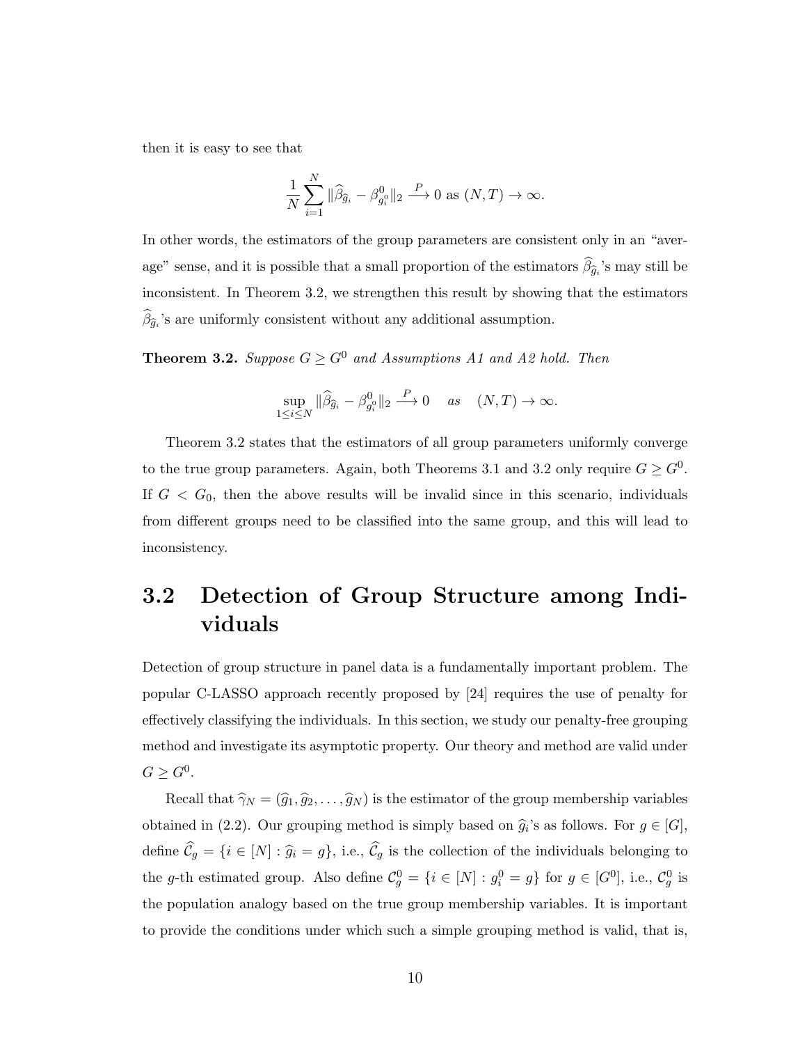then it is easy to see that

$$\frac{1}{N}\sum_{i=1}^{N}\|\widehat{\beta}_{\widehat{g}_i}-\beta^0_{g_i^0}\|_2 \xrightarrow{P} 0 \text{ as } (N,T)\to\infty.$$

In other words, the estimators of the group parameters are consistent only in an "average" sense, and it is possible that a small proportion of the estimators $\widehat{\beta}_{\widehat{g}_i}$'s may still be inconsistent. In Theorem 3.2, we strengthen this result by showing that the estimators $\widehat{\beta}_{\widehat{g}_i}$'s are uniformly consistent without any additional assumption.

**Theorem 3.2.** *Suppose $G \geq G^0$ and Assumptions A1 and A2 hold. Then*

$$\sup_{1\leq i\leq N}\|\widehat{\beta}_{\widehat{g}_i}-\beta^0_{g_i^0}\|_2 \xrightarrow{P} 0 \quad as \quad (N,T)\to\infty.$$

Theorem 3.2 states that the estimators of all group parameters uniformly converge to the true group parameters. Again, both Theorems 3.1 and 3.2 only require $G \geq G^0$. If $G < G_0$, then the above results will be invalid since in this scenario, individuals from different groups need to be classified into the same group, and this will lead to inconsistency.

## 3.2 Detection of Group Structure among Individuals

Detection of group structure in panel data is a fundamentally important problem. The popular C-LASSO approach recently proposed by [24] requires the use of penalty for effectively classifying the individuals. In this section, we study our penalty-free grouping method and investigate its asymptotic property. Our theory and method are valid under $G \geq G^0$.

Recall that $\widehat{\gamma}_N = (\widehat{g}_1, \widehat{g}_2, \ldots, \widehat{g}_N)$ is the estimator of the group membership variables obtained in (2.2). Our grouping method is simply based on $\widehat{g}_i$'s as follows. For $g \in [G]$, define $\widehat{\mathcal{C}}_g = \{i \in [N] : \widehat{g}_i = g\}$, i.e., $\widehat{\mathcal{C}}_g$ is the collection of the individuals belonging to the $g$-th estimated group. Also define $\mathcal{C}^0_g = \{i \in [N] : g_i^0 = g\}$ for $g \in [G^0]$, i.e., $\mathcal{C}^0_g$ is the population analogy based on the true group membership variables. It is important to provide the conditions under which such a simple grouping method is valid, that is,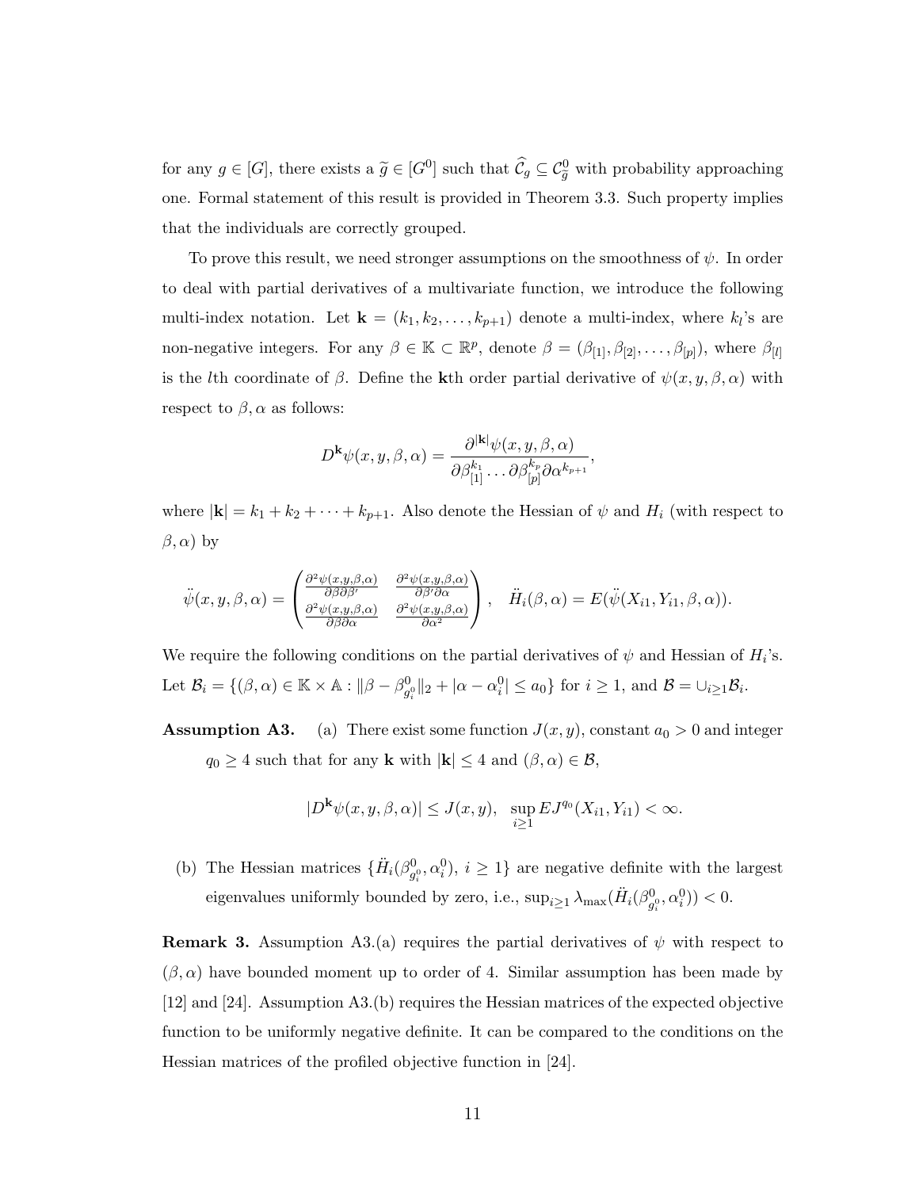for any $g \in [G]$, there exists a $\widetilde{g} \in [G^0]$ such that $\widehat{\mathcal{C}}_g \subseteq \mathcal{C}_{\widetilde{g}}^0$ with probability approaching one. Formal statement of this result is provided in Theorem 3.3. Such property implies that the individuals are correctly grouped.

To prove this result, we need stronger assumptions on the smoothness of $\psi$. In order to deal with partial derivatives of a multivariate function, we introduce the following multi-index notation. Let $\mathbf{k} = (k_1, k_2, \ldots, k_{p+1})$ denote a multi-index, where $k_l$'s are non-negative integers. For any $\beta \in \mathbb{K} \subset \mathbb{R}^p$, denote $\beta = (\beta_{[1]}, \beta_{[2]}, \ldots, \beta_{[p]})$, where $\beta_{[l]}$ is the $l$th coordinate of $\beta$. Define the $\mathbf{k}$th order partial derivative of $\psi(x, y, \beta, \alpha)$ with respect to $\beta, \alpha$ as follows:

$$D^{\mathbf{k}}\psi(x, y, \beta, \alpha) = \frac{\partial^{|\mathbf{k}|}\psi(x, y, \beta, \alpha)}{\partial \beta_{[1]}^{k_1} \ldots \partial \beta_{[p]}^{k_p} \partial \alpha^{k_{p+1}}},$$

where $|\mathbf{k}| = k_1 + k_2 + \cdots + k_{p+1}$. Also denote the Hessian of $\psi$ and $H_i$ (with respect to $\beta, \alpha$) by

$$\ddot{\psi}(x, y, \beta, \alpha) = \begin{pmatrix} \frac{\partial^2 \psi(x,y,\beta,\alpha)}{\partial \beta \partial \beta'} & \frac{\partial^2 \psi(x,y,\beta,\alpha)}{\partial \beta' \partial \alpha} \\ \frac{\partial^2 \psi(x,y,\beta,\alpha)}{\partial \beta \partial \alpha} & \frac{\partial^2 \psi(x,y,\beta,\alpha)}{\partial \alpha^2} \end{pmatrix}, \quad \ddot{H}_i(\beta, \alpha) = E(\ddot{\psi}(X_{i1}, Y_{i1}, \beta, \alpha)).$$

We require the following conditions on the partial derivatives of $\psi$ and Hessian of $H_i$'s. Let $\mathcal{B}_i = \{(\beta, \alpha) \in \mathbb{K} \times \mathbb{A} : \|\beta - \beta_{g_i^0}^0\|_2 + |\alpha - \alpha_i^0| \le a_0\}$ for $i \ge 1$, and $\mathcal{B} = \cup_{i \ge 1} \mathcal{B}_i$.

**Assumption A3.** (a) There exist some function $J(x, y)$, constant $a_0 > 0$ and integer $q_0 \ge 4$ such that for any $\mathbf{k}$ with $|\mathbf{k}| \le 4$ and $(\beta, \alpha) \in \mathcal{B}$,

$$|D^{\mathbf{k}}\psi(x, y, \beta, \alpha)| \le J(x, y), \quad \sup_{i \ge 1} EJ^{q_0}(X_{i1}, Y_{i1}) < \infty.$$

(b) The Hessian matrices $\{\ddot{H}_i(\beta_{g_i^0}^0, \alpha_i^0),\ i \ge 1\}$ are negative definite with the largest eigenvalues uniformly bounded by zero, i.e., $\sup_{i \ge 1} \lambda_{\max}(\ddot{H}_i(\beta_{g_i^0}^0, \alpha_i^0)) < 0$.

**Remark 3.** Assumption A3.(a) requires the partial derivatives of $\psi$ with respect to $(\beta, \alpha)$ have bounded moment up to order of 4. Similar assumption has been made by [12] and [24]. Assumption A3.(b) requires the Hessian matrices of the expected objective function to be uniformly negative definite. It can be compared to the conditions on the Hessian matrices of the profiled objective function in [24].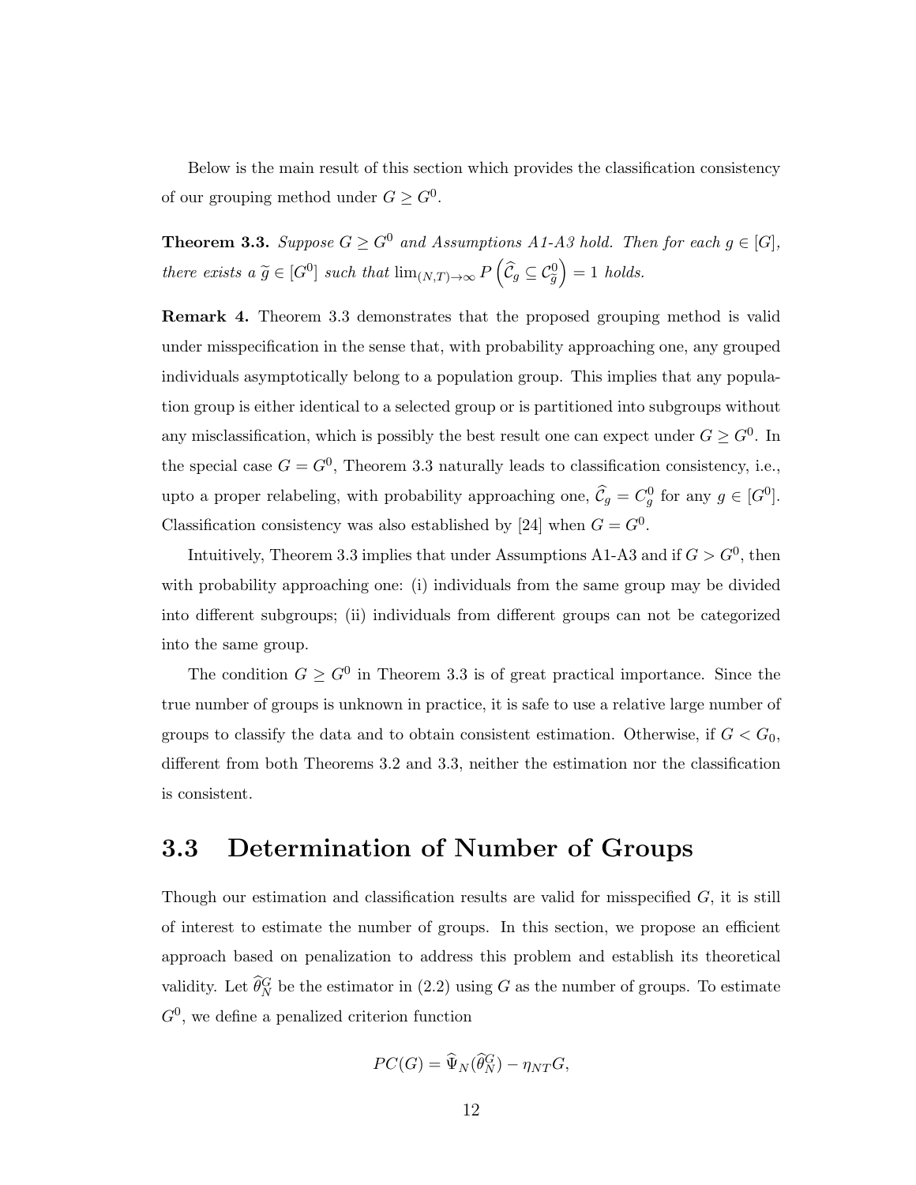Below is the main result of this section which provides the classification consistency of our grouping method under $G \geq G^0$.

**Theorem 3.3.** *Suppose $G \geq G^0$ and Assumptions A1-A3 hold. Then for each $g \in [G]$, there exists a $\widetilde{g} \in [G^0]$ such that $\lim_{(N,T)\to\infty} P\left(\widehat{\mathcal{C}}_g \subseteq \mathcal{C}^0_{\widetilde{g}}\right) = 1$ holds.*

**Remark 4.** Theorem 3.3 demonstrates that the proposed grouping method is valid under misspecification in the sense that, with probability approaching one, any grouped individuals asymptotically belong to a population group. This implies that any population group is either identical to a selected group or is partitioned into subgroups without any misclassification, which is possibly the best result one can expect under $G \geq G^0$. In the special case $G = G^0$, Theorem 3.3 naturally leads to classification consistency, i.e., upto a proper relabeling, with probability approaching one, $\widehat{\mathcal{C}}_g = C^0_g$ for any $g \in [G^0]$. Classification consistency was also established by [24] when $G = G^0$.

Intuitively, Theorem 3.3 implies that under Assumptions A1-A3 and if $G > G^0$, then with probability approaching one: (i) individuals from the same group may be divided into different subgroups; (ii) individuals from different groups can not be categorized into the same group.

The condition $G \geq G^0$ in Theorem 3.3 is of great practical importance. Since the true number of groups is unknown in practice, it is safe to use a relative large number of groups to classify the data and to obtain consistent estimation. Otherwise, if $G < G_0$, different from both Theorems 3.2 and 3.3, neither the estimation nor the classification is consistent.

## 3.3 Determination of Number of Groups

Though our estimation and classification results are valid for misspecified $G$, it is still of interest to estimate the number of groups. In this section, we propose an efficient approach based on penalization to address this problem and establish its theoretical validity. Let $\widehat{\theta}^G_N$ be the estimator in (2.2) using $G$ as the number of groups. To estimate $G^0$, we define a penalized criterion function

$$PC(G) = \widehat{\Psi}_N(\widehat{\theta}^G_N) - \eta_{NT} G,$$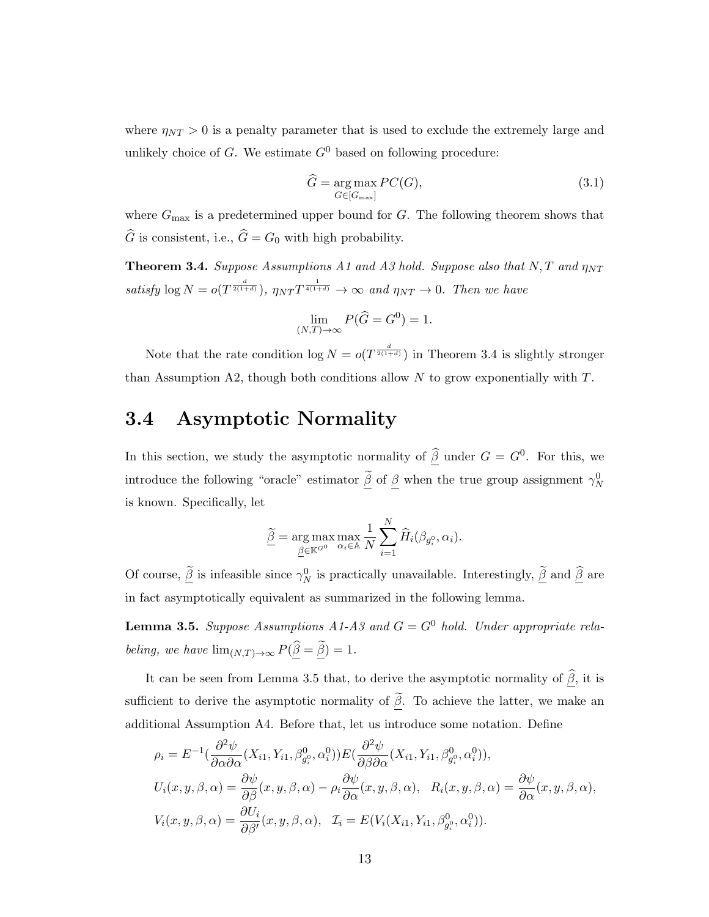where $\eta_{NT} > 0$ is a penalty parameter that is used to exclude the extremely large and unlikely choice of $G$. We estimate $G^0$ based on following procedure:

$$\widehat{G} = \arg\max_{G \in [G_{\max}]} PC(G), \tag{3.1}$$

where $G_{\max}$ is a predetermined upper bound for $G$. The following theorem shows that $\widehat{G}$ is consistent, i.e., $\widehat{G} = G_0$ with high probability.

**Theorem 3.4.** *Suppose Assumptions A1 and A3 hold. Suppose also that $N, T$ and $\eta_{NT}$ satisfy $\log N = o(T^{\frac{d}{2(1+d)}})$, $\eta_{NT} T^{\frac{1}{4(1+d)}} \to \infty$ and $\eta_{NT} \to 0$. Then we have*

$$\lim_{(N,T)\to\infty} P(\widehat{G} = G^0) = 1.$$

Note that the rate condition $\log N = o(T^{\frac{d}{2(1+d)}})$ in Theorem 3.4 is slightly stronger than Assumption A2, though both conditions allow $N$ to grow exponentially with $T$.

## 3.4 Asymptotic Normality

In this section, we study the asymptotic normality of $\widehat{\underline{\beta}}$ under $G = G^0$. For this, we introduce the following "oracle" estimator $\widetilde{\underline{\beta}}$ of $\underline{\beta}$ when the true group assignment $\gamma_N^0$ is known. Specifically, let

$$\widetilde{\underline{\beta}} = \arg\max_{\underline{\beta} \in \mathbb{K}^{G^0}} \max_{\alpha_i \in \mathbb{A}} \frac{1}{N} \sum_{i=1}^{N} \widehat{H}_i(\beta_{g_i^0}, \alpha_i).$$

Of course, $\widetilde{\underline{\beta}}$ is infeasible since $\gamma_N^0$ is practically unavailable. Interestingly, $\widetilde{\underline{\beta}}$ and $\widehat{\underline{\beta}}$ are in fact asymptotically equivalent as summarized in the following lemma.

**Lemma 3.5.** *Suppose Assumptions A1-A3 and $G = G^0$ hold. Under appropriate relabeling, we have $\lim_{(N,T)\to\infty} P(\widehat{\underline{\beta}} = \widetilde{\underline{\beta}}) = 1$.*

It can be seen from Lemma 3.5 that, to derive the asymptotic normality of $\widehat{\underline{\beta}}$, it is sufficient to derive the asymptotic normality of $\widetilde{\underline{\beta}}$. To achieve the latter, we make an additional Assumption A4. Before that, let us introduce some notation. Define

$$\rho_i = E^{-1}\left(\frac{\partial^2 \psi}{\partial \alpha \partial \alpha}(X_{i1}, Y_{i1}, \beta^0_{g_i^0}, \alpha_i^0)\right) E\left(\frac{\partial^2 \psi}{\partial \beta \partial \alpha}(X_{i1}, Y_{i1}, \beta^0_{g_i^0}, \alpha_i^0)\right),$$

$$U_i(x, y, \beta, \alpha) = \frac{\partial \psi}{\partial \beta}(x, y, \beta, \alpha) - \rho_i \frac{\partial \psi}{\partial \alpha}(x, y, \beta, \alpha), \quad R_i(x, y, \beta, \alpha) = \frac{\partial \psi}{\partial \alpha}(x, y, \beta, \alpha),$$

$$V_i(x, y, \beta, \alpha) = \frac{\partial U_i}{\partial \beta'}(x, y, \beta, \alpha), \quad \mathcal{I}_i = E(V_i(X_{i1}, Y_{i1}, \beta^0_{g_i^0}, \alpha_i^0)).$$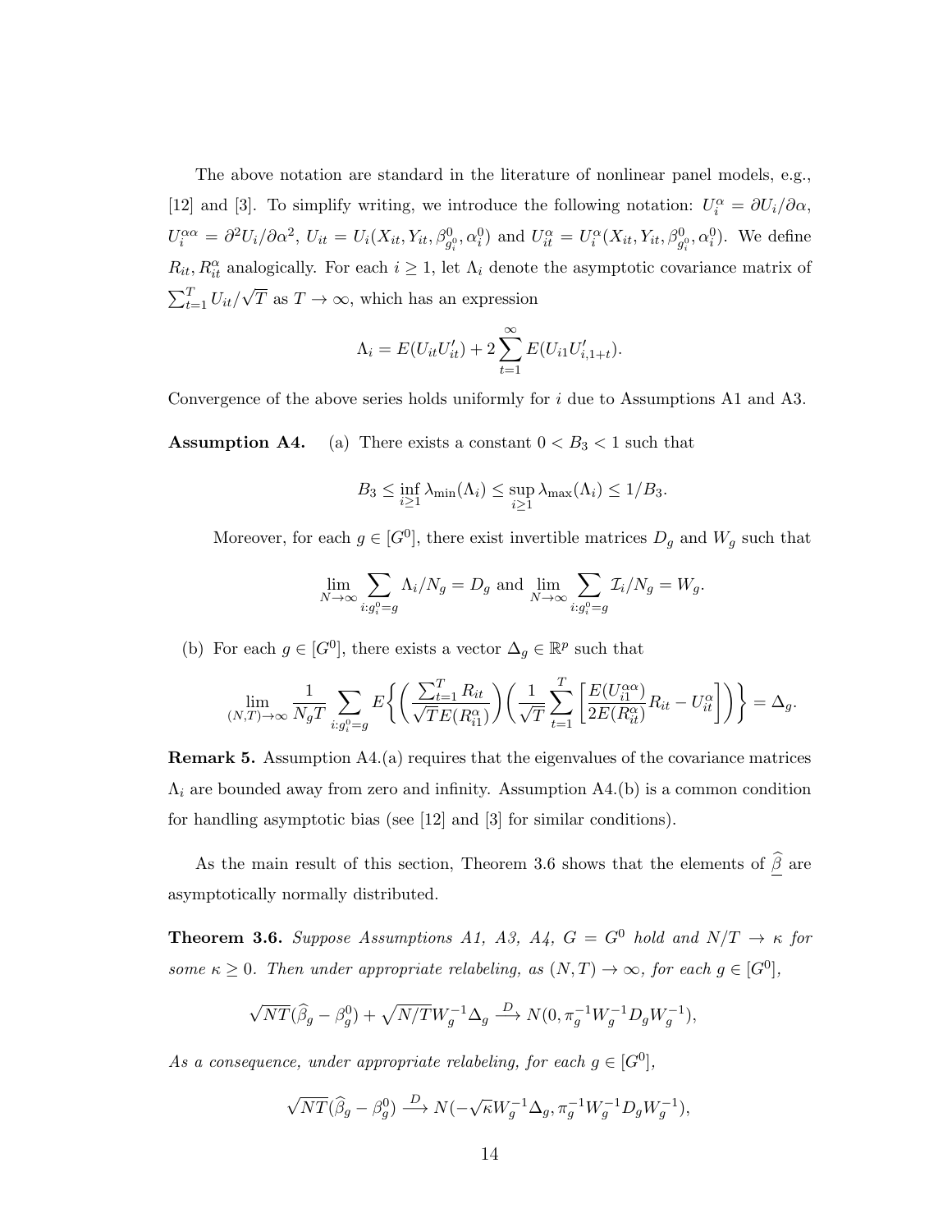The above notation are standard in the literature of nonlinear panel models, e.g., [12] and [3]. To simplify writing, we introduce the following notation: $U_i^\alpha = \partial U_i/\partial\alpha$, $U_i^{\alpha\alpha} = \partial^2 U_i/\partial\alpha^2$, $U_{it} = U_i(X_{it}, Y_{it}, \beta^0_{g_i^0}, \alpha_i^0)$ and $U_{it}^\alpha = U_i^\alpha(X_{it}, Y_{it}, \beta^0_{g_i^0}, \alpha_i^0)$. We define $R_{it}, R_{it}^\alpha$ analogically. For each $i \geq 1$, let $\Lambda_i$ denote the asymptotic covariance matrix of $\sum_{t=1}^T U_{it}/\sqrt{T}$ as $T \to \infty$, which has an expression

$$\Lambda_i = E(U_{it}U_{it}') + 2\sum_{t=1}^\infty E(U_{i1}U_{i,1+t}').$$

Convergence of the above series holds uniformly for $i$ due to Assumptions A1 and A3.

**Assumption A4.** (a) There exists a constant $0 < B_3 < 1$ such that

$$B_3 \leq \inf_{i\geq 1} \lambda_{\min}(\Lambda_i) \leq \sup_{i\geq 1} \lambda_{\max}(\Lambda_i) \leq 1/B_3.$$

Moreover, for each $g \in [G^0]$, there exist invertible matrices $D_g$ and $W_g$ such that

$$\lim_{N\to\infty} \sum_{i:g_i^0=g} \Lambda_i/N_g = D_g \text{ and } \lim_{N\to\infty} \sum_{i:g_i^0=g} \mathcal{I}_i/N_g = W_g.$$

(b) For each $g \in [G^0]$, there exists a vector $\Delta_g \in \mathbb{R}^p$ such that

$$\lim_{(N,T)\to\infty} \frac{1}{N_g T} \sum_{i:g_i^0=g} E\left\{\left(\frac{\sum_{t=1}^T R_{it}}{\sqrt{T}E(R_{i1}^\alpha)}\right)\left(\frac{1}{\sqrt{T}}\sum_{t=1}^T \left[\frac{E(U_{i1}^{\alpha\alpha})}{2E(R_{it}^\alpha)}R_{it} - U_{it}^\alpha\right]\right)\right\} = \Delta_g.$$

**Remark 5.** Assumption A4.(a) requires that the eigenvalues of the covariance matrices $\Lambda_i$ are bounded away from zero and infinity. Assumption A4.(b) is a common condition for handling asymptotic bias (see [12] and [3] for similar conditions).

As the main result of this section, Theorem 3.6 shows that the elements of $\underline{\widehat{\beta}}$ are asymptotically normally distributed.

**Theorem 3.6.** *Suppose Assumptions A1, A3, A4, $G = G^0$ hold and $N/T \to \kappa$ for some $\kappa \geq 0$. Then under appropriate relabeling, as $(N,T) \to \infty$, for each $g \in [G^0]$,*

$$\sqrt{NT}(\widehat{\beta}_g - \beta_g^0) + \sqrt{N/T}W_g^{-1}\Delta_g \xrightarrow{D} N(0, \pi_g^{-1}W_g^{-1}D_gW_g^{-1}),$$

*As a consequence, under appropriate relabeling, for each $g \in [G^0]$,*

$$\sqrt{NT}(\widehat{\beta}_g - \beta_g^0) \xrightarrow{D} N(-\sqrt{\kappa}W_g^{-1}\Delta_g, \pi_g^{-1}W_g^{-1}D_gW_g^{-1}),$$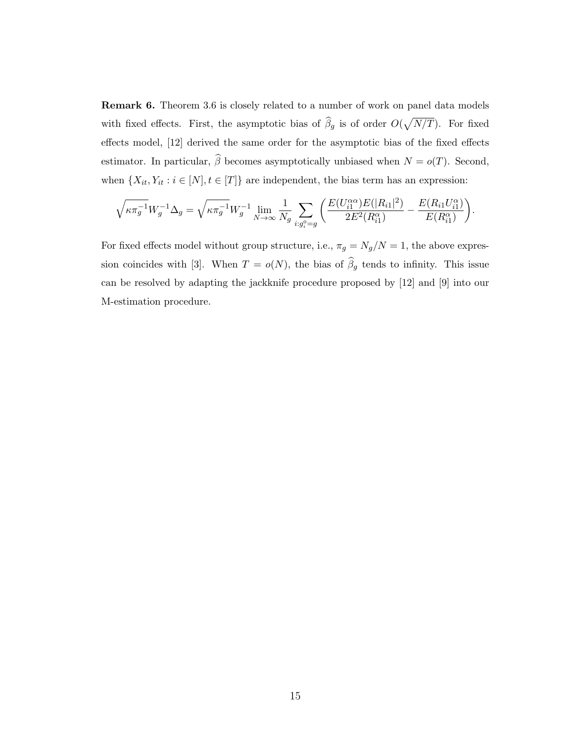**Remark 6.** Theorem 3.6 is closely related to a number of work on panel data models with fixed effects. First, the asymptotic bias of $\widehat{\beta}_g$ is of order $O(\sqrt{N/T})$. For fixed effects model, [12] derived the same order for the asymptotic bias of the fixed effects estimator. In particular, $\widehat{\beta}$ becomes asymptotically unbiased when $N = o(T)$. Second, when $\{X_{it}, Y_{it} : i \in [N], t \in [T]\}$ are independent, the bias term has an expression:

$$\sqrt{\kappa \pi_g^{-1}} W_g^{-1} \Delta_g = \sqrt{\kappa \pi_g^{-1}} W_g^{-1} \lim_{N \to \infty} \frac{1}{N_g} \sum_{i : g_i^0 = g} \left( \frac{E(U_{i1}^{\alpha\alpha}) E(|R_{i1}|^2)}{2E^2(R_{i1}^{\alpha})} - \frac{E(R_{i1} U_{i1}^{\alpha})}{E(R_{i1}^{\alpha})} \right).$$

For fixed effects model without group structure, i.e., $\pi_g = N_g/N = 1$, the above expression coincides with [3]. When $T = o(N)$, the bias of $\widehat{\beta}_g$ tends to infinity. This issue can be resolved by adapting the jackknife procedure proposed by [12] and [9] into our M-estimation procedure.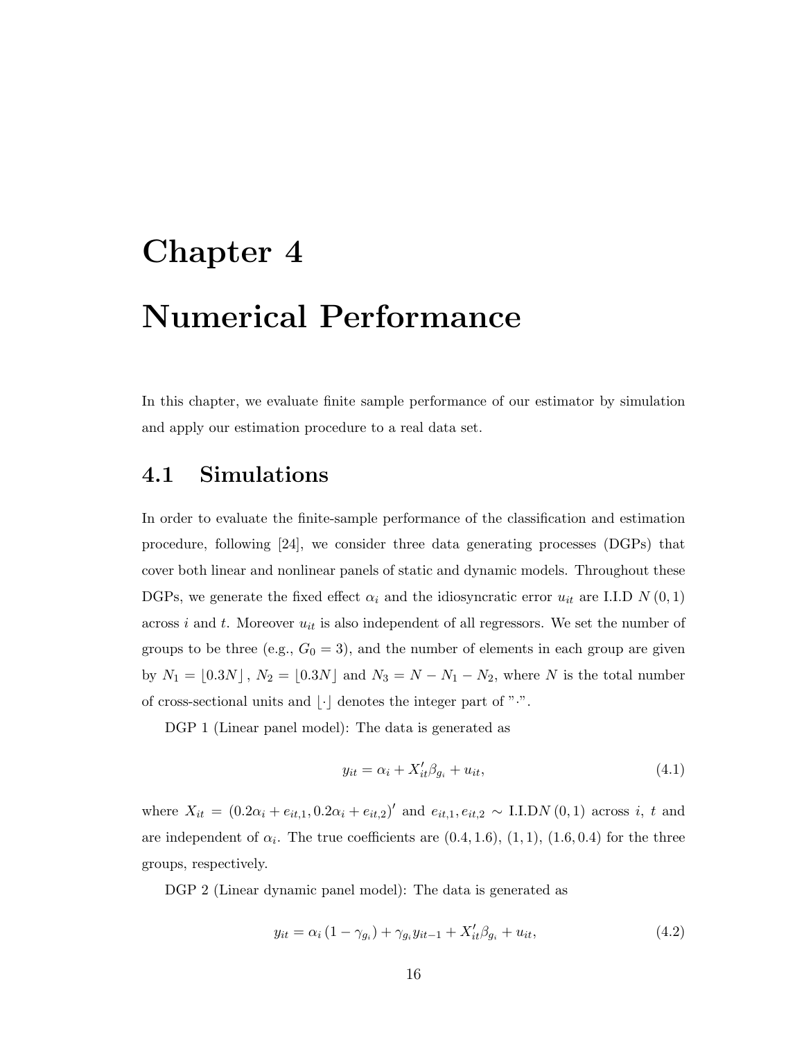# Chapter 4

# Numerical Performance

In this chapter, we evaluate finite sample performance of our estimator by simulation and apply our estimation procedure to a real data set.

## 4.1 Simulations

In order to evaluate the finite-sample performance of the classification and estimation procedure, following [24], we consider three data generating processes (DGPs) that cover both linear and nonlinear panels of static and dynamic models. Throughout these DGPs, we generate the fixed effect $\alpha_i$ and the idiosyncratic error $u_{it}$ are I.I.D $N(0,1)$ across $i$ and $t$. Moreover $u_{it}$ is also independent of all regressors. We set the number of groups to be three (e.g., $G_0 = 3$), and the number of elements in each group are given by $N_1 = \lfloor 0.3N \rfloor$, $N_2 = \lfloor 0.3N \rfloor$ and $N_3 = N - N_1 - N_2$, where $N$ is the total number of cross-sectional units and $\lfloor \cdot \rfloor$ denotes the integer part of "$\cdot$".

DGP 1 (Linear panel model): The data is generated as

$$y_{it} = \alpha_i + X_{it}' \beta_{g_i} + u_{it}, \tag{4.1}$$

where $X_{it} = (0.2\alpha_i + e_{it,1}, 0.2\alpha_i + e_{it,2})'$ and $e_{it,1}, e_{it,2} \sim$ I.I.D$N(0,1)$ across $i$, $t$ and are independent of $\alpha_i$. The true coefficients are $(0.4, 1.6)$, $(1, 1)$, $(1.6, 0.4)$ for the three groups, respectively.

DGP 2 (Linear dynamic panel model): The data is generated as

$$y_{it} = \alpha_i (1 - \gamma_{g_i}) + \gamma_{g_i} y_{it-1} + X_{it}' \beta_{g_i} + u_{it}, \tag{4.2}$$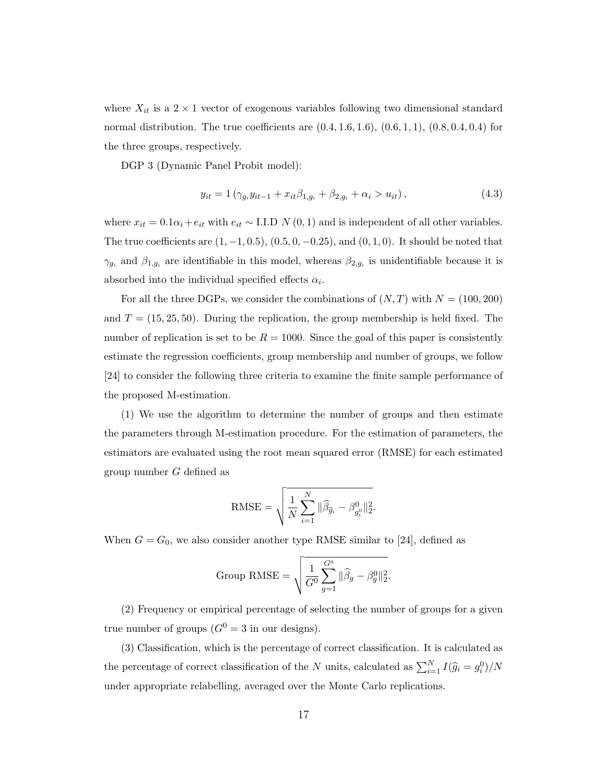where $X_{it}$ is a $2 \times 1$ vector of exogenous variables following two dimensional standard normal distribution. The true coefficients are $(0.4, 1.6, 1.6)$, $(0.6, 1, 1)$, $(0.8, 0.4, 0.4)$ for the three groups, respectively.

DGP 3 (Dynamic Panel Probit model):

$$y_{it} = 1\left(\gamma_{g_i} y_{it-1} + x_{it}\beta_{1,g_i} + \beta_{2,g_i} + \alpha_i > u_{it}\right), \tag{4.3}$$

where $x_{it} = 0.1\alpha_i + e_{it}$ with $e_{it} \sim$ I.I.D $N(0,1)$ and is independent of all other variables. The true coefficients are $(1, -1, 0.5)$, $(0.5, 0, -0.25)$, and $(0, 1, 0)$. It should be noted that $\gamma_{g_i}$ and $\beta_{1,g_i}$ are identifiable in this model, whereas $\beta_{2,g_i}$ is unidentifiable because it is absorbed into the individual specified effects $\alpha_i$.

For all the three DGPs, we consider the combinations of $(N, T)$ with $N = (100, 200)$ and $T = (15, 25, 50)$. During the replication, the group membership is held fixed. The number of replication is set to be $R = 1000$. Since the goal of this paper is consistently estimate the regression coefficients, group membership and number of groups, we follow [24] to consider the following three criteria to examine the finite sample performance of the proposed M-estimation.

(1) We use the algorithm to determine the number of groups and then estimate the parameters through M-estimation procedure. For the estimation of parameters, the estimators are evaluated using the root mean squared error (RMSE) for each estimated group number $G$ defined as

$$\text{RMSE} = \sqrt{\frac{1}{N}\sum_{i=1}^{N} \|\widehat{\beta}_{\widehat{g}_i} - \beta^0_{g_i^0}\|_2^2}.$$

When $G = G_0$, we also consider another type RMSE similar to [24], defined as

$$\text{Group RMSE} = \sqrt{\frac{1}{G^0}\sum_{g=1}^{G^0} \|\widehat{\beta}_g - \beta^0_g\|_2^2}.$$

(2) Frequency or empirical percentage of selecting the number of groups for a given true number of groups ($G^0 = 3$ in our designs).

(3) Classification, which is the percentage of correct classification. It is calculated as the percentage of correct classification of the $N$ units, calculated as $\sum_{i=1}^{N} I(\widehat{g}_i = g_i^0)/N$ under appropriate relabelling, averaged over the Monte Carlo replications.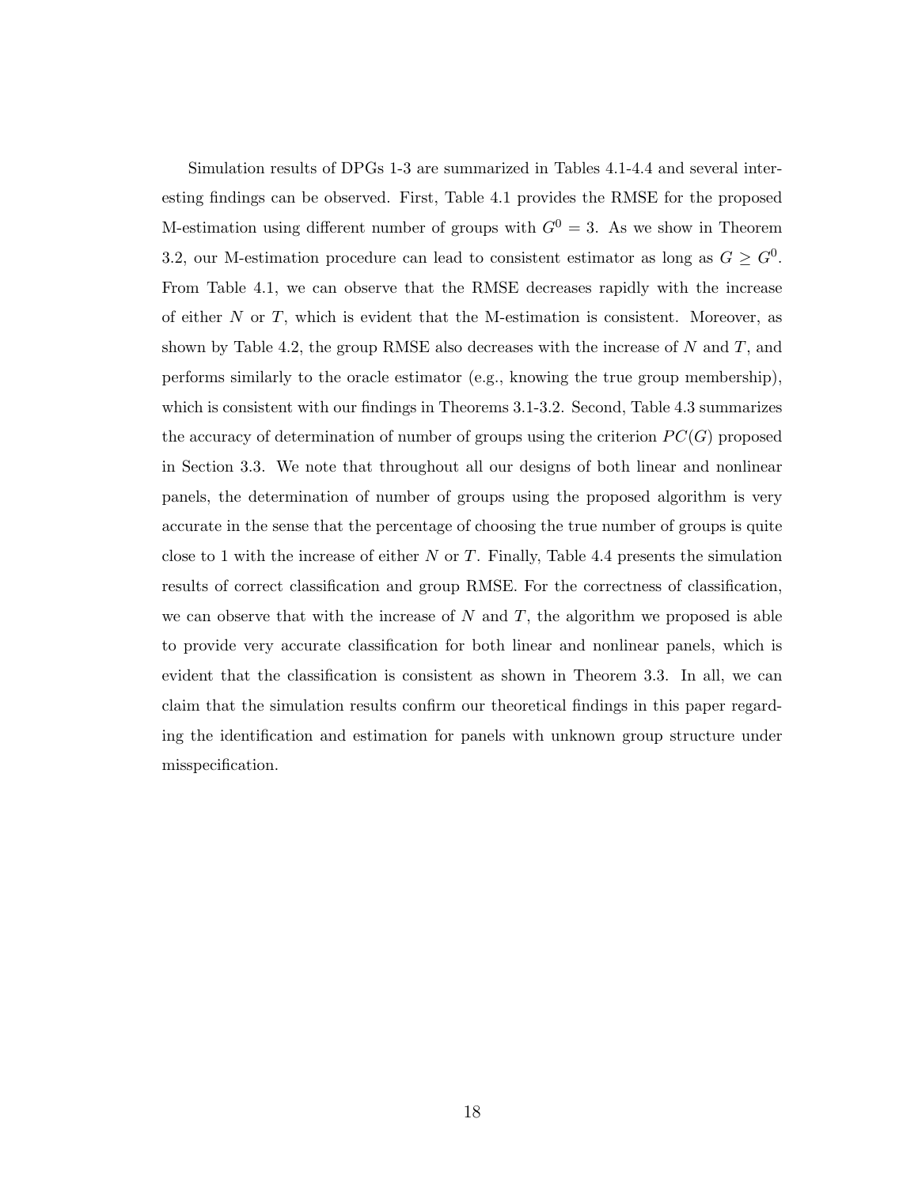Simulation results of DPGs 1-3 are summarized in Tables 4.1-4.4 and several interesting findings can be observed. First, Table 4.1 provides the RMSE for the proposed M-estimation using different number of groups with $G^0 = 3$. As we show in Theorem 3.2, our M-estimation procedure can lead to consistent estimator as long as $G \geq G^0$. From Table 4.1, we can observe that the RMSE decreases rapidly with the increase of either $N$ or $T$, which is evident that the M-estimation is consistent. Moreover, as shown by Table 4.2, the group RMSE also decreases with the increase of $N$ and $T$, and performs similarly to the oracle estimator (e.g., knowing the true group membership), which is consistent with our findings in Theorems 3.1-3.2. Second, Table 4.3 summarizes the accuracy of determination of number of groups using the criterion $PC(G)$ proposed in Section 3.3. We note that throughout all our designs of both linear and nonlinear panels, the determination of number of groups using the proposed algorithm is very accurate in the sense that the percentage of choosing the true number of groups is quite close to 1 with the increase of either $N$ or $T$. Finally, Table 4.4 presents the simulation results of correct classification and group RMSE. For the correctness of classification, we can observe that with the increase of $N$ and $T$, the algorithm we proposed is able to provide very accurate classification for both linear and nonlinear panels, which is evident that the classification is consistent as shown in Theorem 3.3. In all, we can claim that the simulation results confirm our theoretical findings in this paper regarding the identification and estimation for panels with unknown group structure under misspecification.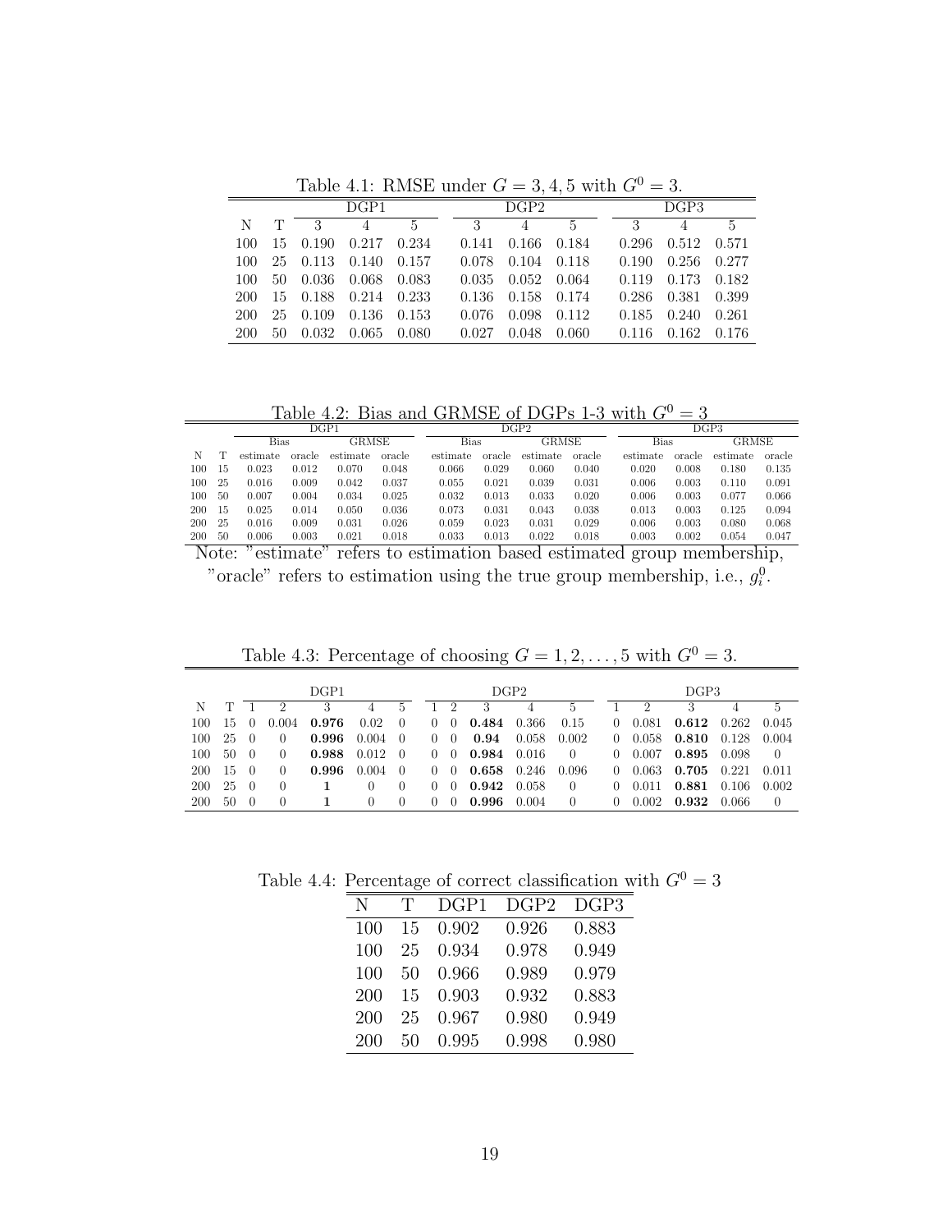Table 4.1: RMSE under $G = 3, 4, 5$ with $G^0 = 3$.

| | | DGP1 | | | DGP2 | | | DGP3 | | |
|---|---|---|---|---|---|---|---|---|---|---|
| N | T | 3 | 4 | 5 | 3 | 4 | 5 | 3 | 4 | 5 |
| 100 | 15 | 0.190 | 0.217 | 0.234 | 0.141 | 0.166 | 0.184 | 0.296 | 0.512 | 0.571 |
| 100 | 25 | 0.113 | 0.140 | 0.157 | 0.078 | 0.104 | 0.118 | 0.190 | 0.256 | 0.277 |
| 100 | 50 | 0.036 | 0.068 | 0.083 | 0.035 | 0.052 | 0.064 | 0.119 | 0.173 | 0.182 |
| 200 | 15 | 0.188 | 0.214 | 0.233 | 0.136 | 0.158 | 0.174 | 0.286 | 0.381 | 0.399 |
| 200 | 25 | 0.109 | 0.136 | 0.153 | 0.076 | 0.098 | 0.112 | 0.185 | 0.240 | 0.261 |
| 200 | 50 | 0.032 | 0.065 | 0.080 | 0.027 | 0.048 | 0.060 | 0.116 | 0.162 | 0.176 |

Table 4.2: Bias and GRMSE of DGPs 1-3 with $G^0 = 3$

| | | DGP1 | | | | DGP2 | | | | DGP3 | | | |
|---|---|---|---|---|---|---|---|---|---|---|---|---|---|
| | | Bias | | GRMSE | | Bias | | GRMSE | | Bias | | GRMSE | |
| N | T | estimate | oracle | estimate | oracle | estimate | oracle | estimate | oracle | estimate | oracle | estimate | oracle |
| 100 | 15 | 0.023 | 0.012 | 0.070 | 0.048 | 0.066 | 0.029 | 0.060 | 0.040 | 0.020 | 0.008 | 0.180 | 0.135 |
| 100 | 25 | 0.016 | 0.009 | 0.042 | 0.037 | 0.055 | 0.021 | 0.039 | 0.031 | 0.006 | 0.003 | 0.110 | 0.091 |
| 100 | 50 | 0.007 | 0.004 | 0.034 | 0.025 | 0.032 | 0.013 | 0.033 | 0.020 | 0.006 | 0.003 | 0.077 | 0.066 |
| 200 | 15 | 0.025 | 0.014 | 0.050 | 0.036 | 0.073 | 0.031 | 0.043 | 0.038 | 0.013 | 0.003 | 0.125 | 0.094 |
| 200 | 25 | 0.016 | 0.009 | 0.031 | 0.026 | 0.059 | 0.023 | 0.031 | 0.029 | 0.006 | 0.003 | 0.080 | 0.068 |
| 200 | 50 | 0.006 | 0.003 | 0.021 | 0.018 | 0.033 | 0.013 | 0.022 | 0.018 | 0.003 | 0.002 | 0.054 | 0.047 |

Note: "estimate" refers to estimation based estimated group membership, "oracle" refers to estimation using the true group membership, i.e., $g_i^0$.

Table 4.3: Percentage of choosing $G = 1, 2, \ldots, 5$ with $G^0 = 3$.

| | | DGP1 | | | | | DGP2 | | | | | DGP3 | | | | |
|---|---|---|---|---|---|---|---|---|---|---|---|---|---|---|---|---|
| N | T | 1 | 2 | 3 | 4 | 5 | 1 | 2 | 3 | 4 | 5 | 1 | 2 | 3 | 4 | 5 |
| 100 | 15 | 0 | 0.004 | **0.976** | 0.02 | 0 | 0 | 0 | **0.484** | 0.366 | 0.15 | 0 | 0.081 | **0.612** | 0.262 | 0.045 |
| 100 | 25 | 0 | 0 | **0.996** | 0.004 | 0 | 0 | 0 | **0.94** | 0.058 | 0.002 | 0 | 0.058 | **0.810** | 0.128 | 0.004 |
| 100 | 50 | 0 | 0 | **0.988** | 0.012 | 0 | 0 | 0 | **0.984** | 0.016 | 0 | 0 | 0.007 | **0.895** | 0.098 | 0 |
| 200 | 15 | 0 | 0 | **0.996** | 0.004 | 0 | 0 | 0 | **0.658** | 0.246 | 0.096 | 0 | 0.063 | **0.705** | 0.221 | 0.011 |
| 200 | 25 | 0 | 0 | **1** | 0 | 0 | 0 | 0 | **0.942** | 0.058 | 0 | 0 | 0.011 | **0.881** | 0.106 | 0.002 |
| 200 | 50 | 0 | 0 | **1** | 0 | 0 | 0 | 0 | **0.996** | 0.004 | 0 | 0 | 0.002 | **0.932** | 0.066 | 0 |

Table 4.4: Percentage of correct classification with $G^0 = 3$

| N | T | DGP1 | DGP2 | DGP3 |
|---|---|---|---|---|
| 100 | 15 | 0.902 | 0.926 | 0.883 |
| 100 | 25 | 0.934 | 0.978 | 0.949 |
| 100 | 50 | 0.966 | 0.989 | 0.979 |
| 200 | 15 | 0.903 | 0.932 | 0.883 |
| 200 | 25 | 0.967 | 0.980 | 0.949 |
| 200 | 50 | 0.995 | 0.998 | 0.980 |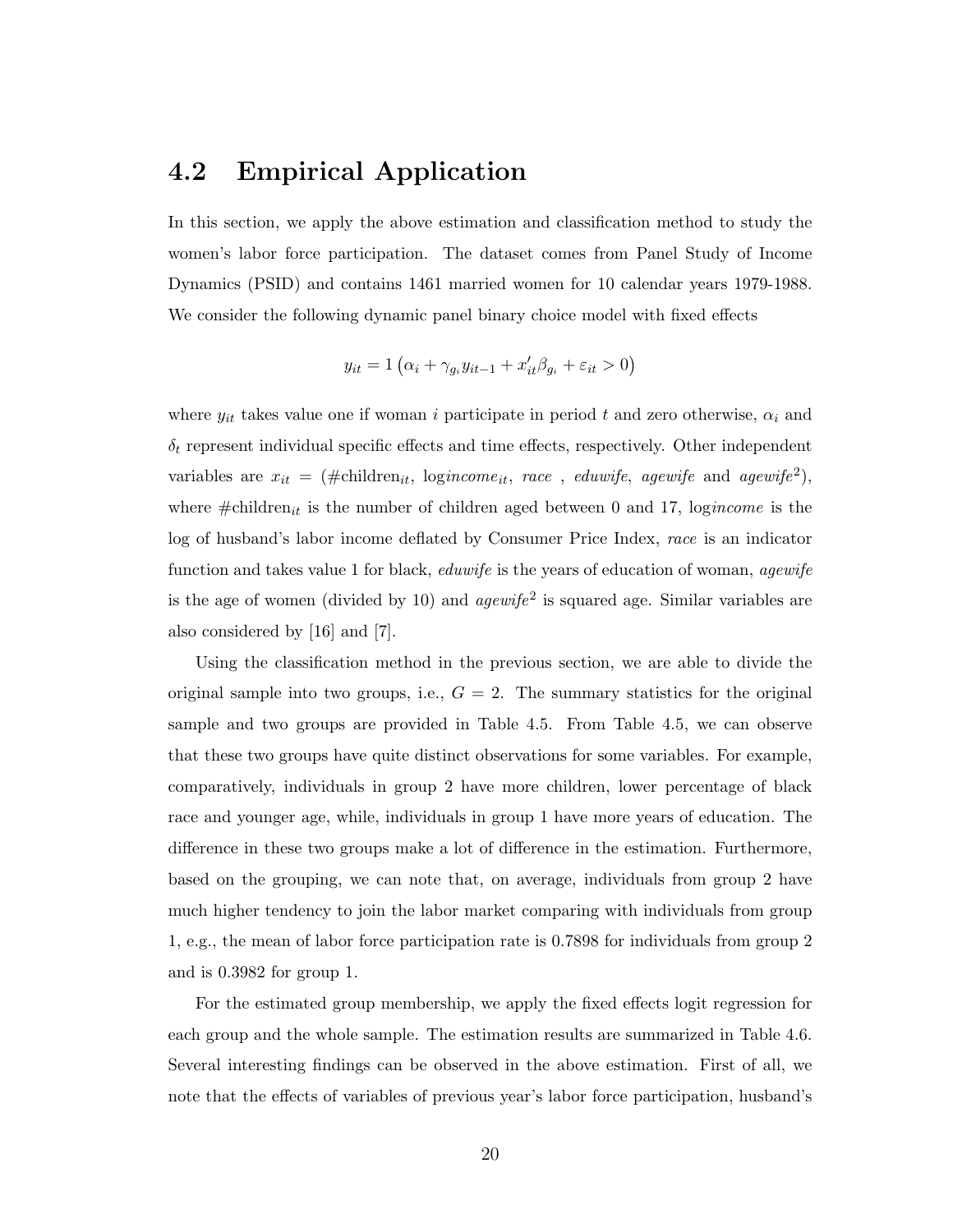## 4.2 Empirical Application

In this section, we apply the above estimation and classification method to study the women's labor force participation. The dataset comes from Panel Study of Income Dynamics (PSID) and contains 1461 married women for 10 calendar years 1979-1988. We consider the following dynamic panel binary choice model with fixed effects

$$y_{it} = 1\left(\alpha_i + \gamma_{g_i} y_{it-1} + x_{it}'\beta_{g_i} + \varepsilon_{it} > 0\right)$$

where $y_{it}$ takes value one if woman $i$ participate in period $t$ and zero otherwise, $\alpha_i$ and $\delta_t$ represent individual specific effects and time effects, respectively. Other independent variables are $x_{it}$ = (#children$_{it}$, log*income*$_{it}$, *race* , *eduwife*, *agewife* and *agewife*$^2$), where #children$_{it}$ is the number of children aged between 0 and 17, log*income* is the log of husband's labor income deflated by Consumer Price Index, *race* is an indicator function and takes value 1 for black, *eduwife* is the years of education of woman, *agewife* is the age of women (divided by 10) and *agewife*$^2$ is squared age. Similar variables are also considered by [16] and [7].

Using the classification method in the previous section, we are able to divide the original sample into two groups, i.e., $G = 2$. The summary statistics for the original sample and two groups are provided in Table 4.5. From Table 4.5, we can observe that these two groups have quite distinct observations for some variables. For example, comparatively, individuals in group 2 have more children, lower percentage of black race and younger age, while, individuals in group 1 have more years of education. The difference in these two groups make a lot of difference in the estimation. Furthermore, based on the grouping, we can note that, on average, individuals from group 2 have much higher tendency to join the labor market comparing with individuals from group 1, e.g., the mean of labor force participation rate is 0.7898 for individuals from group 2 and is 0.3982 for group 1.

For the estimated group membership, we apply the fixed effects logit regression for each group and the whole sample. The estimation results are summarized in Table 4.6. Several interesting findings can be observed in the above estimation. First of all, we note that the effects of variables of previous year's labor force participation, husband's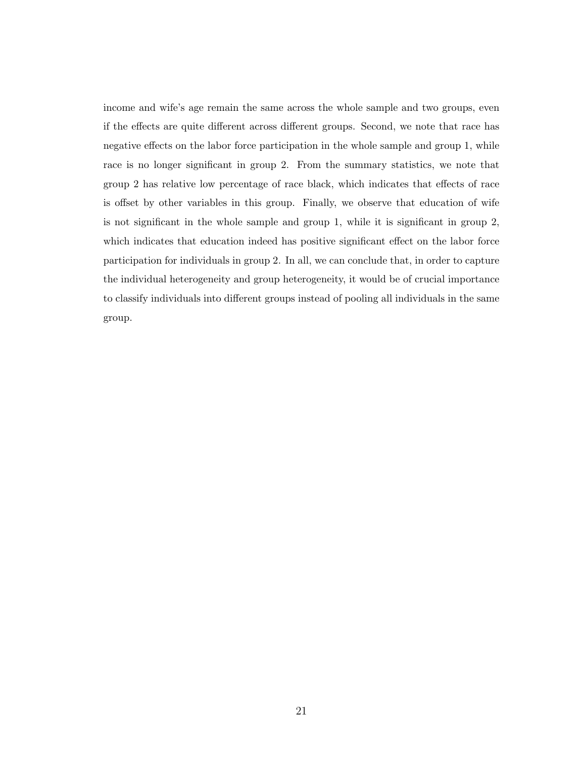income and wife's age remain the same across the whole sample and two groups, even if the effects are quite different across different groups. Second, we note that race has negative effects on the labor force participation in the whole sample and group 1, while race is no longer significant in group 2. From the summary statistics, we note that group 2 has relative low percentage of race black, which indicates that effects of race is offset by other variables in this group. Finally, we observe that education of wife is not significant in the whole sample and group 1, while it is significant in group 2, which indicates that education indeed has positive significant effect on the labor force participation for individuals in group 2. In all, we can conclude that, in order to capture the individual heterogeneity and group heterogeneity, it would be of crucial importance to classify individuals into different groups instead of pooling all individuals in the same group.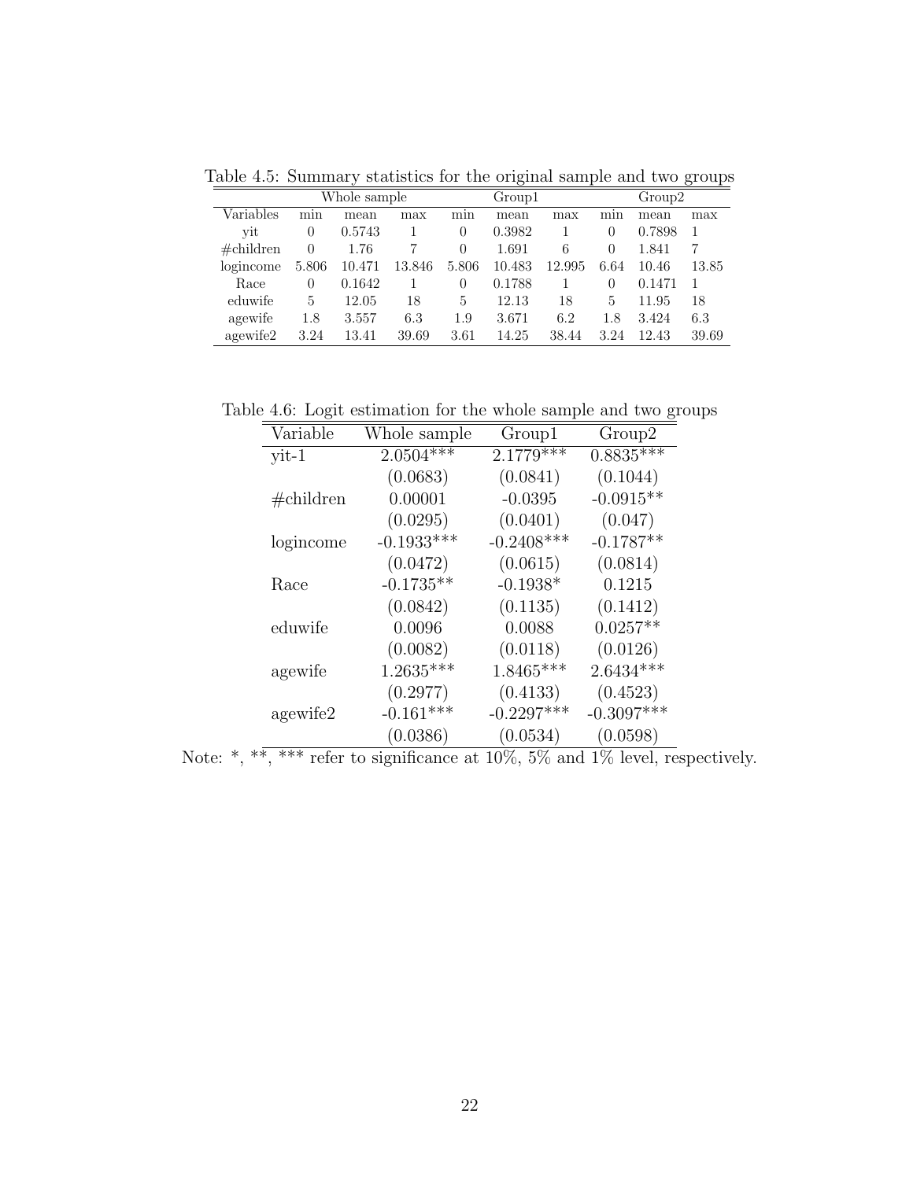Table 4.5: Summary statistics for the original sample and two groups

| | Whole sample | | | Group1 | | | Group2 | | |
|---|---|---|---|---|---|---|---|---|---|
| Variables | min | mean | max | min | mean | max | min | mean | max |
| yit | 0 | 0.5743 | 1 | 0 | 0.3982 | 1 | 0 | 0.7898 | 1 |
| #children | 0 | 1.76 | 7 | 0 | 1.691 | 6 | 0 | 1.841 | 7 |
| logincome | 5.806 | 10.471 | 13.846 | 5.806 | 10.483 | 12.995 | 6.64 | 10.46 | 13.85 |
| Race | 0 | 0.1642 | 1 | 0 | 0.1788 | 1 | 0 | 0.1471 | 1 |
| eduwife | 5 | 12.05 | 18 | 5 | 12.13 | 18 | 5 | 11.95 | 18 |
| agewife | 1.8 | 3.557 | 6.3 | 1.9 | 3.671 | 6.2 | 1.8 | 3.424 | 6.3 |
| agewife2 | 3.24 | 13.41 | 39.69 | 3.61 | 14.25 | 38.44 | 3.24 | 12.43 | 39.69 |

Table 4.6: Logit estimation for the whole sample and two groups

| Variable | Whole sample | Group1 | Group2 |
|---|---|---|---|
| yit-1 | 2.0504*** | 2.1779*** | 0.8835*** |
| | (0.0683) | (0.0841) | (0.1044) |
| #children | 0.00001 | -0.0395 | -0.0915** |
| | (0.0295) | (0.0401) | (0.047) |
| logincome | -0.1933*** | -0.2408*** | -0.1787** |
| | (0.0472) | (0.0615) | (0.0814) |
| Race | -0.1735** | -0.1938* | 0.1215 |
| | (0.0842) | (0.1135) | (0.1412) |
| eduwife | 0.0096 | 0.0088 | 0.0257** |
| | (0.0082) | (0.0118) | (0.0126) |
| agewife | 1.2635*** | 1.8465*** | 2.6434*** |
| | (0.2977) | (0.4133) | (0.4523) |
| agewife2 | -0.161*** | -0.2297*** | -0.3097*** |
| | (0.0386) | (0.0534) | (0.0598) |

Note: *, **, *** refer to significance at 10%, 5% and 1% level, respectively.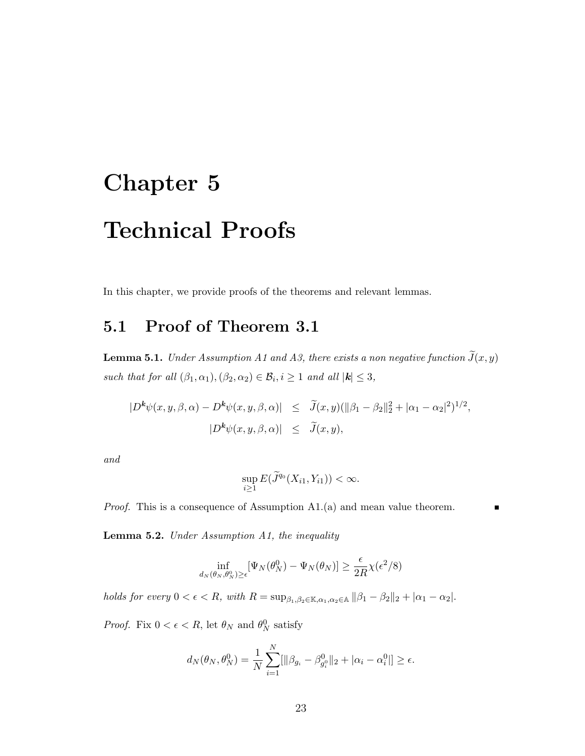# Chapter 5

# Technical Proofs

In this chapter, we provide proofs of the theorems and relevant lemmas.

## 5.1 Proof of Theorem 3.1

**Lemma 5.1.** *Under Assumption A1 and A3, there exists a non negative function $\widetilde{J}(x,y)$ such that for all $(\beta_1,\alpha_1),(\beta_2,\alpha_2) \in \mathcal{B}_i, i \geq 1$ and all $|\boldsymbol{k}| \leq 3$,*

$$
\begin{aligned}
|D^{\boldsymbol{k}}\psi(x,y,\beta,\alpha) - D^{\boldsymbol{k}}\psi(x,y,\beta,\alpha)| &\leq \widetilde{J}(x,y)(\|\beta_1-\beta_2\|_2^2 + |\alpha_1-\alpha_2|^2)^{1/2}, \\
|D^{\boldsymbol{k}}\psi(x,y,\beta,\alpha)| &\leq \widetilde{J}(x,y),
\end{aligned}
$$

*and*

$$
\sup_{i\geq 1} E(\widetilde{J}^{q_0}(X_{i1},Y_{i1})) < \infty.
$$

*Proof.* This is a consequence of Assumption A1.(a) and mean value theorem. ∎

**Lemma 5.2.** *Under Assumption A1, the inequality*

$$
\inf_{d_N(\theta_N,\theta_N^0)\geq\epsilon} [\Psi_N(\theta_N^0) - \Psi_N(\theta_N)] \geq \frac{\epsilon}{2R}\chi(\epsilon^2/8)
$$

*holds for every $0 < \epsilon < R$, with $R = \sup_{\beta_1,\beta_2\in\mathbb{K},\alpha_1,\alpha_2\in\mathbb{A}} \|\beta_1-\beta_2\|_2 + |\alpha_1-\alpha_2|$.*

*Proof.* Fix $0 < \epsilon < R$, let $\theta_N$ and $\theta_N^0$ satisfy

$$
d_N(\theta_N,\theta_N^0) = \frac{1}{N}\sum_{i=1}^{N}[\|\beta_{g_i} - \beta_{g_i^0}^0\|_2 + |\alpha_i - \alpha_i^0|] \geq \epsilon.
$$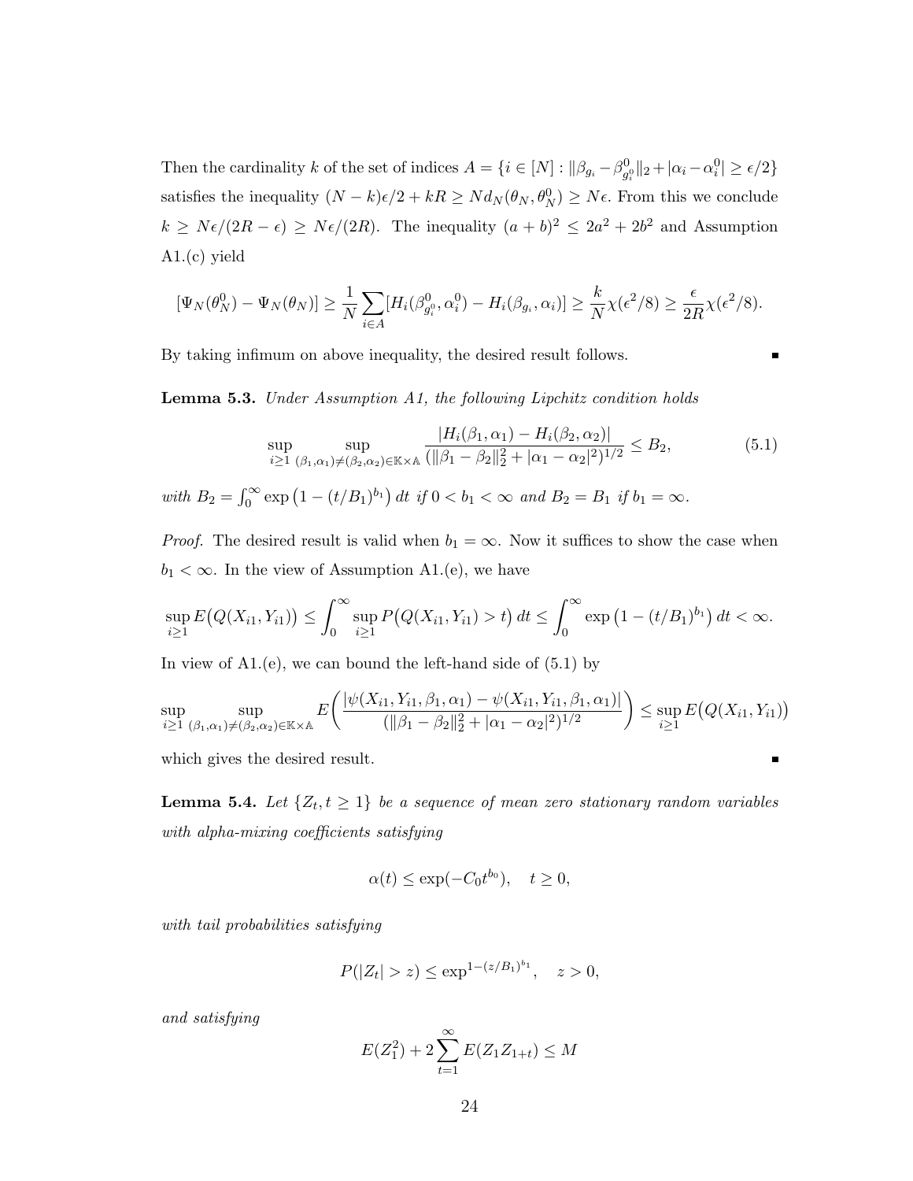Then the cardinality $k$ of the set of indices $A = \{i \in [N] : \|\beta_{g_i} - \beta^0_{g_i^0}\|_2 + |\alpha_i - \alpha_i^0| \geq \epsilon/2\}$ satisfies the inequality $(N-k)\epsilon/2 + kR \geq N d_N(\theta_N, \theta_N^0) \geq N\epsilon$. From this we conclude $k \geq N\epsilon/(2R-\epsilon) \geq N\epsilon/(2R)$. The inequality $(a+b)^2 \leq 2a^2 + 2b^2$ and Assumption A1.(c) yield

$$[\Psi_N(\theta_N^0) - \Psi_N(\theta_N)] \geq \frac{1}{N}\sum_{i \in A}[H_i(\beta^0_{g_i^0}, \alpha_i^0) - H_i(\beta_{g_i}, \alpha_i)] \geq \frac{k}{N}\chi(\epsilon^2/8) \geq \frac{\epsilon}{2R}\chi(\epsilon^2/8).$$

By taking infimum on above inequality, the desired result follows. ∎

**Lemma 5.3.** *Under Assumption A1, the following Lipchitz condition holds*

$$\sup_{i \geq 1} \sup_{(\beta_1,\alpha_1) \neq (\beta_2,\alpha_2) \in \mathbb{K}\times\mathbb{A}} \frac{|H_i(\beta_1,\alpha_1) - H_i(\beta_2,\alpha_2)|}{(\|\beta_1 - \beta_2\|_2^2 + |\alpha_1 - \alpha_2|^2)^{1/2}} \leq B_2, \tag{5.1}$$

*with* $B_2 = \int_0^\infty \exp\left(1 - (t/B_1)^{b_1}\right) dt$ *if* $0 < b_1 < \infty$ *and* $B_2 = B_1$ *if* $b_1 = \infty$.

*Proof.* The desired result is valid when $b_1 = \infty$. Now it suffices to show the case when $b_1 < \infty$. In the view of Assumption A1.(e), we have

$$\sup_{i \geq 1} E\big(Q(X_{i1}, Y_{i1})\big) \leq \int_0^\infty \sup_{i \geq 1} P\big(Q(X_{i1}, Y_{i1}) > t\big)\, dt \leq \int_0^\infty \exp\left(1 - (t/B_1)^{b_1}\right) dt < \infty.$$

In view of A1.(e), we can bound the left-hand side of (5.1) by

$$\sup_{i \geq 1} \sup_{(\beta_1,\alpha_1) \neq (\beta_2,\alpha_2) \in \mathbb{K}\times\mathbb{A}} E\left(\frac{|\psi(X_{i1}, Y_{i1}, \beta_1, \alpha_1) - \psi(X_{i1}, Y_{i1}, \beta_1, \alpha_1)|}{(\|\beta_1 - \beta_2\|_2^2 + |\alpha_1 - \alpha_2|^2)^{1/2}}\right) \leq \sup_{i \geq 1} E\big(Q(X_{i1}, Y_{i1})\big)$$

which gives the desired result. ∎

**Lemma 5.4.** *Let $\{Z_t, t \geq 1\}$ be a sequence of mean zero stationary random variables with alpha-mixing coefficients satisfying*

$$\alpha(t) \leq \exp(-C_0 t^{b_0}), \quad t \geq 0,$$

*with tail probabilities satisfying*

$$P(|Z_t| > z) \leq \exp^{1-(z/B_1)^{b_1}}, \quad z > 0,$$

*and satisfying*

$$E(Z_1^2) + 2\sum_{t=1}^{\infty} E(Z_1 Z_{1+t}) \leq M$$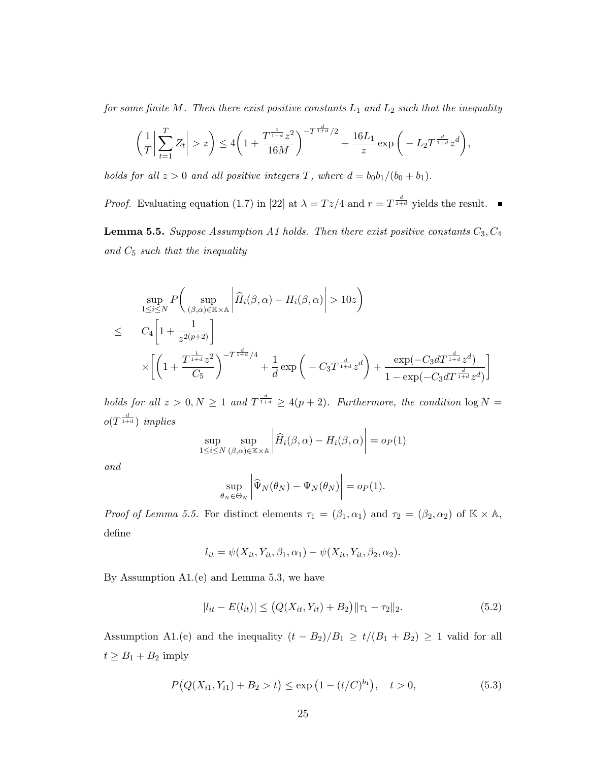*for some finite $M$. Then there exist positive constants $L_1$ and $L_2$ such that the inequality*

$$\left(\frac{1}{T}\left|\sum_{t=1}^{T} Z_t\right| > z\right) \leq 4\left(1 + \frac{T^{\frac{1}{1+d}} z^2}{16M}\right)^{-T^{\frac{d}{1+d}}/2} + \frac{16L_1}{z}\exp\left(-L_2 T^{\frac{d}{1+d}} z^d\right),$$

*holds for all $z > 0$ and all positive integers $T$, where $d = b_0 b_1/(b_0 + b_1)$.*

*Proof.* Evaluating equation (1.7) in [22] at $\lambda = Tz/4$ and $r = T^{\frac{d}{1+d}}$ yields the result. ■

**Lemma 5.5.** *Suppose Assumption A1 holds. Then there exist positive constants $C_3, C_4$ and $C_5$ such that the inequality*

$$\begin{aligned}
& \sup_{1\leq i\leq N} P\left(\sup_{(\beta,\alpha)\in\mathbb{K}\times\mathbb{A}}\left|\widehat{H}_i(\beta,\alpha) - H_i(\beta,\alpha)\right| > 10z\right) \\
\leq \quad & C_4\left[1 + \frac{1}{z^{2(p+2)}}\right] \\
& \times\left[\left(1 + \frac{T^{\frac{1}{1+d}} z^2}{C_5}\right)^{-T^{\frac{d}{1+d}}/4} + \frac{1}{d}\exp\left(-C_3 T^{\frac{d}{1+d}} z^d\right) + \frac{\exp(-C_3 d T^{\frac{d}{1+d}} z^d)}{1 - \exp(-C_3 d T^{\frac{d}{1+d}} z^d)}\right]
\end{aligned}$$

*holds for all $z > 0, N \geq 1$ and $T^{\frac{d}{1+d}} \geq 4(p+2)$. Furthermore, the condition $\log N = o(T^{\frac{d}{1+d}})$ implies*

$$\sup_{1\leq i\leq N}\sup_{(\beta,\alpha)\in\mathbb{K}\times\mathbb{A}}\left|\widehat{H}_i(\beta,\alpha) - H_i(\beta,\alpha)\right| = o_P(1)$$

*and*

$$\sup_{\theta_N\in\Theta_N}\left|\widehat{\Psi}_N(\theta_N) - \Psi_N(\theta_N)\right| = o_P(1).$$

*Proof of Lemma 5.5.* For distinct elements $\tau_1 = (\beta_1, \alpha_1)$ and $\tau_2 = (\beta_2, \alpha_2)$ of $\mathbb{K}\times\mathbb{A}$, define

$$l_{it} = \psi(X_{it}, Y_{it}, \beta_1, \alpha_1) - \psi(X_{it}, Y_{it}, \beta_2, \alpha_2).$$

By Assumption A1.(e) and Lemma 5.3, we have

$$|l_{it} - E(l_{it})| \leq \big(Q(X_{it}, Y_{it}) + B_2\big)\|\tau_1 - \tau_2\|_2. \tag{5.2}$$

Assumption A1.(e) and the inequality $(t - B_2)/B_1 \geq t/(B_1 + B_2) \geq 1$ valid for all $t \geq B_1 + B_2$ imply

$$P\big(Q(X_{i1}, Y_{i1}) + B_2 > t\big) \leq \exp\big(1 - (t/C)^{b_1}\big), \quad t > 0, \tag{5.3}$$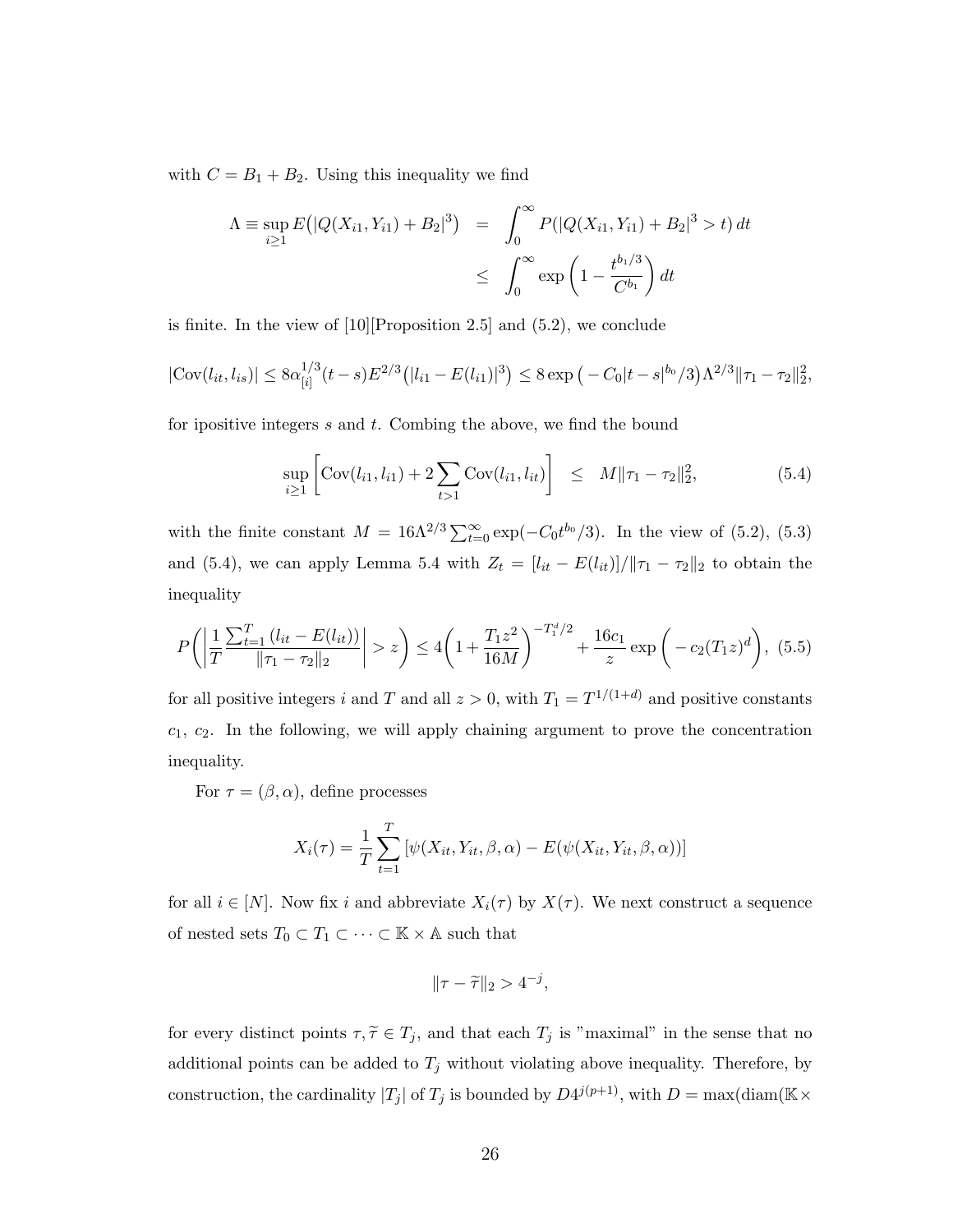with $C = B_1 + B_2$. Using this inequality we find

$$
\begin{aligned}
\Lambda \equiv \sup_{i\geq 1} E\big(|Q(X_{i1}, Y_{i1}) + B_2|^3\big) &= \int_0^\infty P(|Q(X_{i1}, Y_{i1}) + B_2|^3 > t)\, dt \\
&\leq \int_0^\infty \exp\left(1 - \frac{t^{b_1/3}}{C^{b_1}}\right) dt
\end{aligned}
$$

is finite. In the view of [10][Proposition 2.5] and (5.2), we conclude

$$
|\mathrm{Cov}(l_{it}, l_{is})| \leq 8\alpha_{[i]}^{1/3}(t-s)E^{2/3}\big(|l_{i1} - E(l_{i1})|^3\big) \leq 8\exp\big(-C_0|t-s|^{b_0}/3\big)\Lambda^{2/3}\|\tau_1 - \tau_2\|_2^2,
$$

for ipositive integers $s$ and $t$. Combing the above, we find the bound

$$
\sup_{i\geq 1}\left[\mathrm{Cov}(l_{i1}, l_{i1}) + 2\sum_{t>1}\mathrm{Cov}(l_{i1}, l_{it})\right] \leq M\|\tau_1 - \tau_2\|_2^2, \tag{5.4}
$$

with the finite constant $M = 16\Lambda^{2/3}\sum_{t=0}^\infty \exp(-C_0 t^{b_0}/3)$. In the view of (5.2), (5.3) and (5.4), we can apply Lemma 5.4 with $Z_t = [l_{it} - E(l_{it})]/\|\tau_1 - \tau_2\|_2$ to obtain the inequality

$$
P\left(\left|\frac{1}{T}\frac{\sum_{t=1}^T (l_{it} - E(l_{it}))}{\|\tau_1 - \tau_2\|_2}\right| > z\right) \leq 4\left(1 + \frac{T_1 z^2}{16M}\right)^{-T_1^d/2} + \frac{16c_1}{z}\exp\left(-c_2(T_1 z)^d\right), \tag{5.5}
$$

for all positive integers $i$ and $T$ and all $z > 0$, with $T_1 = T^{1/(1+d)}$ and positive constants $c_1$, $c_2$. In the following, we will apply chaining argument to prove the concentration inequality.

For $\tau = (\beta, \alpha)$, define processes

$$
X_i(\tau) = \frac{1}{T}\sum_{t=1}^T [\psi(X_{it}, Y_{it}, \beta, \alpha) - E(\psi(X_{it}, Y_{it}, \beta, \alpha))]
$$

for all $i \in [N]$. Now fix $i$ and abbreviate $X_i(\tau)$ by $X(\tau)$. We next construct a sequence of nested sets $T_0 \subset T_1 \subset \cdots \subset \mathbb{K} \times \mathbb{A}$ such that

$$
\|\tau - \widetilde{\tau}\|_2 > 4^{-j},
$$

for every distinct points $\tau, \widetilde{\tau} \in T_j$, and that each $T_j$ is "maximal" in the sense that no additional points can be added to $T_j$ without violating above inequality. Therefore, by construction, the cardinality $|T_j|$ of $T_j$ is bounded by $D4^{j(p+1)}$, with $D = \max(\mathrm{diam}(\mathbb{K} \times$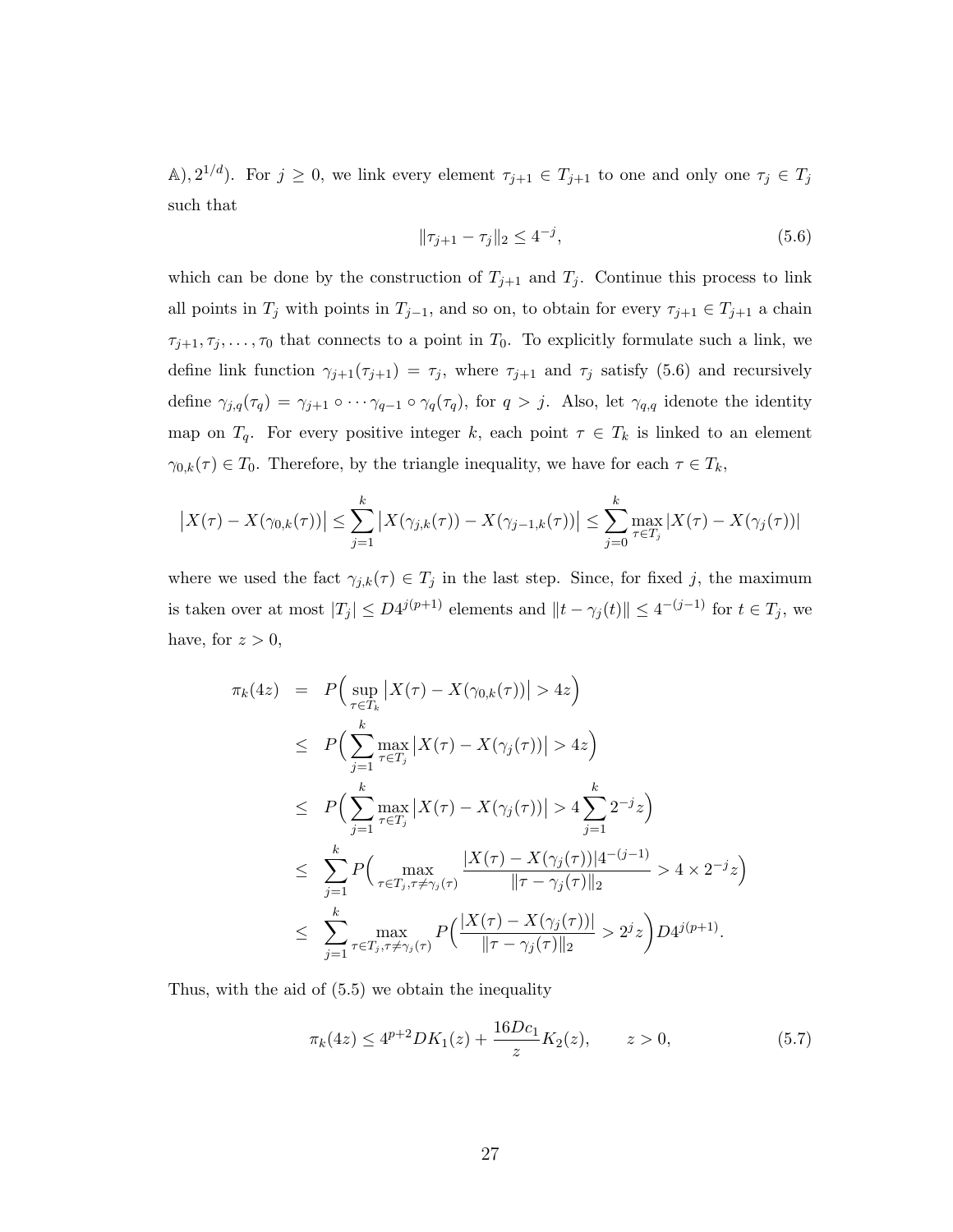$\mathbb{A}), 2^{1/d})$. For $j \geq 0$, we link every element $\tau_{j+1} \in T_{j+1}$ to one and only one $\tau_j \in T_j$ such that

$$\|\tau_{j+1} - \tau_j\|_2 \leq 4^{-j}, \tag{5.6}$$

which can be done by the construction of $T_{j+1}$ and $T_j$. Continue this process to link all points in $T_j$ with points in $T_{j-1}$, and so on, to obtain for every $\tau_{j+1} \in T_{j+1}$ a chain $\tau_{j+1}, \tau_j, \ldots, \tau_0$ that connects to a point in $T_0$. To explicitly formulate such a link, we define link function $\gamma_{j+1}(\tau_{j+1}) = \tau_j$, where $\tau_{j+1}$ and $\tau_j$ satisfy (5.6) and recursively define $\gamma_{j,q}(\tau_q) = \gamma_{j+1} \circ \cdots \gamma_{q-1} \circ \gamma_q(\tau_q)$, for $q > j$. Also, let $\gamma_{q,q}$ idenote the identity map on $T_q$. For every positive integer $k$, each point $\tau \in T_k$ is linked to an element $\gamma_{0,k}(\tau) \in T_0$. Therefore, by the triangle inequality, we have for each $\tau \in T_k$,

$$\big|X(\tau) - X(\gamma_{0,k}(\tau))\big| \leq \sum_{j=1}^{k} \big|X(\gamma_{j,k}(\tau)) - X(\gamma_{j-1,k}(\tau))\big| \leq \sum_{j=0}^{k} \max_{\tau \in T_j} |X(\tau) - X(\gamma_j(\tau))|$$

where we used the fact $\gamma_{j,k}(\tau) \in T_j$ in the last step. Since, for fixed $j$, the maximum is taken over at most $|T_j| \leq D4^{j(p+1)}$ elements and $\|t - \gamma_j(t)\| \leq 4^{-(j-1)}$ for $t \in T_j$, we have, for $z > 0$,

$$\begin{aligned}
\pi_k(4z) &= P\Big(\sup_{\tau \in T_k} \big|X(\tau) - X(\gamma_{0,k}(\tau))\big| > 4z\Big) \\
&\leq P\Big(\sum_{j=1}^{k} \max_{\tau \in T_j} \big|X(\tau) - X(\gamma_j(\tau))\big| > 4z\Big) \\
&\leq P\Big(\sum_{j=1}^{k} \max_{\tau \in T_j} \big|X(\tau) - X(\gamma_j(\tau))\big| > 4\sum_{j=1}^{k} 2^{-j} z\Big) \\
&\leq \sum_{j=1}^{k} P\Big(\max_{\tau \in T_j, \tau \neq \gamma_j(\tau)} \frac{|X(\tau) - X(\gamma_j(\tau))| 4^{-(j-1)}}{\|\tau - \gamma_j(\tau)\|_2} > 4 \times 2^{-j} z\Big) \\
&\leq \sum_{j=1}^{k} \max_{\tau \in T_j, \tau \neq \gamma_j(\tau)} P\Big(\frac{|X(\tau) - X(\gamma_j(\tau))|}{\|\tau - \gamma_j(\tau)\|_2} > 2^j z\Big) D4^{j(p+1)}.
\end{aligned}$$

Thus, with the aid of (5.5) we obtain the inequality

$$\pi_k(4z) \leq 4^{p+2} D K_1(z) + \frac{16 D c_1}{z} K_2(z), \qquad z > 0, \tag{5.7}$$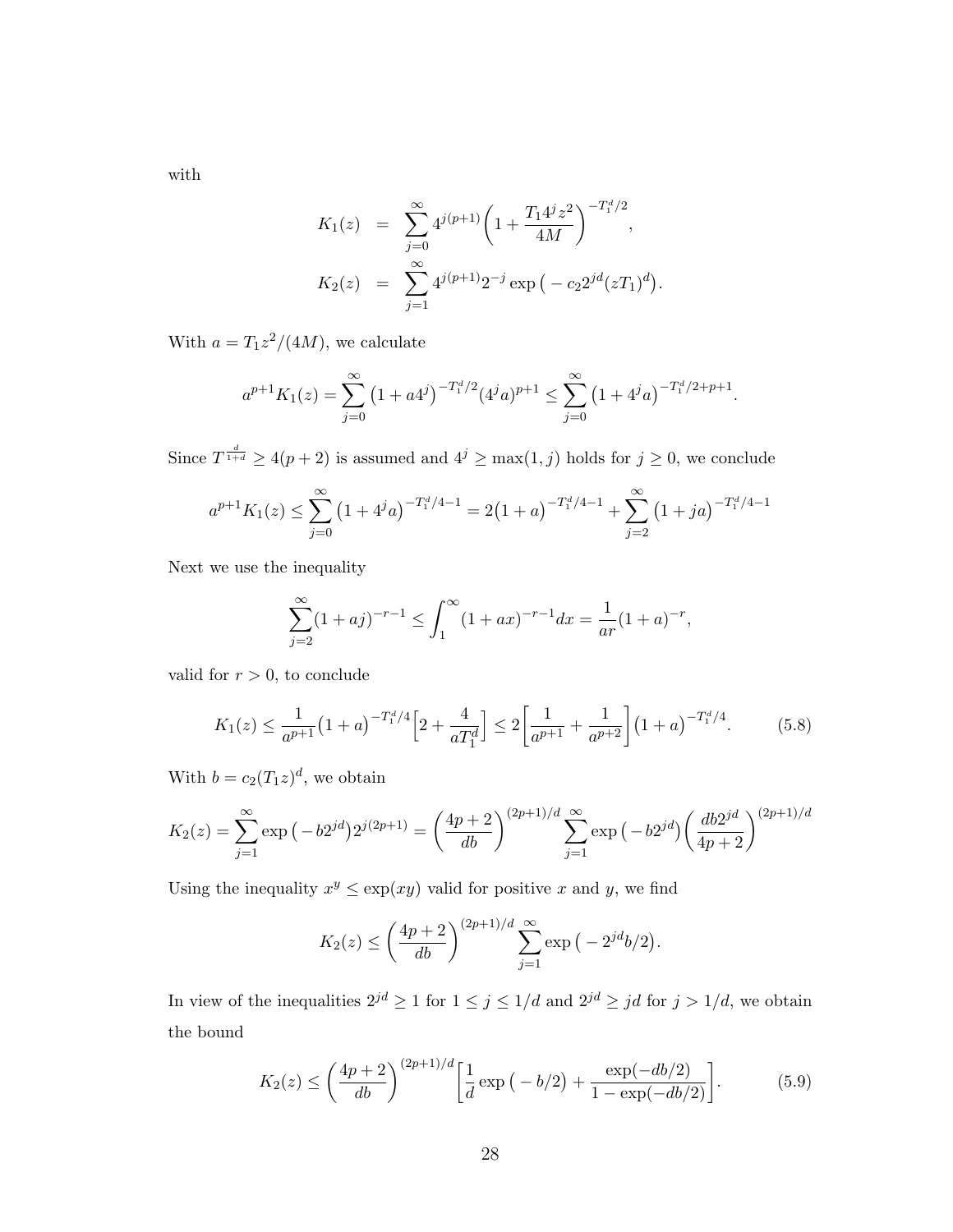with

$$
\begin{aligned}
K_1(z) &= \sum_{j=0}^{\infty} 4^{j(p+1)}\Big(1+\frac{T_1 4^j z^2}{4M}\Big)^{-T_1^d/2},\\
K_2(z) &= \sum_{j=1}^{\infty} 4^{j(p+1)} 2^{-j} \exp\big(-c_2 2^{jd}(zT_1)^d\big).
\end{aligned}
$$

With $a = T_1 z^2/(4M)$, we calculate

$$
a^{p+1}K_1(z) = \sum_{j=0}^{\infty}\big(1+a4^j\big)^{-T_1^d/2}(4^j a)^{p+1} \le \sum_{j=0}^{\infty}\big(1+4^j a\big)^{-T_1^d/2+p+1}.
$$

Since $T^{\frac{d}{1+d}} \ge 4(p+2)$ is assumed and $4^j \ge \max(1,j)$ holds for $j \ge 0$, we conclude

$$
a^{p+1}K_1(z) \le \sum_{j=0}^{\infty}\big(1+4^j a\big)^{-T_1^d/4-1} = 2\big(1+a\big)^{-T_1^d/4-1} + \sum_{j=2}^{\infty}\big(1+ja\big)^{-T_1^d/4-1}
$$

Next we use the inequality

$$
\sum_{j=2}^{\infty}(1+aj)^{-r-1} \le \int_1^{\infty}(1+ax)^{-r-1}dx = \frac{1}{ar}(1+a)^{-r},
$$

valid for $r > 0$, to conclude

$$
K_1(z) \le \frac{1}{a^{p+1}}\big(1+a\big)^{-T_1^d/4}\Big[2+\frac{4}{aT_1^d}\Big] \le 2\Big[\frac{1}{a^{p+1}}+\frac{1}{a^{p+2}}\Big]\big(1+a\big)^{-T_1^d/4}. \tag{5.8}
$$

With $b = c_2(T_1 z)^d$, we obtain

$$
K_2(z) = \sum_{j=1}^{\infty}\exp\big(-b2^{jd}\big)2^{j(2p+1)} = \Big(\frac{4p+2}{db}\Big)^{(2p+1)/d}\sum_{j=1}^{\infty}\exp\big(-b2^{jd}\big)\Big(\frac{db2^{jd}}{4p+2}\Big)^{(2p+1)/d}
$$

Using the inequality $x^y \le \exp(xy)$ valid for positive $x$ and $y$, we find

$$
K_2(z) \le \Big(\frac{4p+2}{db}\Big)^{(2p+1)/d}\sum_{j=1}^{\infty}\exp\big(-2^{jd}b/2\big).
$$

In view of the inequalities $2^{jd} \ge 1$ for $1 \le j \le 1/d$ and $2^{jd} \ge jd$ for $j > 1/d$, we obtain the bound

$$
K_2(z) \le \Big(\frac{4p+2}{db}\Big)^{(2p+1)/d}\Big[\frac{1}{d}\exp\big(-b/2\big) + \frac{\exp(-db/2)}{1-\exp(-db/2)}\Big]. \tag{5.9}
$$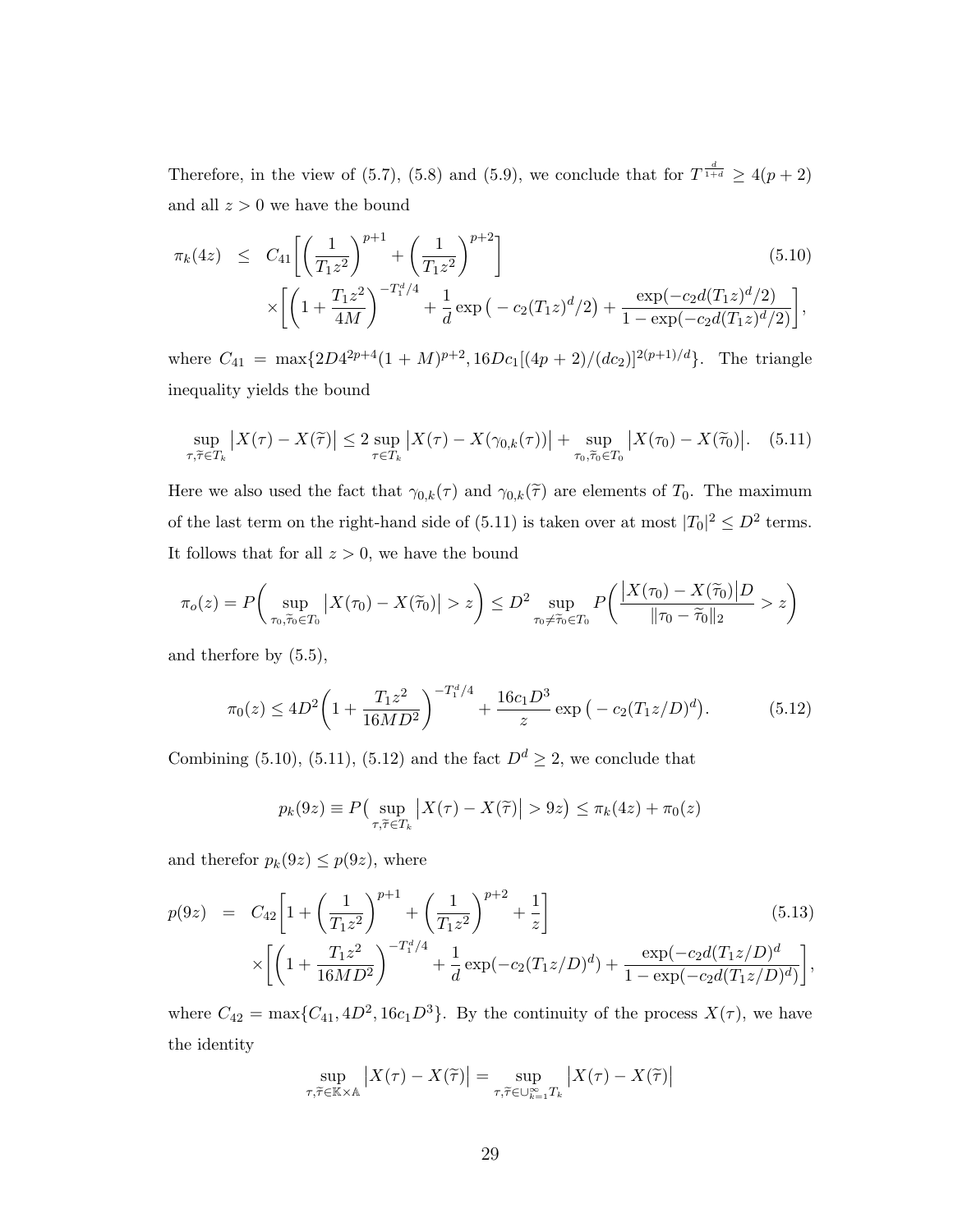Therefore, in the view of (5.7), (5.8) and (5.9), we conclude that for $T^{\frac{d}{1+d}} \geq 4(p+2)$ and all $z > 0$ we have the bound

$$
\begin{aligned}
\pi_k(4z) \;\; &\leq \;\; C_{41}\Bigg[\bigg(\frac{1}{T_1 z^2}\bigg)^{p+1} + \bigg(\frac{1}{T_1 z^2}\bigg)^{p+2}\Bigg] \qquad (5.10)\\
&\times\Bigg[\bigg(1+\frac{T_1 z^2}{4M}\bigg)^{-T_1^d/4} + \frac{1}{d}\exp\big(-c_2(T_1 z)^d/2\big) + \frac{\exp(-c_2 d(T_1 z)^d/2)}{1-\exp(-c_2 d(T_1 z)^d/2)}\Bigg],
\end{aligned}
$$

where $C_{41} = \max\{2D4^{2p+4}(1+M)^{p+2}, 16Dc_1[(4p+2)/(dc_2)]^{2(p+1)/d}\}$. The triangle inequality yields the bound

$$
\sup_{\tau,\widetilde{\tau}\in T_k}\big|X(\tau)-X(\widetilde{\tau})\big| \leq 2\sup_{\tau\in T_k}\big|X(\tau)-X(\gamma_{0,k}(\tau))\big| + \sup_{\tau_0,\widetilde{\tau}_0\in T_0}\big|X(\tau_0)-X(\widetilde{\tau}_0)\big|. \quad (5.11)
$$

Here we also used the fact that $\gamma_{0,k}(\tau)$ and $\gamma_{0,k}(\widetilde{\tau})$ are elements of $T_0$. The maximum of the last term on the right-hand side of (5.11) is taken over at most $|T_0|^2 \leq D^2$ terms. It follows that for all $z > 0$, we have the bound

$$
\pi_o(z) = P\bigg(\sup_{\tau_0,\widetilde{\tau}_0\in T_0}\big|X(\tau_0)-X(\widetilde{\tau}_0)\big| > z\bigg) \leq D^2 \sup_{\tau_0\neq\widetilde{\tau}_0\in T_0} P\bigg(\frac{\big|X(\tau_0)-X(\widetilde{\tau}_0)\big|D}{\|\tau_0-\widetilde{\tau}_0\|_2} > z\bigg)
$$

and therfore by (5.5),

$$
\pi_0(z) \leq 4D^2\bigg(1+\frac{T_1 z^2}{16MD^2}\bigg)^{-T_1^d/4} + \frac{16c_1 D^3}{z}\exp\big(-c_2(T_1 z/D)^d\big). \quad (5.12)
$$

Combining (5.10), (5.11), (5.12) and the fact $D^d \geq 2$, we conclude that

$$
p_k(9z) \equiv P\big(\sup_{\tau,\widetilde{\tau}\in T_k}\big|X(\tau)-X(\widetilde{\tau})\big| > 9z\big) \leq \pi_k(4z) + \pi_0(z)
$$

and therefor $p_k(9z) \leq p(9z)$, where

$$
\begin{aligned}
p(9z) \;\; &= \;\; C_{42}\Bigg[1 + \bigg(\frac{1}{T_1 z^2}\bigg)^{p+1} + \bigg(\frac{1}{T_1 z^2}\bigg)^{p+2} + \frac{1}{z}\Bigg] \qquad (5.13)\\
&\times\Bigg[\bigg(1+\frac{T_1 z^2}{16MD^2}\bigg)^{-T_1^d/4} + \frac{1}{d}\exp(-c_2(T_1 z/D)^d) + \frac{\exp(-c_2 d(T_1 z/D)^d}{1-\exp(-c_2 d(T_1 z/D)^d)}\Bigg],
\end{aligned}
$$

where $C_{42} = \max\{C_{41}, 4D^2, 16c_1 D^3\}$. By the continuity of the process $X(\tau)$, we have the identity

$$
\sup_{\tau,\widetilde{\tau}\in\mathbb{K}\times\mathbb{A}}\big|X(\tau)-X(\widetilde{\tau})\big| = \sup_{\tau,\widetilde{\tau}\in\cup_{k=1}^{\infty}T_k}\big|X(\tau)-X(\widetilde{\tau})\big|
$$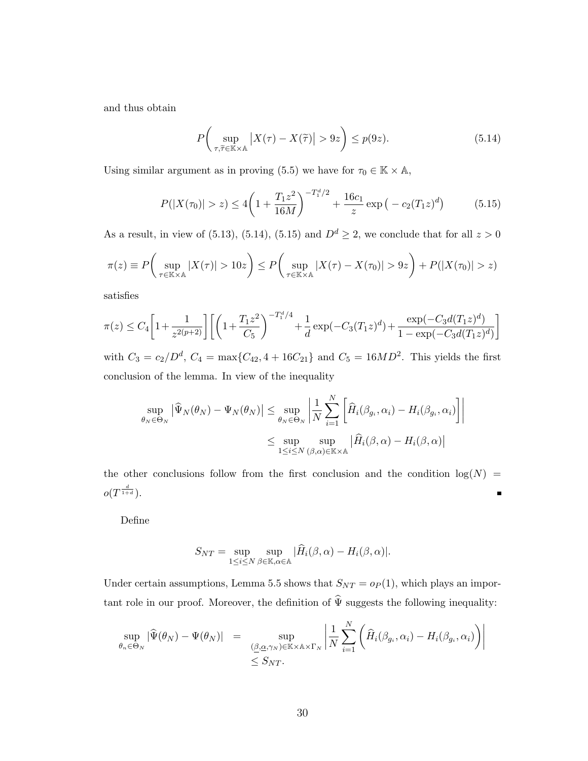and thus obtain

$$P\bigg(\sup_{\tau,\widetilde{\tau}\in\mathbb{K}\times\mathbb{A}}\big|X(\tau)-X(\widetilde{\tau})\big|>9z\bigg)\le p(9z). \tag{5.14}$$

Using similar argument as in proving (5.5) we have for $\tau_0\in\mathbb{K}\times\mathbb{A}$,

$$P(|X(\tau_0)|>z)\le 4\bigg(1+\frac{T_1z^2}{16M}\bigg)^{-T_1^d/2}+\frac{16c_1}{z}\exp\big(-c_2(T_1z)^d\big) \tag{5.15}$$

As a result, in view of (5.13), (5.14), (5.15) and $D^d\ge 2$, we conclude that for all $z>0$

$$\pi(z)\equiv P\bigg(\sup_{\tau\in\mathbb{K}\times\mathbb{A}}|X(\tau)|>10z\bigg)\le P\bigg(\sup_{\tau\in\mathbb{K}\times\mathbb{A}}|X(\tau)-X(\tau_0)|>9z\bigg)+P(|X(\tau_0)|>z)$$

satisfies

$$\pi(z)\le C_4\bigg[1+\frac{1}{z^{2(p+2)}}\bigg]\bigg[\bigg(1+\frac{T_1z^2}{C_5}\bigg)^{-T_1^d/4}+\frac{1}{d}\exp(-C_3(T_1z)^d)+\frac{\exp(-C_3d(T_1z)^d)}{1-\exp(-C_3d(T_1z)^d)}\bigg]$$

with $C_3=c_2/D^d$, $C_4=\max\{C_{42},4+16C_{21}\}$ and $C_5=16MD^2$. This yields the first conclusion of the lemma. In view of the inequality

$$\begin{aligned}\sup_{\theta_N\in\Theta_N}\big|\widehat{\Psi}_N(\theta_N)-\Psi_N(\theta_N)\big| &\le \sup_{\theta_N\in\Theta_N}\bigg|\frac{1}{N}\sum_{i=1}^N\bigg[\widehat{H}_i(\beta_{g_i},\alpha_i)-H_i(\beta_{g_i},\alpha_i)\bigg]\bigg| \\ &\le \sup_{1\le i\le N}\sup_{(\beta,\alpha)\in\mathbb{K}\times\mathbb{A}}\big|\widehat{H}_i(\beta,\alpha)-H_i(\beta,\alpha)\big|\end{aligned}$$

the other conclusions follow from the first conclusion and the condition $\log(N)=o(T^{\frac{d}{1+d}})$. ∎

Define

$$S_{NT}=\sup_{1\le i\le N}\sup_{\beta\in\mathbb{K},\alpha\in\mathbb{A}}|\widehat{H}_i(\beta,\alpha)-H_i(\beta,\alpha)|.$$

Under certain assumptions, Lemma 5.5 shows that $S_{NT}=o_P(1)$, which plays an important role in our proof. Moreover, the definition of $\widehat{\Psi}$ suggests the following inequality:

$$\begin{aligned}\sup_{\theta_n\in\Theta_N}|\widehat{\Psi}(\theta_N)-\Psi(\theta_N)| &= \sup_{(\underline{\beta},\underline{\alpha},\gamma_N)\in\mathbb{K}\times\mathbb{A}\times\Gamma_N}\bigg|\frac{1}{N}\sum_{i=1}^N\bigg(\widehat{H}_i(\beta_{g_i},\alpha_i)-H_i(\beta_{g_i},\alpha_i)\bigg)\bigg| \\ &\le S_{NT}.\end{aligned}$$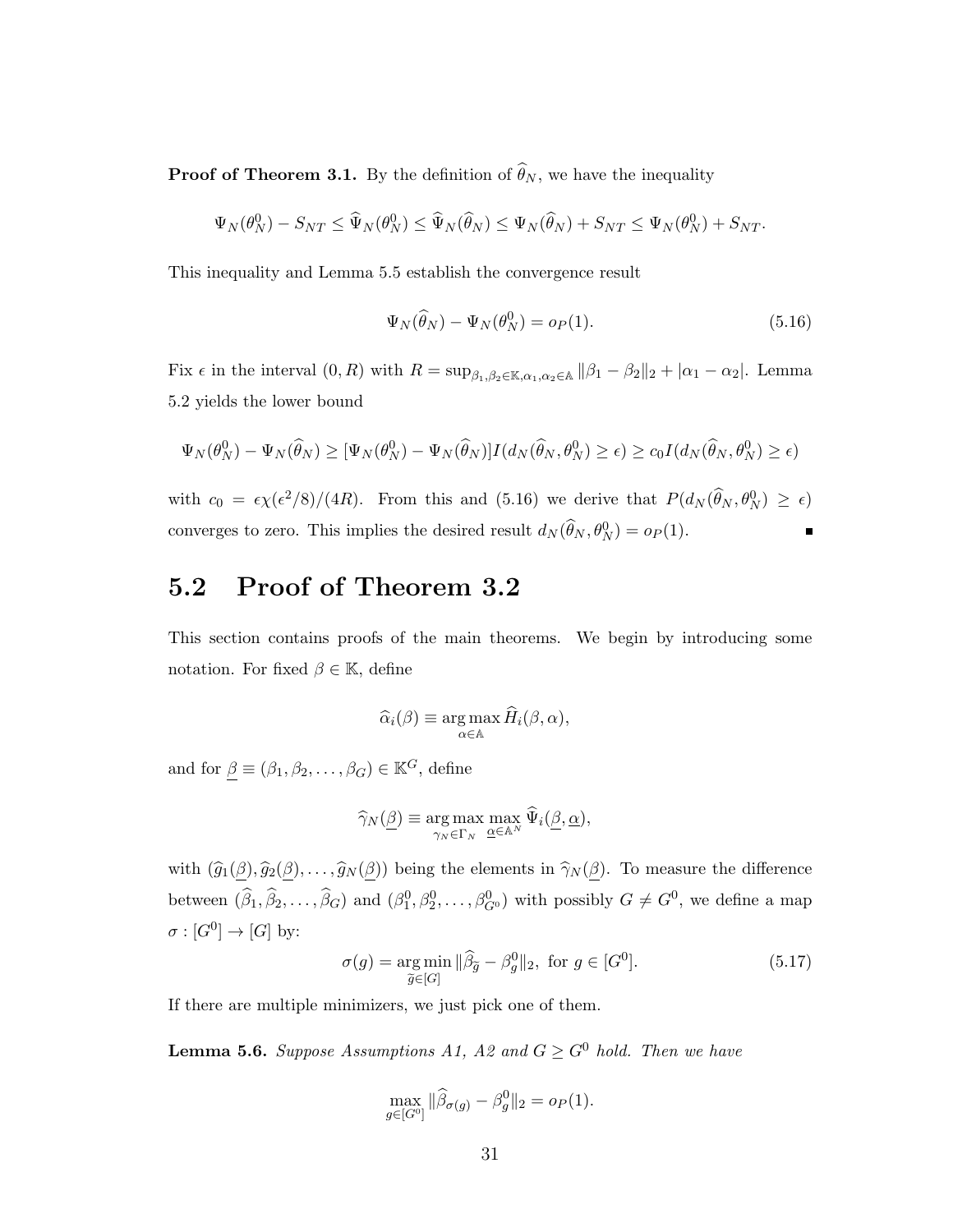**Proof of Theorem 3.1.** By the definition of $\widehat{\theta}_N$, we have the inequality

$$\Psi_N(\theta_N^0) - S_{NT} \leq \widehat{\Psi}_N(\theta_N^0) \leq \widehat{\Psi}_N(\widehat{\theta}_N) \leq \Psi_N(\widehat{\theta}_N) + S_{NT} \leq \Psi_N(\theta_N^0) + S_{NT}.$$

This inequality and Lemma 5.5 establish the convergence result

$$\Psi_N(\widehat{\theta}_N) - \Psi_N(\theta_N^0) = o_P(1). \tag{5.16}$$

Fix $\epsilon$ in the interval $(0, R)$ with $R = \sup_{\beta_1,\beta_2 \in \mathbb{K}, \alpha_1,\alpha_2 \in \mathbb{A}} \|\beta_1 - \beta_2\|_2 + |\alpha_1 - \alpha_2|$. Lemma 5.2 yields the lower bound

$$\Psi_N(\theta_N^0) - \Psi_N(\widehat{\theta}_N) \geq [\Psi_N(\theta_N^0) - \Psi_N(\widehat{\theta}_N)] I(d_N(\widehat{\theta}_N, \theta_N^0) \geq \epsilon) \geq c_0 I(d_N(\widehat{\theta}_N, \theta_N^0) \geq \epsilon)$$

with $c_0 = \epsilon\chi(\epsilon^2/8)/(4R)$. From this and (5.16) we derive that $P(d_N(\widehat{\theta}_N, \theta_N^0) \geq \epsilon)$ converges to zero. This implies the desired result $d_N(\widehat{\theta}_N, \theta_N^0) = o_P(1)$. ∎

## 5.2 Proof of Theorem 3.2

This section contains proofs of the main theorems. We begin by introducing some notation. For fixed $\beta \in \mathbb{K}$, define

$$\widehat{\alpha}_i(\beta) \equiv \operatorname*{arg\,max}_{\alpha \in \mathbb{A}} \widehat{H}_i(\beta, \alpha),$$

and for $\underline{\beta} \equiv (\beta_1, \beta_2, \ldots, \beta_G) \in \mathbb{K}^G$, define

$$\widehat{\gamma}_N(\underline{\beta}) \equiv \operatorname*{arg\,max}_{\gamma_N \in \Gamma_N} \max_{\underline{\alpha} \in \mathbb{A}^N} \widehat{\Psi}_i(\underline{\beta}, \underline{\alpha}),$$

with $(\widehat{g}_1(\underline{\beta}), \widehat{g}_2(\underline{\beta}), \ldots, \widehat{g}_N(\underline{\beta}))$ being the elements in $\widehat{\gamma}_N(\underline{\beta})$. To measure the difference between $(\widehat{\beta}_1, \widehat{\beta}_2, \ldots, \widehat{\beta}_G)$ and $(\beta_1^0, \beta_2^0, \ldots, \beta_{G^0}^0)$ with possibly $G \neq G^0$, we define a map $\sigma : [G^0] \to [G]$ by:

$$\sigma(g) = \operatorname*{arg\,min}_{\widetilde{g} \in [G]} \|\widehat{\beta}_{\widetilde{g}} - \beta_g^0\|_2, \text{ for } g \in [G^0]. \tag{5.17}$$

If there are multiple minimizers, we just pick one of them.

**Lemma 5.6.** *Suppose Assumptions A1, A2 and $G \geq G^0$ hold. Then we have*

$$\max_{g \in [G^0]} \|\widehat{\beta}_{\sigma(g)} - \beta_g^0\|_2 = o_P(1).$$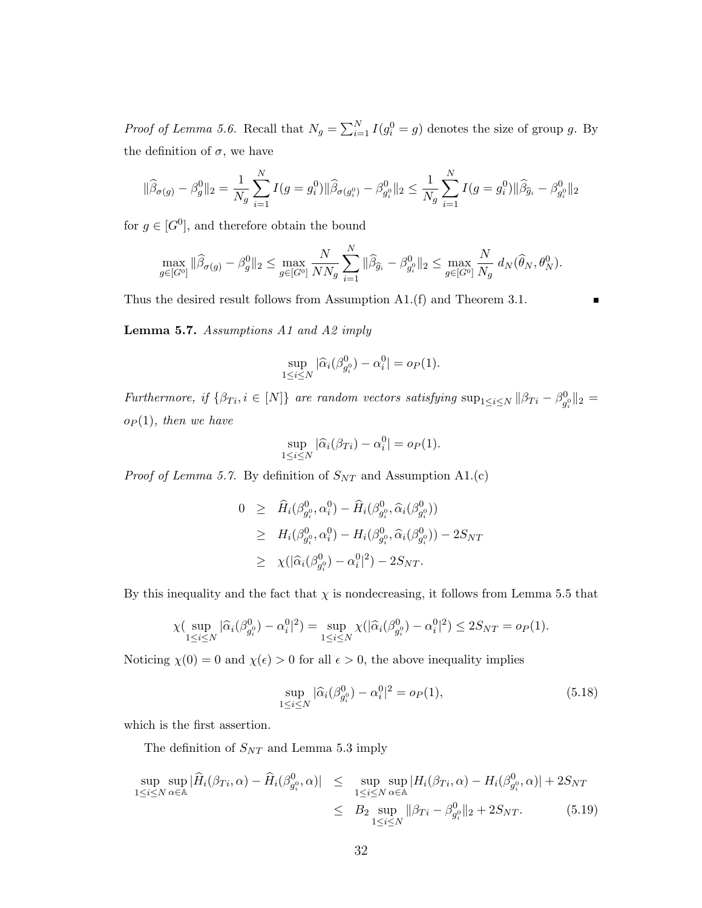*Proof of Lemma 5.6.* Recall that $N_g = \sum_{i=1}^N I(g_i^0 = g)$ denotes the size of group $g$. By the definition of $\sigma$, we have

$$\|\widehat{\beta}_{\sigma(g)} - \beta_g^0\|_2 = \frac{1}{N_g}\sum_{i=1}^N I(g = g_i^0)\|\widehat{\beta}_{\sigma(g_i^0)} - \beta_{g_i^0}^0\|_2 \leq \frac{1}{N_g}\sum_{i=1}^N I(g = g_i^0)\|\widehat{\beta}_{\widehat{g}_i} - \beta_{g_i^0}^0\|_2$$

for $g \in [G^0]$, and therefore obtain the bound

$$\max_{g\in[G^0]} \|\widehat{\beta}_{\sigma(g)} - \beta_g^0\|_2 \leq \max_{g\in[G^0]} \frac{N}{NN_g}\sum_{i=1}^N \|\widehat{\beta}_{\widehat{g}_i} - \beta_{g_i^0}^0\|_2 \leq \max_{g\in[G^0]} \frac{N}{N_g}\, d_N(\widehat{\theta}_N, \theta_N^0).$$

Thus the desired result follows from Assumption A1.(f) and Theorem 3.1. ∎

**Lemma 5.7.** *Assumptions A1 and A2 imply*

$$\sup_{1\leq i\leq N} |\widehat{\alpha}_i(\beta_{g_i^0}^0) - \alpha_i^0| = o_P(1).$$

*Furthermore, if $\{\beta_{Ti}, i \in [N]\}$ are random vectors satisfying $\sup_{1\leq i\leq N} \|\beta_{Ti} - \beta_{g_i^0}^0\|_2 = o_P(1)$, then we have*

$$\sup_{1\leq i\leq N} |\widehat{\alpha}_i(\beta_{Ti}) - \alpha_i^0| = o_P(1).$$

*Proof of Lemma 5.7.* By definition of $S_{NT}$ and Assumption A1.(c)

$$\begin{aligned}
0 &\geq \widehat{H}_i(\beta_{g_i^0}^0, \alpha_i^0) - \widehat{H}_i(\beta_{g_i^0}^0, \widehat{\alpha}_i(\beta_{g_i^0}^0)) \\
&\geq H_i(\beta_{g_i^0}^0, \alpha_i^0) - H_i(\beta_{g_i^0}^0, \widehat{\alpha}_i(\beta_{g_i^0}^0)) - 2S_{NT} \\
&\geq \chi(|\widehat{\alpha}_i(\beta_{g_i^0}^0) - \alpha_i^0|^2) - 2S_{NT}.
\end{aligned}$$

By this inequality and the fact that $\chi$ is nondecreasing, it follows from Lemma 5.5 that

$$\chi(\sup_{1\leq i\leq N} |\widehat{\alpha}_i(\beta_{g_i^0}^0) - \alpha_i^0|^2) = \sup_{1\leq i\leq N} \chi(|\widehat{\alpha}_i(\beta_{g_i^0}^0) - \alpha_i^0|^2) \leq 2S_{NT} = o_P(1).$$

Noticing $\chi(0) = 0$ and $\chi(\epsilon) > 0$ for all $\epsilon > 0$, the above inequality implies

$$\sup_{1\leq i\leq N} |\widehat{\alpha}_i(\beta_{g_i^0}^0) - \alpha_i^0|^2 = o_P(1), \tag{5.18}$$

which is the first assertion.

The definition of $S_{NT}$ and Lemma 5.3 imply

$$\begin{aligned}
\sup_{1\leq i\leq N}\sup_{\alpha\in\mathbb{A}} |\widehat{H}_i(\beta_{Ti}, \alpha) - \widehat{H}_i(\beta_{g_i^0}^0, \alpha)| &\leq \sup_{1\leq i\leq N}\sup_{\alpha\in\mathbb{A}} |H_i(\beta_{Ti}, \alpha) - H_i(\beta_{g_i^0}^0, \alpha)| + 2S_{NT} \\
&\leq B_2 \sup_{1\leq i\leq N} \|\beta_{Ti} - \beta_{g_i^0}^0\|_2 + 2S_{NT}. \qquad (5.19)
\end{aligned}$$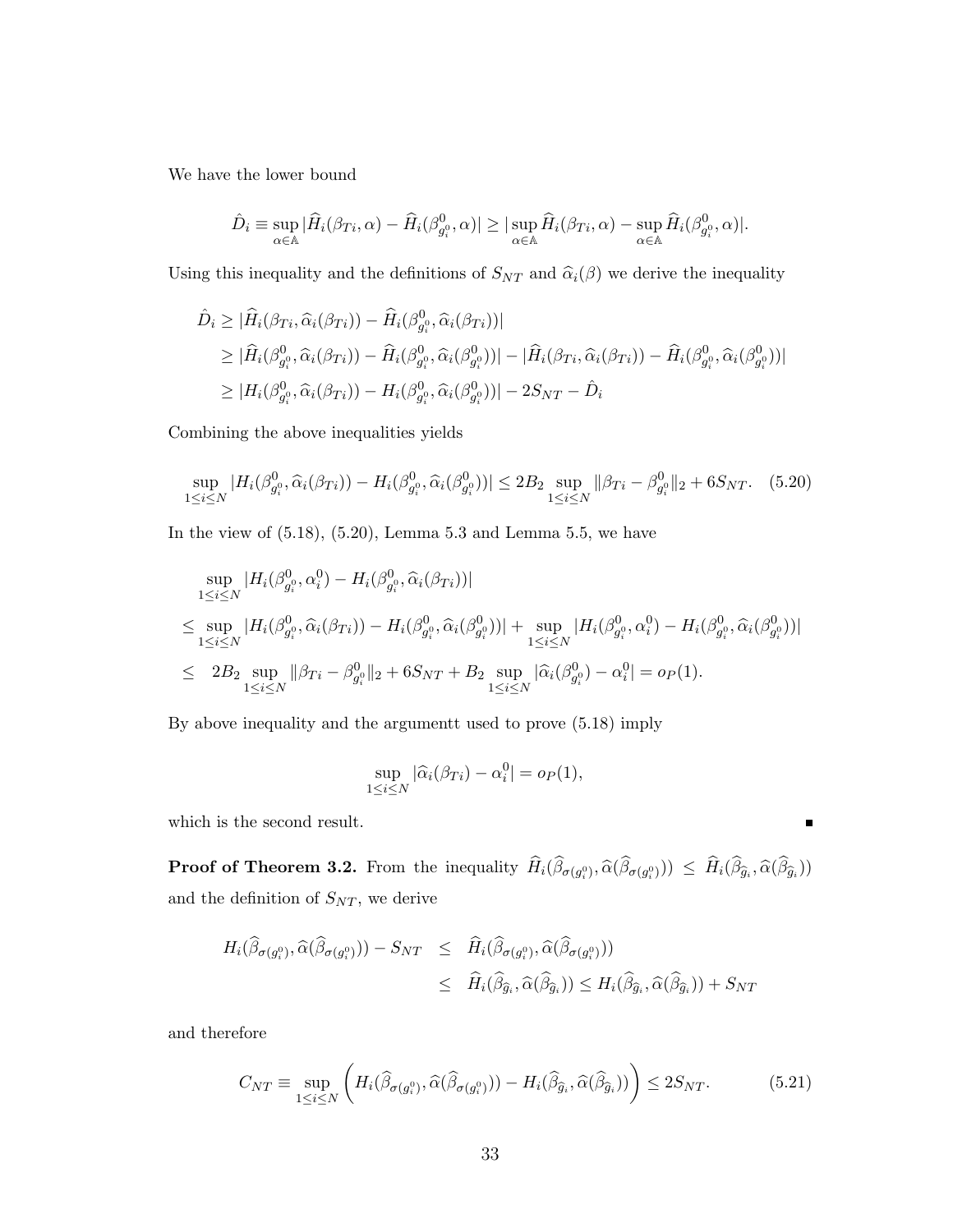We have the lower bound

$$\hat{D}_i \equiv \sup_{\alpha \in \mathbb{A}} |\widehat{H}_i(\beta_{Ti}, \alpha) - \widehat{H}_i(\beta^0_{g^0_i}, \alpha)| \geq |\sup_{\alpha \in \mathbb{A}} \widehat{H}_i(\beta_{Ti}, \alpha) - \sup_{\alpha \in \mathbb{A}} \widehat{H}_i(\beta^0_{g^0_i}, \alpha)|.$$

Using this inequality and the definitions of $S_{NT}$ and $\widehat{\alpha}_i(\beta)$ we derive the inequality

$$\begin{aligned}
\hat{D}_i &\geq |\widehat{H}_i(\beta_{Ti}, \widehat{\alpha}_i(\beta_{Ti})) - \widehat{H}_i(\beta^0_{g^0_i}, \widehat{\alpha}_i(\beta_{Ti}))| \\
&\geq |\widehat{H}_i(\beta^0_{g^0_i}, \widehat{\alpha}_i(\beta_{Ti})) - \widehat{H}_i(\beta^0_{g^0_i}, \widehat{\alpha}_i(\beta^0_{g^0_i}))| - |\widehat{H}_i(\beta_{Ti}, \widehat{\alpha}_i(\beta_{Ti})) - \widehat{H}_i(\beta^0_{g^0_i}, \widehat{\alpha}_i(\beta^0_{g^0_i}))| \\
&\geq |H_i(\beta^0_{g^0_i}, \widehat{\alpha}_i(\beta_{Ti})) - H_i(\beta^0_{g^0_i}, \widehat{\alpha}_i(\beta^0_{g^0_i}))| - 2S_{NT} - \hat{D}_i
\end{aligned}$$

Combining the above inequalities yields

$$\sup_{1 \leq i \leq N} |H_i(\beta^0_{g^0_i}, \widehat{\alpha}_i(\beta_{Ti})) - H_i(\beta^0_{g^0_i}, \widehat{\alpha}_i(\beta^0_{g^0_i}))| \leq 2B_2 \sup_{1 \leq i \leq N} \|\beta_{Ti} - \beta^0_{g^0_i}\|_2 + 6S_{NT}. \quad (5.20)$$

In the view of (5.18), (5.20), Lemma 5.3 and Lemma 5.5, we have

$$\begin{aligned}
&\sup_{1 \leq i \leq N} |H_i(\beta^0_{g^0_i}, \alpha^0_i) - H_i(\beta^0_{g^0_i}, \widehat{\alpha}_i(\beta_{Ti}))| \\
\leq& \sup_{1 \leq i \leq N} |H_i(\beta^0_{g^0_i}, \widehat{\alpha}_i(\beta_{Ti})) - H_i(\beta^0_{g^0_i}, \widehat{\alpha}_i(\beta^0_{g^0_i}))| + \sup_{1 \leq i \leq N} |H_i(\beta^0_{g^0_i}, \alpha^0_i) - H_i(\beta^0_{g^0_i}, \widehat{\alpha}_i(\beta^0_{g^0_i}))| \\
\leq& \quad 2B_2 \sup_{1 \leq i \leq N} \|\beta_{Ti} - \beta^0_{g^0_i}\|_2 + 6S_{NT} + B_2 \sup_{1 \leq i \leq N} |\widehat{\alpha}_i(\beta^0_{g^0_i}) - \alpha^0_i| = o_P(1).
\end{aligned}$$

By above inequality and the argumentt used to prove (5.18) imply

$$\sup_{1 \leq i \leq N} |\widehat{\alpha}_i(\beta_{Ti}) - \alpha^0_i| = o_P(1),$$

which is the second result. ∎

**Proof of Theorem 3.2.** From the inequality $\widehat{H}_i(\widehat{\beta}_{\sigma(g^0_i)}, \widehat{\alpha}(\widehat{\beta}_{\sigma(g^0_i)})) \leq \widehat{H}_i(\widehat{\beta}_{\widehat{g}_i}, \widehat{\alpha}(\widehat{\beta}_{\widehat{g}_i}))$ and the definition of $S_{NT}$, we derive

$$\begin{aligned}
H_i(\widehat{\beta}_{\sigma(g^0_i)}, \widehat{\alpha}(\widehat{\beta}_{\sigma(g^0_i)})) - S_{NT} &\leq \widehat{H}_i(\widehat{\beta}_{\sigma(g^0_i)}, \widehat{\alpha}(\widehat{\beta}_{\sigma(g^0_i)})) \\
&\leq \widehat{H}_i(\widehat{\beta}_{\widehat{g}_i}, \widehat{\alpha}(\widehat{\beta}_{\widehat{g}_i})) \leq H_i(\widehat{\beta}_{\widehat{g}_i}, \widehat{\alpha}(\widehat{\beta}_{\widehat{g}_i})) + S_{NT}
\end{aligned}$$

and therefore

$$C_{NT} \equiv \sup_{1 \leq i \leq N} \left( H_i(\widehat{\beta}_{\sigma(g^0_i)}, \widehat{\alpha}(\widehat{\beta}_{\sigma(g^0_i)})) - H_i(\widehat{\beta}_{\widehat{g}_i}, \widehat{\alpha}(\widehat{\beta}_{\widehat{g}_i})) \right) \leq 2S_{NT}. \quad (5.21)$$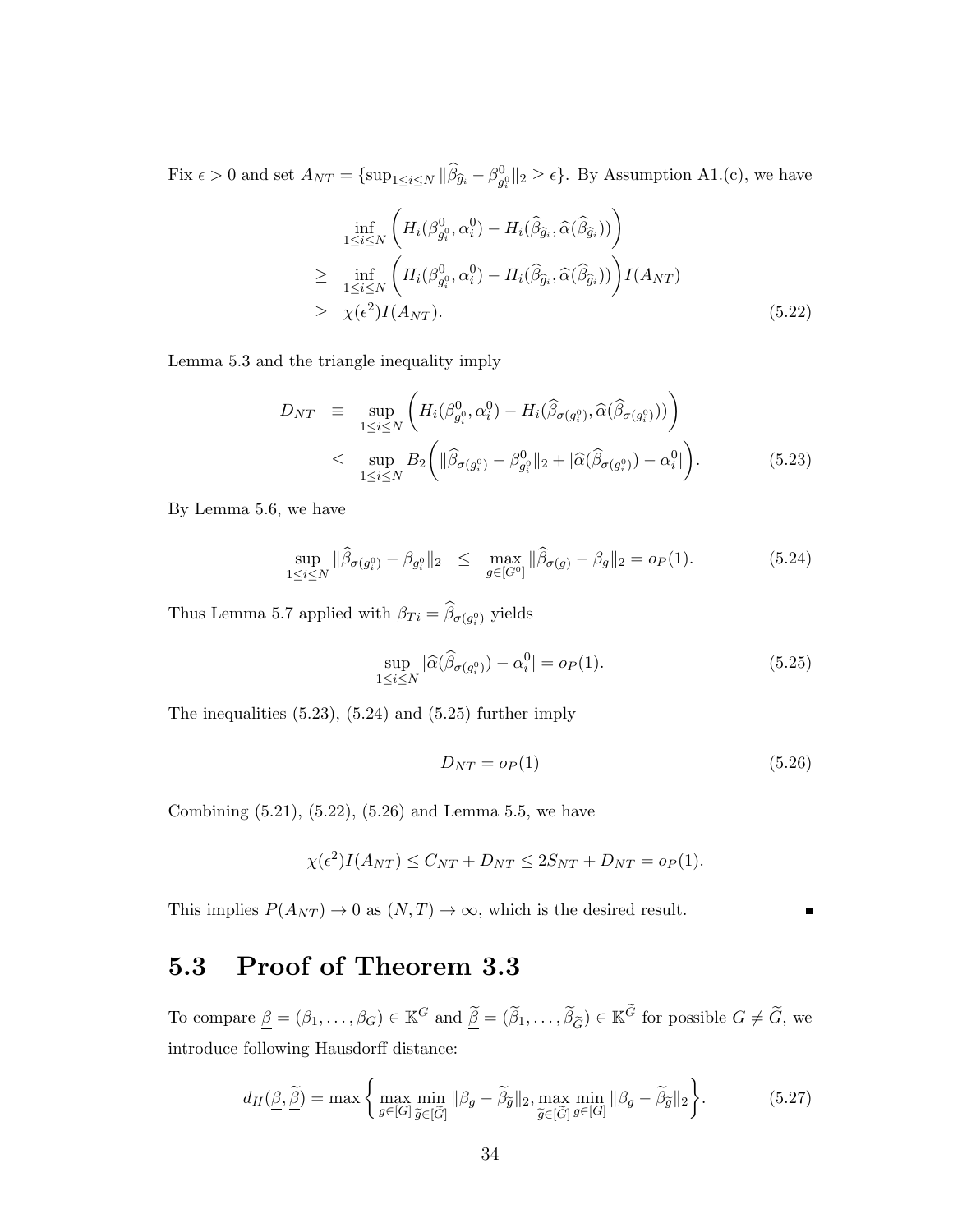Fix $\epsilon > 0$ and set $A_{NT} = \{\sup_{1\leq i\leq N} \|\widehat{\beta}_{\widehat{g}_i} - \beta^0_{g^0_i}\|_2 \geq \epsilon\}$. By Assumption A1.(c), we have

$$
\begin{aligned}
& \inf_{1\leq i\leq N} \bigg( H_i(\beta^0_{g^0_i}, \alpha^0_i) - H_i(\widehat{\beta}_{\widehat{g}_i}, \widehat{\alpha}(\widehat{\beta}_{\widehat{g}_i})) \bigg) \\
\geq \quad & \inf_{1\leq i\leq N} \bigg( H_i(\beta^0_{g^0_i}, \alpha^0_i) - H_i(\widehat{\beta}_{\widehat{g}_i}, \widehat{\alpha}(\widehat{\beta}_{\widehat{g}_i})) \bigg) I(A_{NT}) \\
\geq \quad & \chi(\epsilon^2) I(A_{NT}). \qquad (5.22)
\end{aligned}
$$

Lemma 5.3 and the triangle inequality imply

$$
\begin{aligned}
D_{NT} \quad & \equiv \quad \sup_{1\leq i\leq N} \bigg( H_i(\beta^0_{g^0_i}, \alpha^0_i) - H_i(\widehat{\beta}_{\sigma(g^0_i)}, \widehat{\alpha}(\widehat{\beta}_{\sigma(g^0_i)})) \bigg) \\
& \leq \quad \sup_{1\leq i\leq N} B_2 \bigg( \|\widehat{\beta}_{\sigma(g^0_i)} - \beta^0_{g^0_i}\|_2 + |\widehat{\alpha}(\widehat{\beta}_{\sigma(g^0_i)}) - \alpha^0_i| \bigg). \qquad (5.23)
\end{aligned}
$$

By Lemma 5.6, we have

$$
\sup_{1\leq i\leq N} \|\widehat{\beta}_{\sigma(g^0_i)} - \beta_{g^0_i}\|_2 \quad \leq \quad \max_{g\in[G^0]} \|\widehat{\beta}_{\sigma(g)} - \beta_g\|_2 = o_P(1). \qquad (5.24)
$$

Thus Lemma 5.7 applied with $\beta_{Ti} = \widehat{\beta}_{\sigma(g^0_i)}$ yields

$$
\sup_{1\leq i\leq N} |\widehat{\alpha}(\widehat{\beta}_{\sigma(g^0_i)}) - \alpha^0_i| = o_P(1). \qquad (5.25)
$$

The inequalities (5.23), (5.24) and (5.25) further imply

$$
D_{NT} = o_P(1) \qquad (5.26)
$$

Combining (5.21), (5.22), (5.26) and Lemma 5.5, we have

$$
\chi(\epsilon^2) I(A_{NT}) \leq C_{NT} + D_{NT} \leq 2S_{NT} + D_{NT} = o_P(1).
$$

This implies $P(A_{NT}) \to 0$ as $(N, T) \to \infty$, which is the desired result. ∎

## 5.3 Proof of Theorem 3.3

To compare $\underline{\beta} = (\beta_1, \ldots, \beta_G) \in \mathbb{K}^G$ and $\underline{\widetilde{\beta}} = (\widetilde{\beta}_1, \ldots, \widetilde{\beta}_{\widetilde{G}}) \in \mathbb{K}^{\widetilde{G}}$ for possible $G \neq \widetilde{G}$, we introduce following Hausdorff distance:

$$
d_H(\underline{\beta}, \underline{\widetilde{\beta}}) = \max \bigg\{ \max_{g\in[G]} \min_{\widetilde{g}\in[\widetilde{G}]} \|\beta_g - \widetilde{\beta}_{\widetilde{g}}\|_2, \max_{\widetilde{g}\in[\widetilde{G}]} \min_{g\in[G]} \|\beta_g - \widetilde{\beta}_{\widetilde{g}}\|_2 \bigg\}. \qquad (5.27)
$$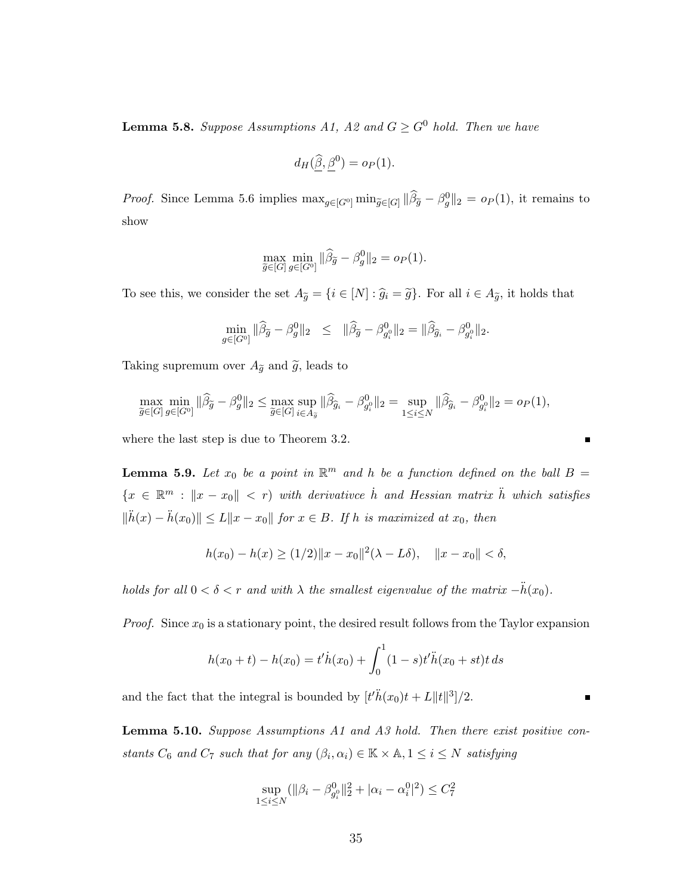**Lemma 5.8.** *Suppose Assumptions A1, A2 and $G \geq G^0$ hold. Then we have*

$$d_H(\underline{\widehat{\beta}}, \underline{\beta}^0) = o_P(1).$$

*Proof.* Since Lemma 5.6 implies $\max_{g\in[G^0]} \min_{\widetilde{g}\in[G]} \|\widehat{\beta}_{\widetilde{g}} - \beta^0_g\|_2 = o_P(1)$, it remains to show

$$\max_{\widetilde{g}\in[G]} \min_{g\in[G^0]} \|\widehat{\beta}_{\widetilde{g}} - \beta^0_g\|_2 = o_P(1).$$

To see this, we consider the set $A_{\widetilde{g}} = \{i \in [N] : \widehat{g}_i = \widetilde{g}\}$. For all $i \in A_{\widetilde{g}}$, it holds that

$$\min_{g\in[G^0]} \|\widehat{\beta}_{\widetilde{g}} - \beta^0_g\|_2 \quad \leq \quad \|\widehat{\beta}_{\widetilde{g}} - \beta^0_{g^0_i}\|_2 = \|\widehat{\beta}_{\widehat{g}_i} - \beta^0_{g^0_i}\|_2.$$

Taking supremum over $A_{\widetilde{g}}$ and $\widetilde{g}$, leads to

$$\max_{\widetilde{g}\in[G]} \min_{g\in[G^0]} \|\widehat{\beta}_{\widetilde{g}} - \beta^0_g\|_2 \leq \max_{\widetilde{g}\in[G]} \sup_{i\in A_{\widetilde{g}}} \|\widehat{\beta}_{\widehat{g}_i} - \beta^0_{g^0_i}\|_2 = \sup_{1\leq i\leq N} \|\widehat{\beta}_{\widehat{g}_i} - \beta^0_{g^0_i}\|_2 = o_P(1),$$

where the last step is due to Theorem 3.2. ∎

**Lemma 5.9.** *Let $x_0$ be a point in $\mathbb{R}^m$ and $h$ be a function defined on the ball $B = \{x \in \mathbb{R}^m : \|x - x_0\| < r)$ with derivativce $\dot{h}$ and Hessian matrix $\ddot{h}$ which satisfies $\|\ddot{h}(x) - \ddot{h}(x_0)\| \leq L\|x - x_0\|$ for $x \in B$. If $h$ is maximized at $x_0$, then*

$$h(x_0) - h(x) \geq (1/2)\|x - x_0\|^2(\lambda - L\delta), \quad \|x - x_0\| < \delta,$$

*holds for all $0 < \delta < r$ and with $\lambda$ the smallest eigenvalue of the matrix $-\ddot{h}(x_0)$.*

*Proof.* Since $x_0$ is a stationary point, the desired result follows from the Taylor expansion

$$h(x_0 + t) - h(x_0) = t'\dot{h}(x_0) + \int_0^1 (1 - s)t'\ddot{h}(x_0 + st)t\, ds$$

and the fact that the integral is bounded by $[t'\ddot{h}(x_0)t + L\|t\|^3]/2$. ∎

**Lemma 5.10.** *Suppose Assumptions A1 and A3 hold. Then there exist positive constants $C_6$ and $C_7$ such that for any $(\beta_i, \alpha_i) \in \mathbb{K} \times \mathbb{A}, 1 \leq i \leq N$ satisfying*

$$\sup_{1\leq i\leq N} (\|\beta_i - \beta^0_{g^0_i}\|_2^2 + |\alpha_i - \alpha^0_i|^2) \leq C_7^2$$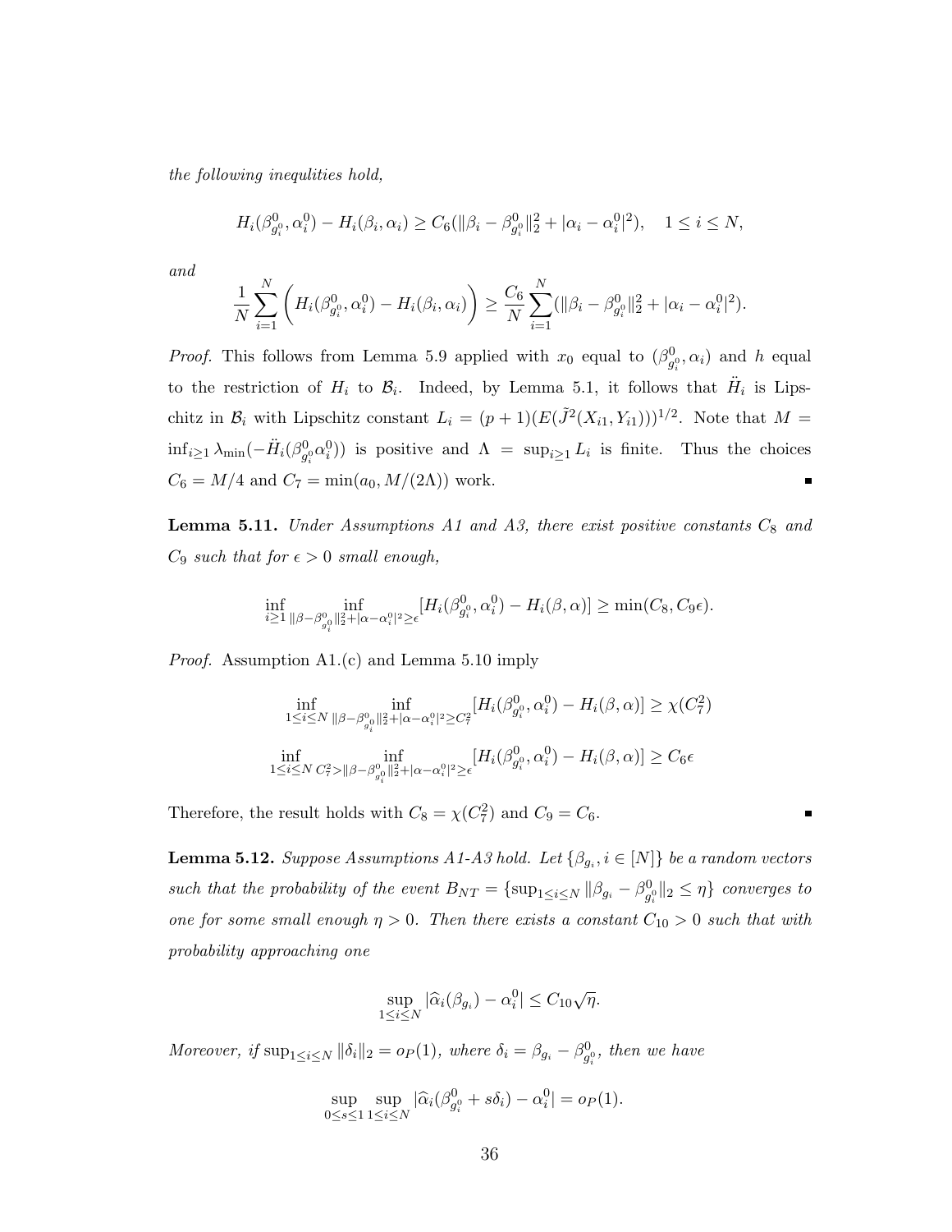*the following inequlities hold,*

$$H_i(\beta^0_{g_i^0}, \alpha_i^0) - H_i(\beta_i, \alpha_i) \geq C_6(\|\beta_i - \beta^0_{g_i^0}\|_2^2 + |\alpha_i - \alpha_i^0|^2), \quad 1 \leq i \leq N,$$

*and*

$$\frac{1}{N}\sum_{i=1}^{N}\left(H_i(\beta^0_{g_i^0}, \alpha_i^0) - H_i(\beta_i, \alpha_i)\right) \geq \frac{C_6}{N}\sum_{i=1}^{N}(\|\beta_i - \beta^0_{g_i^0}\|_2^2 + |\alpha_i - \alpha_i^0|^2).$$

*Proof.* This follows from Lemma 5.9 applied with $x_0$ equal to $(\beta^0_{g_i^0}, \alpha_i)$ and $h$ equal to the restriction of $H_i$ to $\mathcal{B}_i$. Indeed, by Lemma 5.1, it follows that $\ddot{H}_i$ is Lipschitz in $\mathcal{B}_i$ with Lipschitz constant $L_i = (p+1)(E(\tilde{J}^2(X_{i1}, Y_{i1})))^{1/2}$. Note that $M = \inf_{i\geq 1}\lambda_{\min}(-\ddot{H}_i(\beta^0_{g_i^0}\alpha_i^0))$ is positive and $\Lambda = \sup_{i\geq 1} L_i$ is finite. Thus the choices $C_6 = M/4$ and $C_7 = \min(a_0, M/(2\Lambda))$ work. ∎

**Lemma 5.11.** *Under Assumptions A1 and A3, there exist positive constants $C_8$ and $C_9$ such that for $\epsilon > 0$ small enough,*

$$\inf_{i\geq 1}\inf_{\|\beta-\beta^0_{g_i^0}\|_2^2 + |\alpha-\alpha_i^0|^2 \geq \epsilon}[H_i(\beta^0_{g_i^0}, \alpha_i^0) - H_i(\beta, \alpha)] \geq \min(C_8, C_9\epsilon).$$

*Proof.* Assumption A1.(c) and Lemma 5.10 imply

$$\inf_{1\leq i\leq N}\inf_{\|\beta-\beta^0_{g_i^0}\|_2^2 + |\alpha-\alpha_i^0|^2 \geq C_7^2}[H_i(\beta^0_{g_i^0}, \alpha_i^0) - H_i(\beta, \alpha)] \geq \chi(C_7^2)$$

$$\inf_{1\leq i\leq N}\inf_{C_7^2 > \|\beta-\beta^0_{g_i^0}\|_2^2 + |\alpha-\alpha_i^0|^2 \geq \epsilon}[H_i(\beta^0_{g_i^0}, \alpha_i^0) - H_i(\beta, \alpha)] \geq C_6\epsilon$$

Therefore, the result holds with $C_8 = \chi(C_7^2)$ and $C_9 = C_6$. ∎

**Lemma 5.12.** *Suppose Assumptions A1-A3 hold. Let $\{\beta_{g_i}, i \in [N]\}$ be a random vectors such that the probability of the event $B_{NT} = \{\sup_{1\leq i\leq N}\|\beta_{g_i} - \beta^0_{g_i^0}\|_2 \leq \eta\}$ converges to one for some small enough $\eta > 0$. Then there exists a constant $C_{10} > 0$ such that with probability approaching one*

$$\sup_{1\leq i\leq N}|\widehat{\alpha}_i(\beta_{g_i}) - \alpha_i^0| \leq C_{10}\sqrt{\eta}.$$

*Moreover, if $\sup_{1\leq i\leq N}\|\delta_i\|_2 = o_P(1)$, where $\delta_i = \beta_{g_i} - \beta^0_{g_i^0}$, then we have*

$$\sup_{0\leq s\leq 1}\sup_{1\leq i\leq N}|\widehat{\alpha}_i(\beta^0_{g_i^0} + s\delta_i) - \alpha_i^0| = o_P(1).$$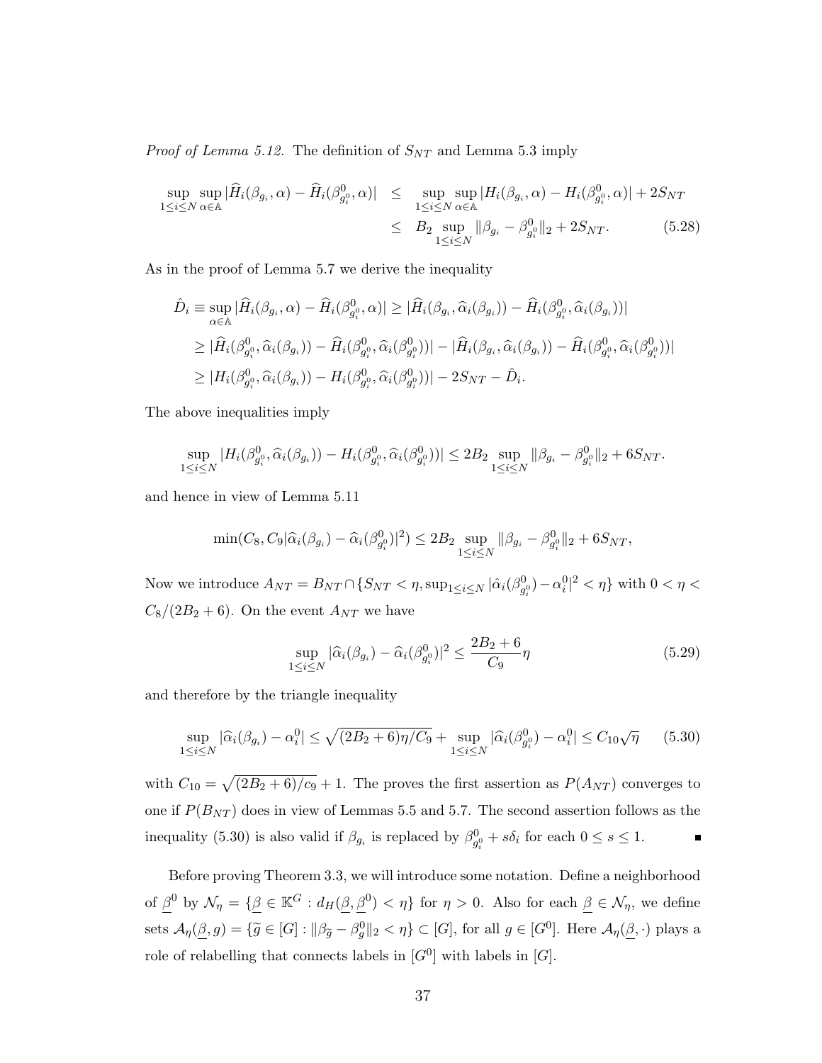*Proof of Lemma 5.12.* The definition of $S_{NT}$ and Lemma 5.3 imply

$$
\begin{aligned}
\sup_{1\le i\le N}\sup_{\alpha\in\mathbb{A}}|\widehat{H}_i(\beta_{g_i},\alpha)-\widehat{H}_i(\beta^0_{g^0_i},\alpha)| &\le \sup_{1\le i\le N}\sup_{\alpha\in\mathbb{A}}|H_i(\beta_{g_i},\alpha)-H_i(\beta^0_{g^0_i},\alpha)|+2S_{NT}\\
&\le B_2\sup_{1\le i\le N}\|\beta_{g_i}-\beta^0_{g^0_i}\|_2+2S_{NT}. \qquad (5.28)
\end{aligned}
$$

As in the proof of Lemma 5.7 we derive the inequality

$$
\begin{aligned}
\hat{D}_i \equiv \sup_{\alpha\in\mathbb{A}}|\widehat{H}_i(\beta_{g_i},\alpha)-\widehat{H}_i(\beta^0_{g^0_i},\alpha)| &\ge |\widehat{H}_i(\beta_{g_i},\widehat{\alpha}_i(\beta_{g_i}))-\widehat{H}_i(\beta^0_{g^0_i},\widehat{\alpha}_i(\beta_{g_i}))|\\
&\ge |\widehat{H}_i(\beta^0_{g^0_i},\widehat{\alpha}_i(\beta_{g_i}))-\widehat{H}_i(\beta^0_{g^0_i},\widehat{\alpha}_i(\beta^0_{g^0_i}))|-|\widehat{H}_i(\beta_{g_i},\widehat{\alpha}_i(\beta_{g_i}))-\widehat{H}_i(\beta^0_{g^0_i},\widehat{\alpha}_i(\beta^0_{g^0_i}))|\\
&\ge |H_i(\beta^0_{g^0_i},\widehat{\alpha}_i(\beta_{g_i}))-H_i(\beta^0_{g^0_i},\widehat{\alpha}_i(\beta^0_{g^0_i}))|-2S_{NT}-\hat{D}_i.
\end{aligned}
$$

The above inequalities imply

$$
\sup_{1\le i\le N}|H_i(\beta^0_{g^0_i},\widehat{\alpha}_i(\beta_{g_i}))-H_i(\beta^0_{g^0_i},\widehat{\alpha}_i(\beta^0_{g^0_i}))|\le 2B_2\sup_{1\le i\le N}\|\beta_{g_i}-\beta^0_{g^0_i}\|_2+6S_{NT}.
$$

and hence in view of Lemma 5.11

$$
\min(C_8, C_9|\widehat{\alpha}_i(\beta_{g_i})-\widehat{\alpha}_i(\beta^0_{g^0_i})|^2)\le 2B_2\sup_{1\le i\le N}\|\beta_{g_i}-\beta^0_{g^0_i}\|_2+6S_{NT},
$$

Now we introduce $A_{NT}=B_{NT}\cap\{S_{NT}<\eta,\sup_{1\le i\le N}|\hat{\alpha}_i(\beta^0_{g^0_i})-\alpha^0_i|^2<\eta\}$ with $0<\eta<C_8/(2B_2+6)$. On the event $A_{NT}$ we have

$$
\sup_{1\le i\le N}|\widehat{\alpha}_i(\beta_{g_i})-\widehat{\alpha}_i(\beta^0_{g^0_i})|^2\le\frac{2B_2+6}{C_9}\eta \qquad (5.29)
$$

and therefore by the triangle inequality

$$
\sup_{1\le i\le N}|\widehat{\alpha}_i(\beta_{g_i})-\alpha^0_i|\le\sqrt{(2B_2+6)\eta/C_9}+\sup_{1\le i\le N}|\widehat{\alpha}_i(\beta^0_{g^0_i})-\alpha^0_i|\le C_{10}\sqrt{\eta} \qquad (5.30)
$$

with $C_{10}=\sqrt{(2B_2+6)/c_9}+1$. The proves the first assertion as $P(A_{NT})$ converges to one if $P(B_{NT})$ does in view of Lemmas 5.5 and 5.7. The second assertion follows as the inequality (5.30) is also valid if $\beta_{g_i}$ is replaced by $\beta^0_{g^0_i}+s\delta_i$ for each $0\le s\le 1$. ∎

Before proving Theorem 3.3, we will introduce some notation. Define a neighborhood of $\underline{\beta}^0$ by $\mathcal{N}_\eta=\{\underline{\beta}\in\mathbb{K}^G: d_H(\underline{\beta},\underline{\beta}^0)<\eta\}$ for $\eta>0$. Also for each $\underline{\beta}\in\mathcal{N}_\eta$, we define sets $\mathcal{A}_\eta(\underline{\beta},g)=\{\widetilde{g}\in[G]:\|\beta_{\widetilde{g}}-\beta^0_g\|_2<\eta\}\subset[G]$, for all $g\in[G^0]$. Here $\mathcal{A}_\eta(\underline{\beta},\cdot)$ plays a role of relabelling that connects labels in $[G^0]$ with labels in $[G]$.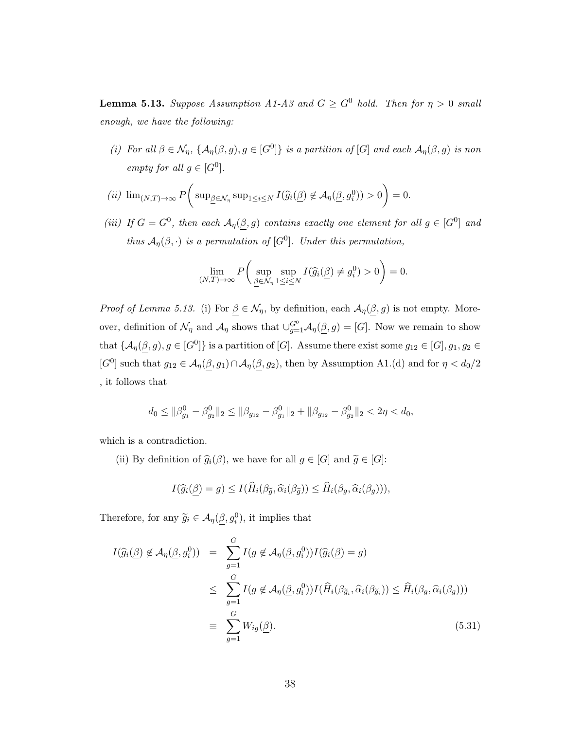**Lemma 5.13.** *Suppose Assumption A1-A3 and $G \geq G^0$ hold. Then for $\eta > 0$ small enough, we have the following:*

*(i) For all $\underline{\beta} \in \mathcal{N}_\eta$, $\{\mathcal{A}_\eta(\underline{\beta}, g), g \in [G^0]\}$ is a partition of $[G]$ and each $\mathcal{A}_\eta(\underline{\beta}, g)$ is non empty for all $g \in [G^0]$.*

*(ii) $\lim_{(N,T)\to\infty} P\bigg( \sup_{\underline{\beta}\in\mathcal{N}_\eta} \sup_{1\leq i\leq N} I(\widehat{g}_i(\underline{\beta}) \notin \mathcal{A}_\eta(\underline{\beta}, g_i^0)) > 0 \bigg) = 0.$*

*(iii) If $G = G^0$, then each $\mathcal{A}_\eta(\underline{\beta}, g)$ contains exactly one element for all $g \in [G^0]$ and thus $\mathcal{A}_\eta(\underline{\beta}, \cdot)$ is a permutation of $[G^0]$. Under this permutation,*

$$\lim_{(N,T)\to\infty} P\bigg( \sup_{\underline{\beta}\in\mathcal{N}_\eta} \sup_{1\leq i\leq N} I(\widehat{g}_i(\underline{\beta}) \neq g_i^0) > 0 \bigg) = 0.$$

*Proof of Lemma 5.13.* (i) For $\underline{\beta} \in \mathcal{N}_\eta$, by definition, each $\mathcal{A}_\eta(\underline{\beta}, g)$ is not empty. Moreover, definition of $\mathcal{N}_\eta$ and $\mathcal{A}_\eta$ shows that $\cup_{g=1}^{G^0} \mathcal{A}_\eta(\underline{\beta}, g) = [G]$. Now we remain to show that $\{\mathcal{A}_\eta(\underline{\beta}, g), g \in [G^0]\}$ is a partition of $[G]$. Assume there exist some $g_{12} \in [G], g_1, g_2 \in [G^0]$ such that $g_{12} \in \mathcal{A}_\eta(\underline{\beta}, g_1) \cap \mathcal{A}_\eta(\underline{\beta}, g_2)$, then by Assumption A1.(d) and for $\eta < d_0/2$ , it follows that

$$d_0 \leq \|\beta_{g_1}^0 - \beta_{g_2}^0\|_2 \leq \|\beta_{g_{12}} - \beta_{g_1}^0\|_2 + \|\beta_{g_{12}} - \beta_{g_2}^0\|_2 < 2\eta < d_0,$$

which is a contradiction.

(ii) By definition of $\widehat{g}_i(\underline{\beta})$, we have for all $g \in [G]$ and $\widetilde{g} \in [G]$:

$$I(\widehat{g}_i(\underline{\beta}) = g) \leq I(\widehat{H}_i(\beta_{\widetilde{g}}, \widehat{\alpha}_i(\beta_{\widetilde{g}})) \leq \widehat{H}_i(\beta_g, \widehat{\alpha}_i(\beta_g))),$$

Therefore, for any $\widetilde{g}_i \in \mathcal{A}_\eta(\underline{\beta}, g_i^0)$, it implies that

$$\begin{aligned}
I(\widehat{g}_i(\underline{\beta}) \notin \mathcal{A}_\eta(\underline{\beta}, g_i^0)) &= \sum_{g=1}^{G} I(g \notin \mathcal{A}_\eta(\underline{\beta}, g_i^0)) I(\widehat{g}_i(\underline{\beta}) = g) \\
&\leq \sum_{g=1}^{G} I(g \notin \mathcal{A}_\eta(\underline{\beta}, g_i^0)) I(\widehat{H}_i(\beta_{\widetilde{g}_i}, \widehat{\alpha}_i(\beta_{\widetilde{g}_i})) \leq \widehat{H}_i(\beta_g, \widehat{\alpha}_i(\beta_g))) \\
&\equiv \sum_{g=1}^{G} W_{ig}(\underline{\beta}). \qquad (5.31)
\end{aligned}$$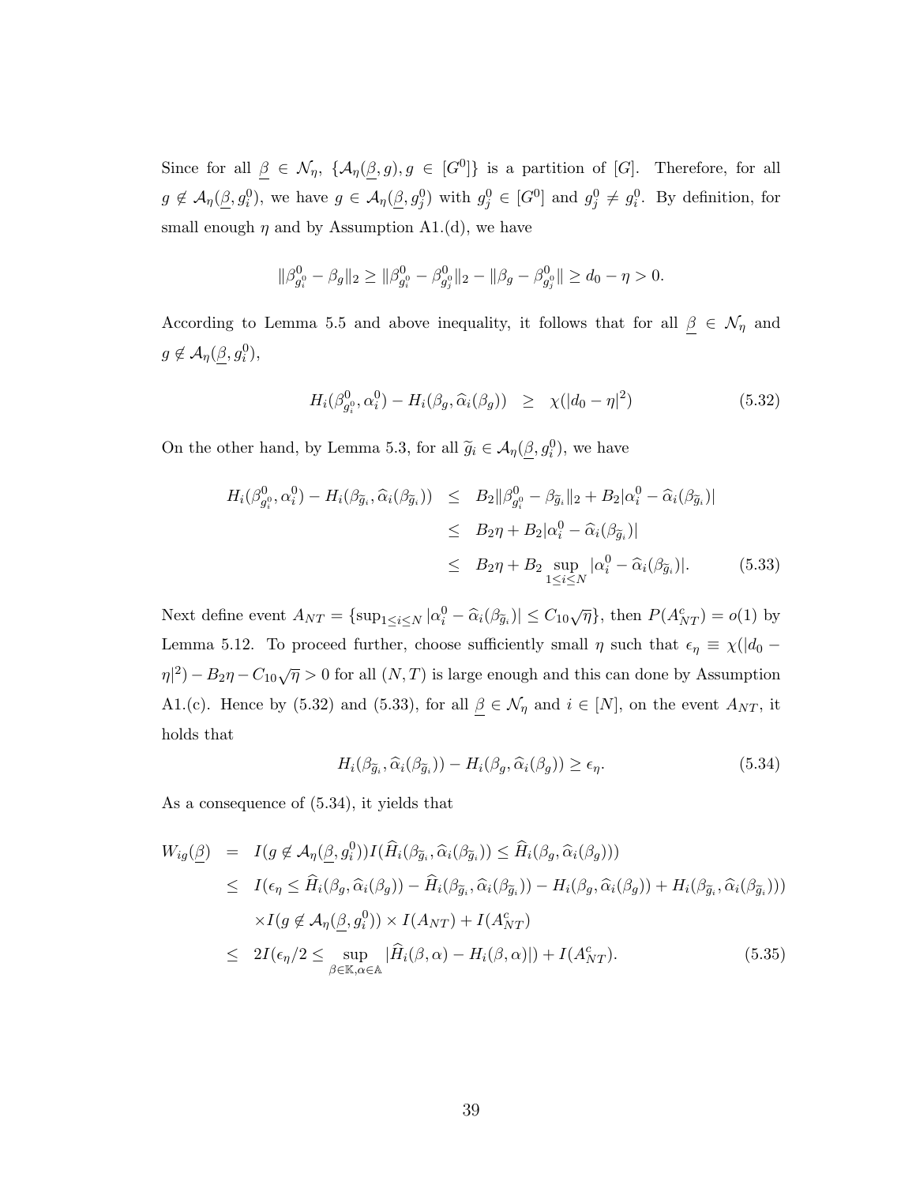Since for all $\underline{\beta} \in \mathcal{N}_\eta$, $\{\mathcal{A}_\eta(\underline{\beta}, g), g \in [G^0]\}$ is a partition of $[G]$. Therefore, for all $g \notin \mathcal{A}_\eta(\underline{\beta}, g_i^0)$, we have $g \in \mathcal{A}_\eta(\underline{\beta}, g_j^0)$ with $g_j^0 \in [G^0]$ and $g_j^0 \neq g_i^0$. By definition, for small enough $\eta$ and by Assumption A1.(d), we have

$$\|\beta^0_{g_i^0} - \beta_g\|_2 \geq \|\beta^0_{g_i^0} - \beta^0_{g_j^0}\|_2 - \|\beta_g - \beta^0_{g_j^0}\| \geq d_0 - \eta > 0.$$

According to Lemma 5.5 and above inequality, it follows that for all $\underline{\beta} \in \mathcal{N}_\eta$ and $g \notin \mathcal{A}_\eta(\underline{\beta}, g_i^0)$,

$$H_i(\beta^0_{g_i^0}, \alpha_i^0) - H_i(\beta_g, \widehat{\alpha}_i(\beta_g)) \quad \geq \quad \chi(|d_0 - \eta|^2) \tag{5.32}$$

On the other hand, by Lemma 5.3, for all $\widetilde{g}_i \in \mathcal{A}_\eta(\underline{\beta}, g_i^0)$, we have

$$\begin{aligned}
H_i(\beta^0_{g_i^0}, \alpha_i^0) - H_i(\beta_{\widetilde{g}_i}, \widehat{\alpha}_i(\beta_{\widetilde{g}_i})) &\leq B_2\|\beta^0_{g_i^0} - \beta_{\widetilde{g}_i}\|_2 + B_2|\alpha_i^0 - \widehat{\alpha}_i(\beta_{\widetilde{g}_i})| \\
&\leq B_2\eta + B_2|\alpha_i^0 - \widehat{\alpha}_i(\beta_{\widetilde{g}_i})| \\
&\leq B_2\eta + B_2 \sup_{1\leq i\leq N}|\alpha_i^0 - \widehat{\alpha}_i(\beta_{\widetilde{g}_i})|. \qquad (5.33)
\end{aligned}$$

Next define event $A_{NT} = \{\sup_{1\leq i\leq N}|\alpha_i^0 - \widehat{\alpha}_i(\beta_{\widetilde{g}_i})| \leq C_{10}\sqrt{\eta}\}$, then $P(A_{NT}^c) = o(1)$ by Lemma 5.12. To proceed further, choose sufficiently small $\eta$ such that $\epsilon_\eta \equiv \chi(|d_0 - \eta|^2) - B_2\eta - C_{10}\sqrt{\eta} > 0$ for all $(N, T)$ is large enough and this can done by Assumption A1.(c). Hence by (5.32) and (5.33), for all $\underline{\beta} \in \mathcal{N}_\eta$ and $i \in [N]$, on the event $A_{NT}$, it holds that

$$H_i(\beta_{\widetilde{g}_i}, \widehat{\alpha}_i(\beta_{\widetilde{g}_i})) - H_i(\beta_g, \widehat{\alpha}_i(\beta_g)) \geq \epsilon_\eta. \tag{5.34}$$

As a consequence of (5.34), it yields that

$$\begin{aligned}
W_{ig}(\underline{\beta}) &= I(g \notin \mathcal{A}_\eta(\underline{\beta}, g_i^0))I(\widehat{H}_i(\beta_{\widetilde{g}_i}, \widehat{\alpha}_i(\beta_{\widetilde{g}_i})) \leq \widehat{H}_i(\beta_g, \widehat{\alpha}_i(\beta_g))) \\
&\leq I(\epsilon_\eta \leq \widehat{H}_i(\beta_g, \widehat{\alpha}_i(\beta_g)) - \widehat{H}_i(\beta_{\widetilde{g}_i}, \widehat{\alpha}_i(\beta_{\widetilde{g}_i})) - H_i(\beta_g, \widehat{\alpha}_i(\beta_g)) + H_i(\beta_{\widetilde{g}_i}, \widehat{\alpha}_i(\beta_{\widetilde{g}_i}))) \\
&\quad \times I(g \notin \mathcal{A}_\eta(\underline{\beta}, g_i^0)) \times I(A_{NT}) + I(A_{NT}^c) \\
&\leq 2I(\epsilon_\eta/2 \leq \sup_{\beta\in\mathbb{K},\alpha\in\mathbb{A}}|\widehat{H}_i(\beta, \alpha) - H_i(\beta, \alpha)|) + I(A_{NT}^c). \qquad (5.35)
\end{aligned}$$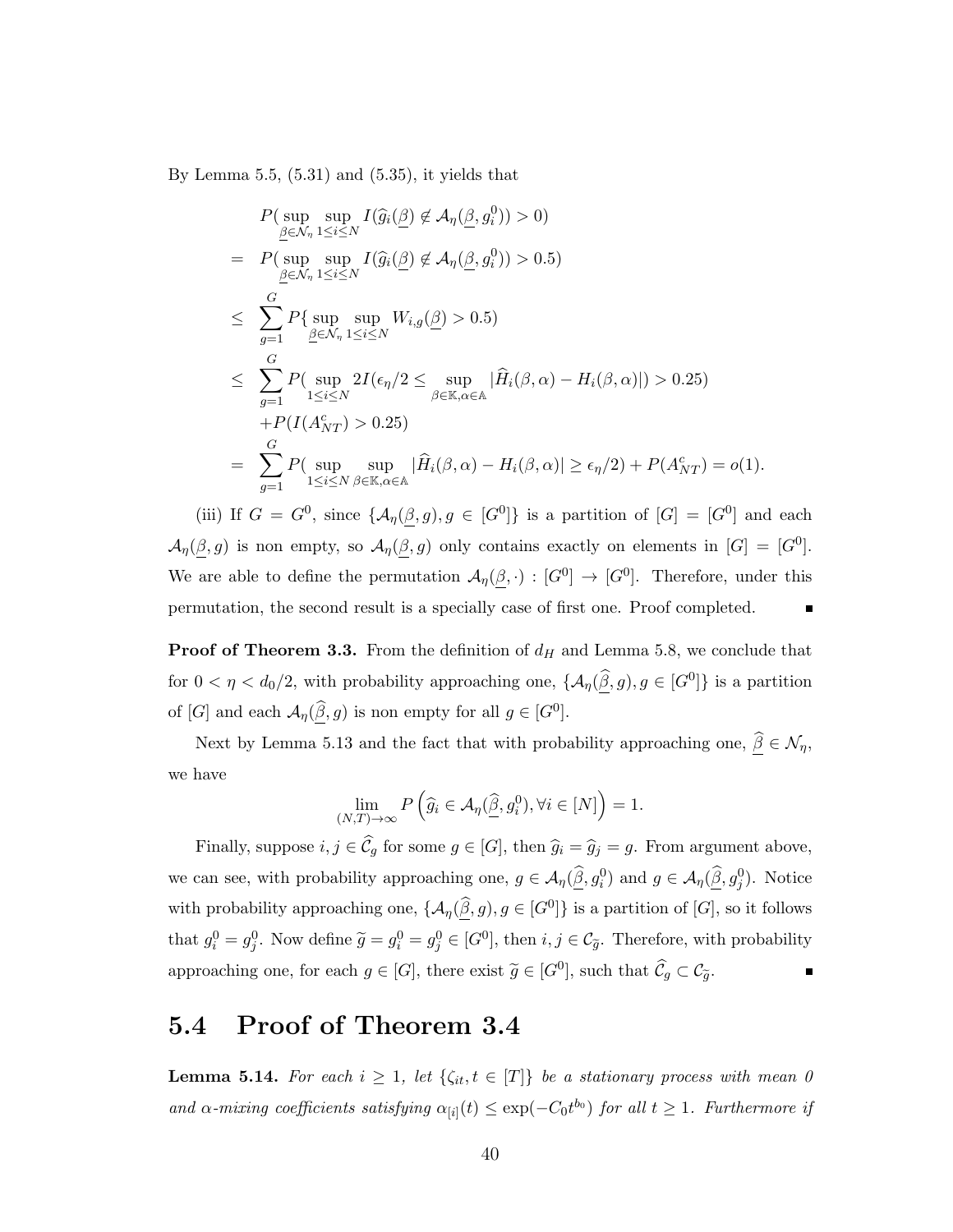By Lemma 5.5, (5.31) and (5.35), it yields that

$$
\begin{aligned}
& P(\sup_{\underline{\beta}\in\mathcal{N}_\eta}\sup_{1\le i\le N} I(\widehat{g}_i(\underline{\beta}) \notin \mathcal{A}_\eta(\underline{\beta}, g_i^0)) > 0) \\
= \;& P(\sup_{\underline{\beta}\in\mathcal{N}_\eta}\sup_{1\le i\le N} I(\widehat{g}_i(\underline{\beta}) \notin \mathcal{A}_\eta(\underline{\beta}, g_i^0)) > 0.5) \\
\le \;& \sum_{g=1}^{G} P\{\sup_{\underline{\beta}\in\mathcal{N}_\eta}\sup_{1\le i\le N} W_{i,g}(\underline{\beta}) > 0.5) \\
\le \;& \sum_{g=1}^{G} P(\sup_{1\le i\le N} 2I(\epsilon_\eta/2 \le \sup_{\beta\in\mathbb{K},\alpha\in\mathbb{A}} |\widehat{H}_i(\beta,\alpha) - H_i(\beta,\alpha)|) > 0.25) \\
& + P(I(A_{NT}^c) > 0.25) \\
= \;& \sum_{g=1}^{G} P(\sup_{1\le i\le N}\sup_{\beta\in\mathbb{K},\alpha\in\mathbb{A}} |\widehat{H}_i(\beta,\alpha) - H_i(\beta,\alpha)| \ge \epsilon_\eta/2) + P(A_{NT}^c) = o(1).
\end{aligned}
$$

(iii) If $G = G^0$, since $\{\mathcal{A}_\eta(\underline{\beta}, g), g \in [G^0]\}$ is a partition of $[G] = [G^0]$ and each $\mathcal{A}_\eta(\underline{\beta}, g)$ is non empty, so $\mathcal{A}_\eta(\underline{\beta}, g)$ only contains exactly on elements in $[G] = [G^0]$. We are able to define the permutation $\mathcal{A}_\eta(\underline{\beta}, \cdot) : [G^0] \to [G^0]$. Therefore, under this permutation, the second result is a specially case of first one. Proof completed. ∎

**Proof of Theorem 3.3.** From the definition of $d_H$ and Lemma 5.8, we conclude that for $0 < \eta < d_0/2$, with probability approaching one, $\{\mathcal{A}_\eta(\widehat{\underline{\beta}}, g), g \in [G^0]\}$ is a partition of $[G]$ and each $\mathcal{A}_\eta(\widehat{\underline{\beta}}, g)$ is non empty for all $g \in [G^0]$.

Next by Lemma 5.13 and the fact that with probability approaching one, $\widehat{\underline{\beta}} \in \mathcal{N}_\eta$, we have

$$\lim_{(N,T)\to\infty} P\left(\widehat{g}_i \in \mathcal{A}_\eta(\widehat{\underline{\beta}}, g_i^0), \forall i \in [N]\right) = 1.$$

Finally, suppose $i, j \in \widehat{\mathcal{C}}_g$ for some $g \in [G]$, then $\widehat{g}_i = \widehat{g}_j = g$. From argument above, we can see, with probability approaching one, $g \in \mathcal{A}_\eta(\widehat{\underline{\beta}}, g_i^0)$ and $g \in \mathcal{A}_\eta(\widehat{\underline{\beta}}, g_j^0)$. Notice with probability approaching one, $\{\mathcal{A}_\eta(\widehat{\underline{\beta}}, g), g \in [G^0]\}$ is a partition of $[G]$, so it follows that $g_i^0 = g_j^0$. Now define $\widetilde{g} = g_i^0 = g_j^0 \in [G^0]$, then $i, j \in \mathcal{C}_{\widetilde{g}}$. Therefore, with probability approaching one, for each $g \in [G]$, there exist $\widetilde{g} \in [G^0]$, such that $\widehat{\mathcal{C}}_g \subset \mathcal{C}_{\widetilde{g}}$. ∎

## 5.4 Proof of Theorem 3.4

**Lemma 5.14.** *For each $i \ge 1$, let $\{\zeta_{it}, t \in [T]\}$ be a stationary process with mean 0 and $\alpha$-mixing coefficients satisfying $\alpha_{[i]}(t) \le \exp(-C_0 t^{b_0})$ for all $t \ge 1$. Furthermore if*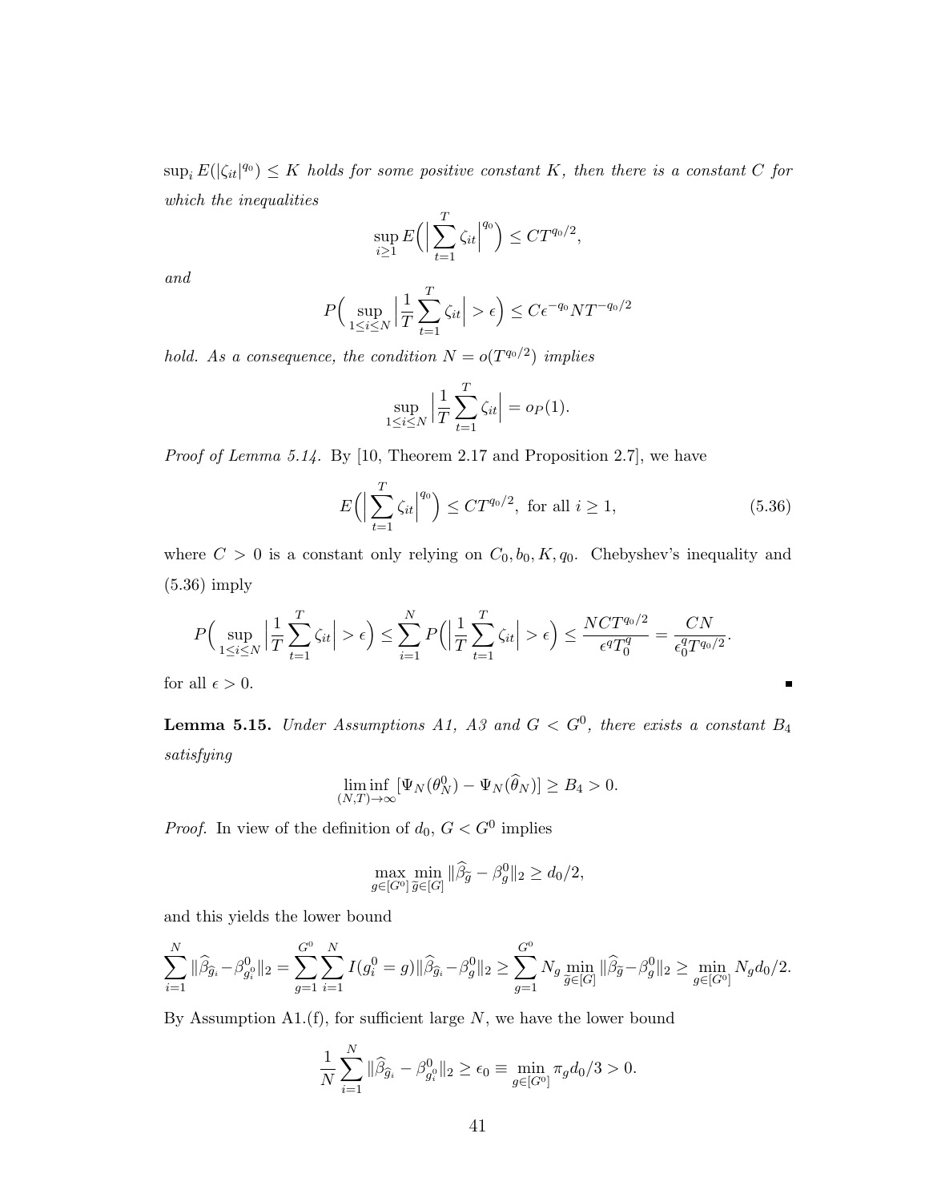$\sup_i E(|\zeta_{it}|^{q_0}) \leq K$ *holds for some positive constant* $K$*, then there is a constant* $C$ *for which the inequalities*

$$\sup_{i\geq 1} E\Big(\Big|\sum_{t=1}^{T}\zeta_{it}\Big|^{q_0}\Big) \leq CT^{q_0/2},$$

*and*

$$P\Big(\sup_{1\leq i\leq N}\Big|\frac{1}{T}\sum_{t=1}^{T}\zeta_{it}\Big| > \epsilon\Big) \leq C\epsilon^{-q_0}NT^{-q_0/2}$$

*hold. As a consequence, the condition* $N = o(T^{q_0/2})$ *implies*

$$\sup_{1\leq i\leq N}\Big|\frac{1}{T}\sum_{t=1}^{T}\zeta_{it}\Big| = o_P(1).$$

*Proof of Lemma 5.14.* By [10, Theorem 2.17 and Proposition 2.7], we have

$$E\Big(\Big|\sum_{t=1}^{T}\zeta_{it}\Big|^{q_0}\Big) \leq CT^{q_0/2}, \text{ for all } i \geq 1, \tag{5.36}$$

where $C > 0$ is a constant only relying on $C_0, b_0, K, q_0$. Chebyshev's inequality and (5.36) imply

$$P\Big(\sup_{1\leq i\leq N}\Big|\frac{1}{T}\sum_{t=1}^{T}\zeta_{it}\Big| > \epsilon\Big) \leq \sum_{i=1}^{N}P\Big(\Big|\frac{1}{T}\sum_{t=1}^{T}\zeta_{it}\Big| > \epsilon\Big) \leq \frac{NCT^{q_0/2}}{\epsilon^q T_0^q} = \frac{CN}{\epsilon_0^q T^{q_0/2}}.$$

for all $\epsilon > 0$. ∎

**Lemma 5.15.** *Under Assumptions A1, A3 and* $G < G^0$*, there exists a constant* $B_4$ *satisfying*

$$\liminf_{(N,T)\to\infty}[\Psi_N(\theta_N^0) - \Psi_N(\widehat{\theta}_N)] \geq B_4 > 0.$$

*Proof.* In view of the definition of $d_0$, $G < G^0$ implies

$$\max_{g\in[G^0]}\min_{\widetilde{g}\in[G]}\|\widehat{\beta}_{\widetilde{g}} - \beta_g^0\|_2 \geq d_0/2,$$

and this yields the lower bound

$$\sum_{i=1}^{N}\|\widehat{\beta}_{\widehat{g}_i} - \beta_{g_i^0}^0\|_2 = \sum_{g=1}^{G^0}\sum_{i=1}^{N}I(g_i^0 = g)\|\widehat{\beta}_{\widehat{g}_i} - \beta_g^0\|_2 \geq \sum_{g=1}^{G^0}N_g\min_{\widetilde{g}\in[G]}\|\widehat{\beta}_{\widetilde{g}} - \beta_g^0\|_2 \geq \min_{g\in[G^0]}N_g d_0/2.$$

By Assumption A1.(f), for sufficient large $N$, we have the lower bound

$$\frac{1}{N}\sum_{i=1}^{N}\|\widehat{\beta}_{\widehat{g}_i} - \beta_{g_i^0}^0\|_2 \geq \epsilon_0 \equiv \min_{g\in[G^0]}\pi_g d_0/3 > 0.$$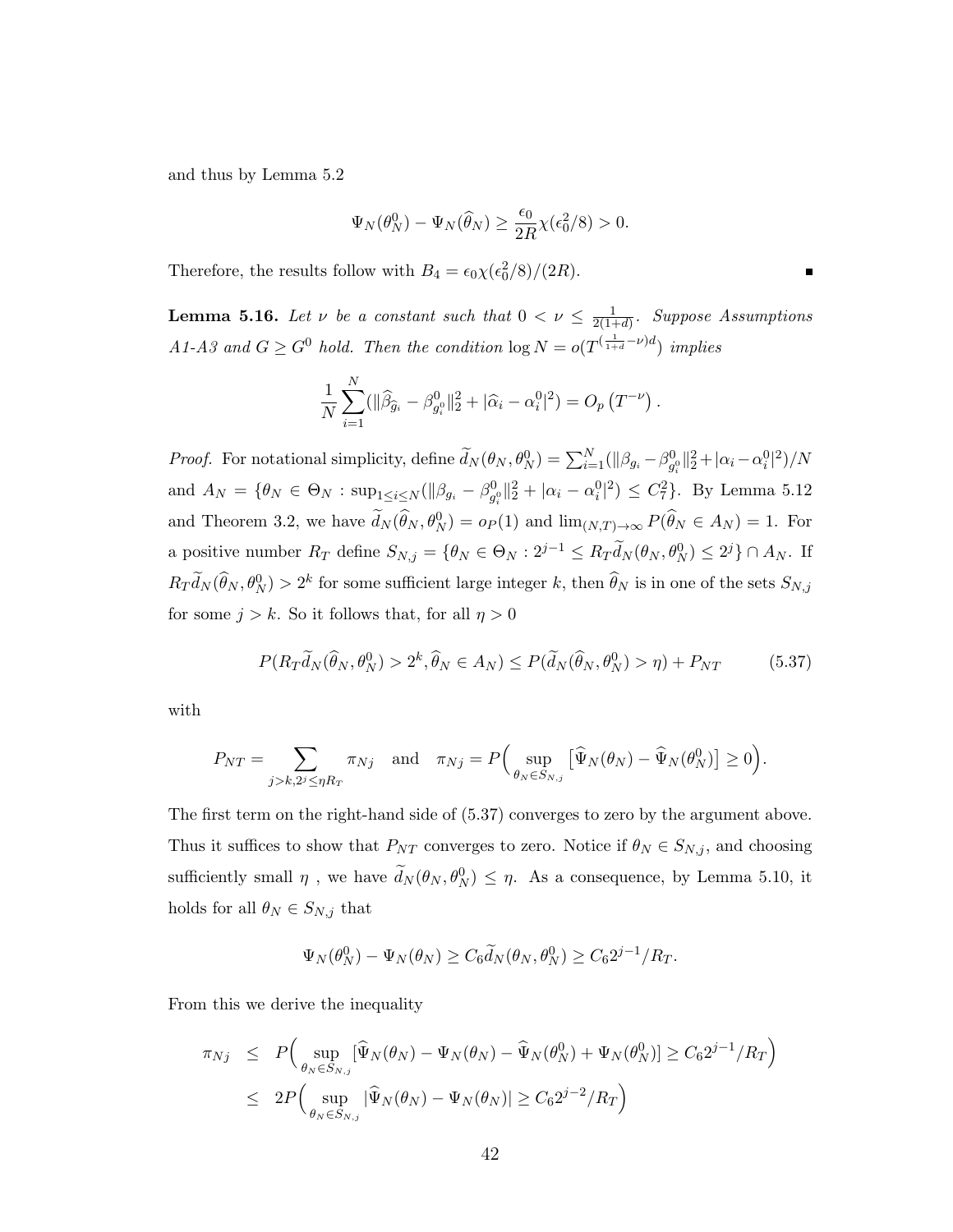and thus by Lemma 5.2

$$\Psi_N(\theta_N^0) - \Psi_N(\widehat{\theta}_N) \geq \frac{\epsilon_0}{2R}\chi(\epsilon_0^2/8) > 0.$$

Therefore, the results follow with $B_4 = \epsilon_0\chi(\epsilon_0^2/8)/(2R)$. ∎

**Lemma 5.16.** *Let $\nu$ be a constant such that $0 < \nu \leq \frac{1}{2(1+d)}$. Suppose Assumptions A1-A3 and $G \geq G^0$ hold. Then the condition $\log N = o(T^{(\frac{1}{1+d}-\nu)d})$ implies*

$$\frac{1}{N}\sum_{i=1}^{N}(\|\widehat{\beta}_{\widehat{g}_i} - \beta^0_{g_i^0}\|_2^2 + |\widehat{\alpha}_i - \alpha_i^0|^2) = O_p\left(T^{-\nu}\right).$$

*Proof.* For notational simplicity, define $\widetilde{d}_N(\theta_N, \theta_N^0) = \sum_{i=1}^{N}(\|\beta_{g_i} - \beta^0_{g_i^0}\|_2^2 + |\alpha_i - \alpha_i^0|^2)/N$ and $A_N = \{\theta_N \in \Theta_N : \sup_{1\leq i\leq N}(\|\beta_{g_i} - \beta^0_{g_i^0}\|_2^2 + |\alpha_i - \alpha_i^0|^2) \leq C_7^2\}$. By Lemma 5.12 and Theorem 3.2, we have $\widetilde{d}_N(\widehat{\theta}_N, \theta_N^0) = o_P(1)$ and $\lim_{(N,T)\to\infty} P(\widehat{\theta}_N \in A_N) = 1$. For a positive number $R_T$ define $S_{N,j} = \{\theta_N \in \Theta_N : 2^{j-1} \leq R_T\widetilde{d}_N(\theta_N, \theta_N^0) \leq 2^j\} \cap A_N$. If $R_T\widetilde{d}_N(\widehat{\theta}_N, \theta_N^0) > 2^k$ for some sufficient large integer $k$, then $\widehat{\theta}_N$ is in one of the sets $S_{N,j}$ for some $j > k$. So it follows that, for all $\eta > 0$

$$P(R_T\widetilde{d}_N(\widehat{\theta}_N, \theta_N^0) > 2^k, \widehat{\theta}_N \in A_N) \leq P(\widetilde{d}_N(\widehat{\theta}_N, \theta_N^0) > \eta) + P_{NT} \tag{5.37}$$

with

$$P_{NT} = \sum_{j>k, 2^j \leq \eta R_T} \pi_{Nj} \quad \text{and} \quad \pi_{Nj} = P\Big(\sup_{\theta_N \in S_{N,j}}\big[\widehat{\Psi}_N(\theta_N) - \widehat{\Psi}_N(\theta_N^0)\big] \geq 0\Big).$$

The first term on the right-hand side of (5.37) converges to zero by the argument above. Thus it suffices to show that $P_{NT}$ converges to zero. Notice if $\theta_N \in S_{N,j}$, and choosing sufficiently small $\eta$ , we have $\widetilde{d}_N(\theta_N, \theta_N^0) \leq \eta$. As a consequence, by Lemma 5.10, it holds for all $\theta_N \in S_{N,j}$ that

$$\Psi_N(\theta_N^0) - \Psi_N(\theta_N) \geq C_6\widetilde{d}_N(\theta_N, \theta_N^0) \geq C_6 2^{j-1}/R_T.$$

From this we derive the inequality

$$\begin{aligned}
\pi_{Nj} &\leq P\Big(\sup_{\theta_N \in S_{N,j}}[\widehat{\Psi}_N(\theta_N) - \Psi_N(\theta_N) - \widehat{\Psi}_N(\theta_N^0) + \Psi_N(\theta_N^0)] \geq C_6 2^{j-1}/R_T\Big) \\
&\leq 2P\Big(\sup_{\theta_N \in S_{N,j}}|\widehat{\Psi}_N(\theta_N) - \Psi_N(\theta_N)| \geq C_6 2^{j-2}/R_T\Big)
\end{aligned}$$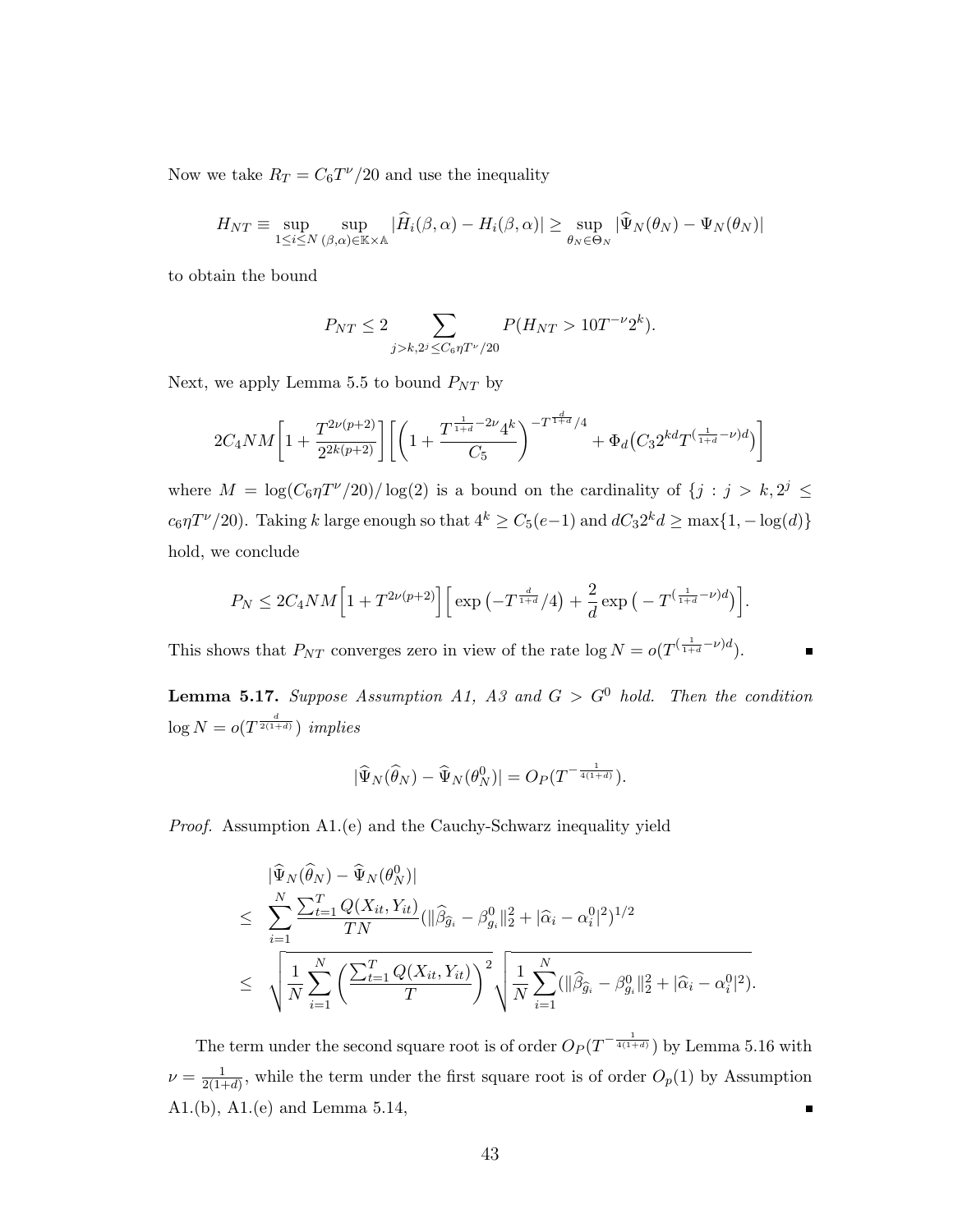Now we take $R_T = C_6 T^{\nu}/20$ and use the inequality

$$H_{NT} \equiv \sup_{1\leq i\leq N} \sup_{(\beta,\alpha)\in\mathbb{K}\times\mathbb{A}} |\widehat{H}_i(\beta,\alpha) - H_i(\beta,\alpha)| \geq \sup_{\theta_N\in\Theta_N} |\widehat{\Psi}_N(\theta_N) - \Psi_N(\theta_N)|$$

to obtain the bound

$$P_{NT} \leq 2 \sum_{j>k, 2^j \leq C_6\eta T^{\nu}/20} P(H_{NT} > 10T^{-\nu}2^k).$$

Next, we apply Lemma 5.5 to bound $P_{NT}$ by

$$2C_4 NM\Big[1 + \frac{T^{2\nu(p+2)}}{2^{2k(p+2)}}\Big]\Big[\Big(1 + \frac{T^{\frac{1}{1+d}-2\nu}4^k}{C_5}\Big)^{-T^{\frac{d}{1+d}}/4} + \Phi_d\big(C_3 2^{kd} T^{(\frac{1}{1+d}-\nu)d}\big)\Big]$$

where $M = \log(C_6\eta T^{\nu}/20)/\log(2)$ is a bound on the cardinality of $\{j : j > k, 2^j \leq c_6\eta T^{\nu}/20\}$. Taking $k$ large enough so that $4^k \geq C_5(e-1)$ and $dC_3 2^k d \geq \max\{1, -\log(d)\}$ hold, we conclude

$$P_N \leq 2C_4 NM\Big[1 + T^{2\nu(p+2)}\Big]\Big[\exp\big(-T^{\frac{d}{1+d}}/4\big) + \frac{2}{d}\exp\big(-T^{(\frac{1}{1+d}-\nu)d}\big)\Big].$$

This shows that $P_{NT}$ converges zero in view of the rate $\log N = o(T^{(\frac{1}{1+d}-\nu)d})$. ■

**Lemma 5.17.** *Suppose Assumption A1, A3 and $G > G^0$ hold. Then the condition $\log N = o(T^{\frac{d}{2(1+d)}})$ implies*

$$|\widehat{\Psi}_N(\widehat{\theta}_N) - \widehat{\Psi}_N(\theta^0_N)| = O_P(T^{-\frac{1}{4(1+d)}}).$$

*Proof.* Assumption A1.(e) and the Cauchy-Schwarz inequality yield

$$\begin{aligned}
&|\widehat{\Psi}_N(\widehat{\theta}_N) - \widehat{\Psi}_N(\theta^0_N)| \\
\leq\ & \sum_{i=1}^N \frac{\sum_{t=1}^T Q(X_{it}, Y_{it})}{TN} (\|\widehat{\beta}_{\widehat{g}_i} - \beta^0_{g_i}\|_2^2 + |\widehat{\alpha}_i - \alpha^0_i|^2)^{1/2} \\
\leq\ & \sqrt{\frac{1}{N}\sum_{i=1}^N \Big(\frac{\sum_{t=1}^T Q(X_{it}, Y_{it})}{T}\Big)^2} \sqrt{\frac{1}{N}\sum_{i=1}^N (\|\widehat{\beta}_{\widehat{g}_i} - \beta^0_{g_i}\|_2^2 + |\widehat{\alpha}_i - \alpha^0_i|^2)}.
\end{aligned}$$

The term under the second square root is of order $O_P(T^{-\frac{1}{4(1+d)}})$ by Lemma 5.16 with $\nu = \frac{1}{2(1+d)}$, while the term under the first square root is of order $O_p(1)$ by Assumption A1.(b), A1.(e) and Lemma 5.14, ■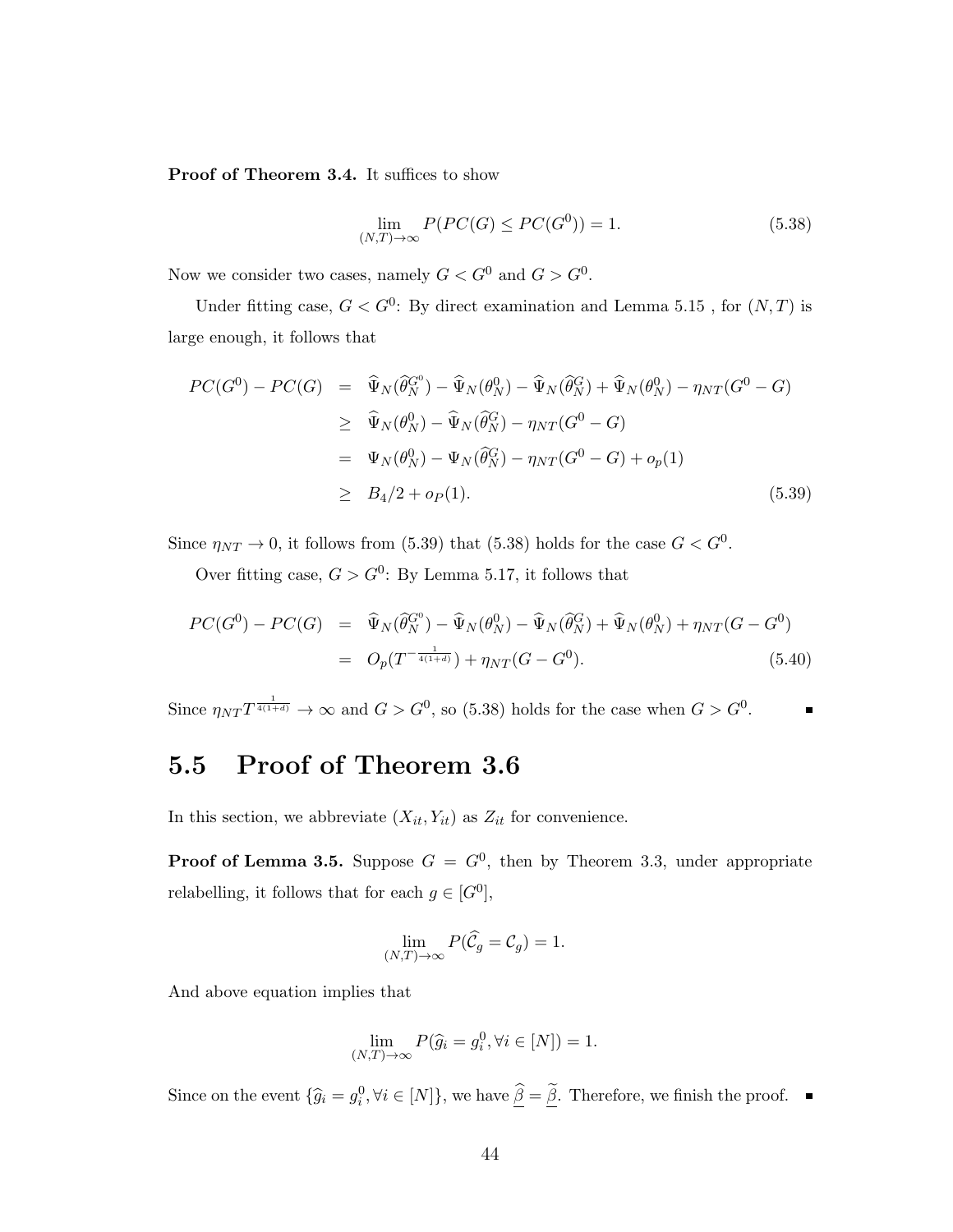**Proof of Theorem 3.4.** It suffices to show

$$\lim_{(N,T)\to\infty} P(PC(G) \leq PC(G^0)) = 1. \tag{5.38}$$

Now we consider two cases, namely $G < G^0$ and $G > G^0$.

Under fitting case, $G < G^0$: By direct examination and Lemma 5.15 , for $(N, T)$ is large enough, it follows that

$$\begin{aligned}
PC(G^0) - PC(G) &= \widehat{\Psi}_N(\widehat{\theta}_N^{G^0}) - \widehat{\Psi}_N(\theta_N^0) - \widehat{\Psi}_N(\widehat{\theta}_N^G) + \widehat{\Psi}_N(\theta_N^0) - \eta_{NT}(G^0 - G) \\
&\geq \widehat{\Psi}_N(\theta_N^0) - \widehat{\Psi}_N(\widehat{\theta}_N^G) - \eta_{NT}(G^0 - G) \\
&= \Psi_N(\theta_N^0) - \Psi_N(\widehat{\theta}_N^G) - \eta_{NT}(G^0 - G) + o_p(1) \\
&\geq B_4/2 + o_P(1).
\end{aligned} \tag{5.39}$$

Since $\eta_{NT} \to 0$, it follows from (5.39) that (5.38) holds for the case $G < G^0$.

Over fitting case, $G > G^0$: By Lemma 5.17, it follows that

$$\begin{aligned}
PC(G^0) - PC(G) &= \widehat{\Psi}_N(\widehat{\theta}_N^{G^0}) - \widehat{\Psi}_N(\theta_N^0) - \widehat{\Psi}_N(\widehat{\theta}_N^G) + \widehat{\Psi}_N(\theta_N^0) + \eta_{NT}(G - G^0) \\
&= O_p(T^{-\frac{1}{4(1+d)}}) + \eta_{NT}(G - G^0).
\end{aligned} \tag{5.40}$$

Since $\eta_{NT} T^{\frac{1}{4(1+d)}} \to \infty$ and $G > G^0$, so (5.38) holds for the case when $G > G^0$. ∎

## 5.5 Proof of Theorem 3.6

In this section, we abbreviate $(X_{it}, Y_{it})$ as $Z_{it}$ for convenience.

**Proof of Lemma 3.5.** Suppose $G = G^0$, then by Theorem 3.3, under appropriate relabelling, it follows that for each $g \in [G^0]$,

$$\lim_{(N,T)\to\infty} P(\widehat{\mathcal{C}}_g = \mathcal{C}_g) = 1.$$

And above equation implies that

$$\lim_{(N,T)\to\infty} P(\widehat{g}_i = g_i^0, \forall i \in [N]) = 1.$$

Since on the event $\{\widehat{g}_i = g_i^0, \forall i \in [N]\}$, we have $\underline{\widehat{\beta}} = \underline{\widetilde{\beta}}$. Therefore, we finish the proof. ∎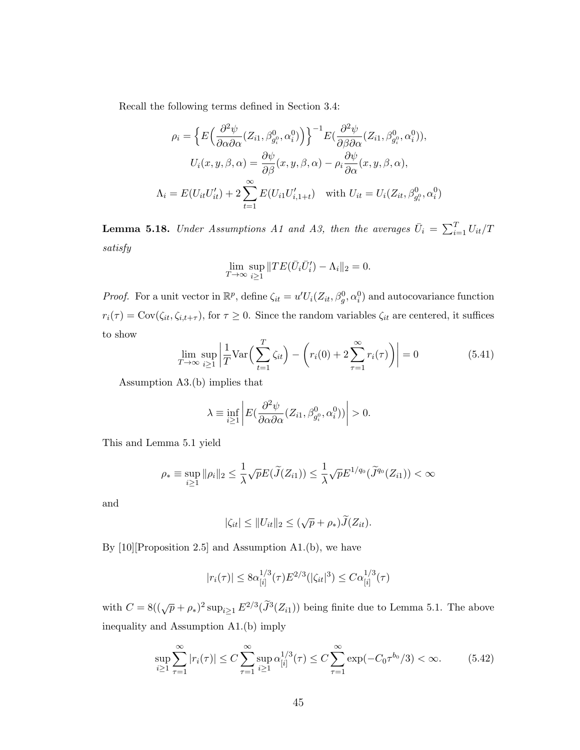Recall the following terms defined in Section 3.4:

$$\rho_i = \Big\{ E\Big(\frac{\partial^2 \psi}{\partial \alpha \partial \alpha}(Z_{i1}, \beta^0_{g^0_i}, \alpha^0_i)\Big)\Big\}^{-1} E(\frac{\partial^2 \psi}{\partial \beta \partial \alpha}(Z_{i1}, \beta^0_{g^0_i}, \alpha^0_i)),$$

$$U_i(x, y, \beta, \alpha) = \frac{\partial \psi}{\partial \beta}(x, y, \beta, \alpha) - \rho_i \frac{\partial \psi}{\partial \alpha}(x, y, \beta, \alpha),$$

$$\Lambda_i = E(U_{it} U'_{it}) + 2\sum_{t=1}^{\infty} E(U_{i1} U'_{i,1+t}) \quad \text{with } U_{it} = U_i(Z_{it}, \beta^0_{g^0_i}, \alpha^0_i)$$

**Lemma 5.18.** *Under Assumptions A1 and A3, then the averages $\bar{U}_i = \sum_{i=1}^T U_{it}/T$ satisfy*

$$\lim_{T\to\infty} \sup_{i\geq 1} \| T E(\bar{U}_i \bar{U}'_i) - \Lambda_i \|_2 = 0.$$

*Proof.* For a unit vector in $\mathbb{R}^p$, define $\zeta_{it} = u' U_i(Z_{it}, \beta^0_g, \alpha^0_i)$ and autocovariance function $r_i(\tau) = \text{Cov}(\zeta_{it}, \zeta_{i,t+\tau})$, for $\tau \geq 0$. Since the random variables $\zeta_{it}$ are centered, it suffices to show

$$\lim_{T\to\infty} \sup_{i\geq 1} \left| \frac{1}{T} \text{Var}\Big(\sum_{t=1}^T \zeta_{it}\Big) - \left( r_i(0) + 2\sum_{\tau=1}^{\infty} r_i(\tau) \right) \right| = 0 \tag{5.41}$$

Assumption A3.(b) implies that

$$\lambda \equiv \inf_{i\geq 1} \left| E(\frac{\partial^2 \psi}{\partial \alpha \partial \alpha}(Z_{i1}, \beta^0_{g^0_i}, \alpha^0_i)) \right| > 0.$$

This and Lemma 5.1 yield

$$\rho_* \equiv \sup_{i\geq 1} \|\rho_i\|_2 \leq \frac{1}{\lambda} \sqrt{p} E(\widetilde{J}(Z_{i1})) \leq \frac{1}{\lambda} \sqrt{p} E^{1/q_0}(\widetilde{J}^{q_0}(Z_{i1})) < \infty$$

and

$$|\zeta_{it}| \leq \|U_{it}\|_2 \leq (\sqrt{p} + \rho_*) \widetilde{J}(Z_{it}).$$

By [10][Proposition 2.5] and Assumption A1.(b), we have

$$|r_i(\tau)| \leq 8 \alpha^{1/3}_{[i]}(\tau) E^{2/3}(|\zeta_{it}|^3) \leq C \alpha^{1/3}_{[i]}(\tau)$$

with $C = 8((\sqrt{p} + \rho_*)^2 \sup_{i\geq 1} E^{2/3}(\widetilde{J}^3(Z_{i1}))$ being finite due to Lemma 5.1. The above inequality and Assumption A1.(b) imply

$$\sup_{i\geq 1} \sum_{\tau=1}^{\infty} |r_i(\tau)| \leq C \sum_{\tau=1}^{\infty} \sup_{i\geq 1} \alpha^{1/3}_{[i]}(\tau) \leq C \sum_{\tau=1}^{\infty} \exp(-C_0 \tau^{b_0}/3) < \infty. \tag{5.42}$$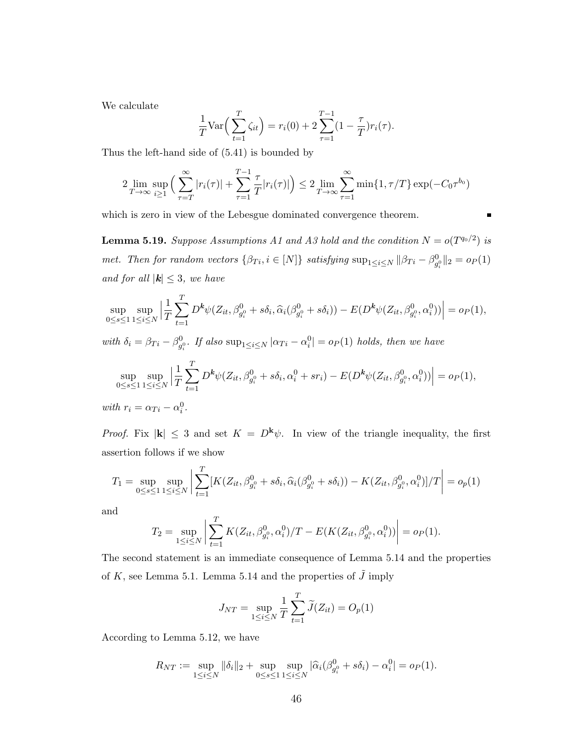We calculate

$$\frac{1}{T}\mathrm{Var}\Big(\sum_{t=1}^{T}\zeta_{it}\Big) = r_i(0) + 2\sum_{\tau=1}^{T-1}(1-\frac{\tau}{T})r_i(\tau).$$

Thus the left-hand side of (5.41) is bounded by

$$2\lim_{T\to\infty}\sup_{i\geq 1}\Big(\sum_{\tau=T}^{\infty}|r_i(\tau)| + \sum_{\tau=1}^{T-1}\frac{\tau}{T}|r_i(\tau)|\Big) \leq 2\lim_{T\to\infty}\sum_{\tau=1}^{\infty}\min\{1,\tau/T\}\exp(-C_0\tau^{b_0})$$

which is zero in view of the Lebesgue dominated convergence theorem. ∎

**Lemma 5.19.** *Suppose Assumptions A1 and A3 hold and the condition $N = o(T^{q_0/2})$ is met. Then for random vectors $\{\beta_{Ti}, i\in[N]\}$ satisfying $\sup_{1\leq i\leq N}\|\beta_{Ti}-\beta^0_{g_i^0}\|_2 = o_P(1)$ and for all $|\boldsymbol{k}|\leq 3$, we have*

$$\sup_{0\leq s\leq 1}\sup_{1\leq i\leq N}\Big|\frac{1}{T}\sum_{t=1}^{T}D^{\boldsymbol{k}}\psi(Z_{it},\beta^0_{g_i^0}+s\delta_i,\widehat{\alpha}_i(\beta^0_{g_i^0}+s\delta_i)) - E(D^{\boldsymbol{k}}\psi(Z_{it},\beta^0_{g_i^0},\alpha_i^0))\Big| = o_P(1),$$

*with $\delta_i = \beta_{Ti}-\beta^0_{g_i^0}$. If also $\sup_{1\leq i\leq N}|\alpha_{Ti}-\alpha_i^0| = o_P(1)$ holds, then we have*

$$\sup_{0\leq s\leq 1}\sup_{1\leq i\leq N}\Big|\frac{1}{T}\sum_{t=1}^{T}D^{\boldsymbol{k}}\psi(Z_{it},\beta^0_{g_i^0}+s\delta_i,\alpha_i^0+sr_i) - E(D^{\boldsymbol{k}}\psi(Z_{it},\beta^0_{g_i^0},\alpha_i^0))\Big| = o_P(1),$$

*with $r_i = \alpha_{Ti}-\alpha_i^0$.*

*Proof.* Fix $|\mathbf{k}|\leq 3$ and set $K = D^{\mathbf{k}}\psi$. In view of the triangle inequality, the first assertion follows if we show

$$T_1 = \sup_{0\leq s\leq 1}\sup_{1\leq i\leq N}\Big|\sum_{t=1}^{T}[K(Z_{it},\beta^0_{g_i^0}+s\delta_i,\widehat{\alpha}_i(\beta^0_{g_i^0}+s\delta_i)) - K(Z_{it},\beta^0_{g_i^0},\alpha_i^0)]/T\Big| = o_p(1)$$

and

$$T_2 = \sup_{1\leq i\leq N}\Big|\sum_{t=1}^{T}K(Z_{it},\beta^0_{g_i^0},\alpha_i^0)/T - E(K(Z_{it},\beta^0_{g_i^0},\alpha_i^0))\Big| = o_P(1).$$

The second statement is an immediate consequence of Lemma 5.14 and the properties of $K$, see Lemma 5.1. Lemma 5.14 and the properties of $\tilde{J}$ imply

$$J_{NT} = \sup_{1\leq i\leq N}\frac{1}{T}\sum_{t=1}^{T}\widetilde{J}(Z_{it}) = O_p(1)$$

According to Lemma 5.12, we have

$$R_{NT} := \sup_{1\leq i\leq N}\|\delta_i\|_2 + \sup_{0\leq s\leq 1}\sup_{1\leq i\leq N}|\widehat{\alpha}_i(\beta^0_{g_i^0}+s\delta_i) - \alpha_i^0| = o_P(1).$$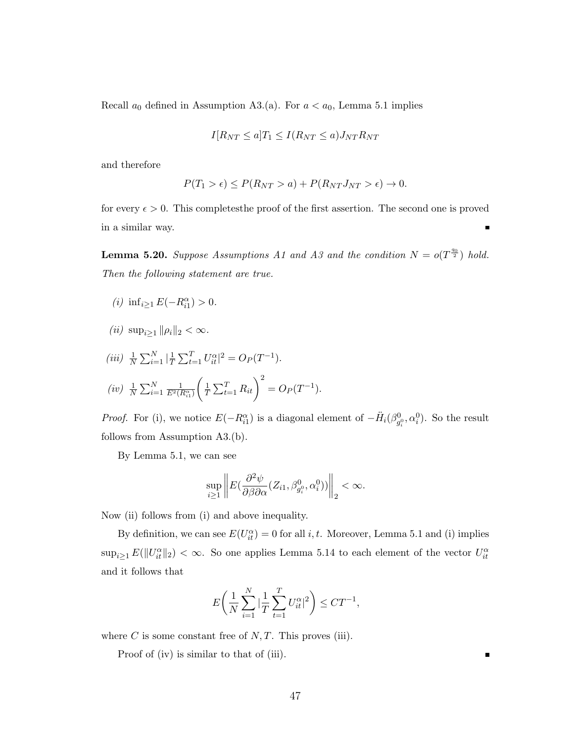Recall $a_0$ defined in Assumption A3.(a). For $a < a_0$, Lemma 5.1 implies

$$I[R_{NT} \leq a]T_1 \leq I(R_{NT} \leq a)J_{NT}R_{NT}$$

and therefore

$$P(T_1 > \epsilon) \leq P(R_{NT} > a) + P(R_{NT}J_{NT} > \epsilon) \to 0.$$

for every $\epsilon > 0$. This completesthe proof of the first assertion. The second one is proved in a similar way. ∎

**Lemma 5.20.** *Suppose Assumptions A1 and A3 and the condition $N = o(T^{\frac{q_0}{2}})$ hold. Then the following statement are true.*

*(i)* $\inf_{i\geq 1} E(-R_{i1}^{\alpha}) > 0$.

*(ii)* $\sup_{i\geq 1} \|\rho_i\|_2 < \infty$.

*(iii)* $\frac{1}{N}\sum_{i=1}^{N} |\frac{1}{T}\sum_{t=1}^{T} U_{it}^{\alpha}|^2 = O_P(T^{-1})$.

*(iv)* $\frac{1}{N}\sum_{i=1}^{N} \frac{1}{E^2(R_{i1}^{\alpha})}\bigg(\frac{1}{T}\sum_{t=1}^{T} R_{it}\bigg)^2 = O_P(T^{-1})$.

*Proof.* For (i), we notice $E(-R_{i1}^{\alpha})$ is a diagonal element of $-\ddot{H}_i(\beta_{g_i^0}^0, \alpha_i^0)$. So the result follows from Assumption A3.(b).

By Lemma 5.1, we can see

$$\sup_{i\geq 1}\left\| E(\frac{\partial^2 \psi}{\partial\beta\partial\alpha}(Z_{i1}, \beta_{g_i^0}^0, \alpha_i^0))\right\|_2 < \infty.$$

Now (ii) follows from (i) and above inequality.

By definition, we can see $E(U_{it}^{\alpha}) = 0$ for all $i, t$. Moreover, Lemma 5.1 and (i) implies $\sup_{i\geq 1} E(\|U_{it}^{\alpha}\|_2) < \infty$. So one applies Lemma 5.14 to each element of the vector $U_{it}^{\alpha}$ and it follows that

$$E\bigg(\frac{1}{N}\sum_{i=1}^{N} |\frac{1}{T}\sum_{t=1}^{T} U_{it}^{\alpha}|^2\bigg) \leq CT^{-1},$$

where $C$ is some constant free of $N, T$. This proves (iii).

Proof of (iv) is similar to that of (iii). ∎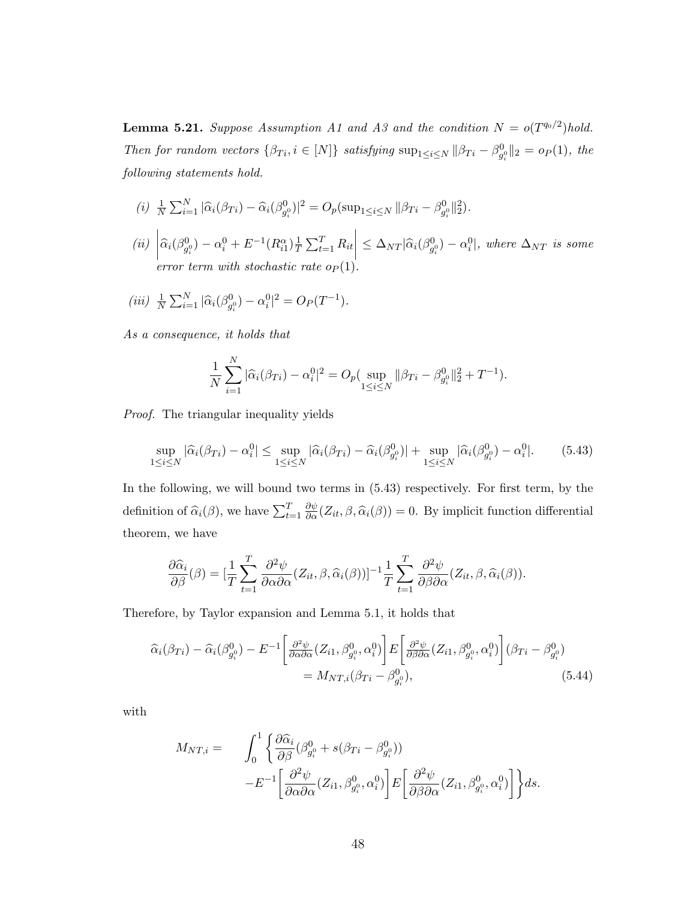**Lemma 5.21.** *Suppose Assumption A1 and A3 and the condition $N = o(T^{q_0/2})$hold. Then for random vectors $\{\beta_{Ti}, i \in [N]\}$ satisfying $\sup_{1\leq i\leq N} \|\beta_{Ti} - \beta^0_{g_i^0}\|_2 = o_P(1)$, the following statements hold.*

*(i)* $\frac{1}{N}\sum_{i=1}^N |\widehat{\alpha}_i(\beta_{Ti}) - \widehat{\alpha}_i(\beta^0_{g_i^0})|^2 = O_p(\sup_{1\leq i\leq N} \|\beta_{Ti} - \beta^0_{g_i^0}\|_2^2)$.

*(ii)* $\left|\widehat{\alpha}_i(\beta^0_{g_i^0}) - \alpha_i^0 + E^{-1}(R^\alpha_{i1})\frac{1}{T}\sum_{t=1}^T R_{it}\right| \leq \Delta_{NT}|\widehat{\alpha}_i(\beta^0_{g_i^0}) - \alpha_i^0|$, *where $\Delta_{NT}$ is some error term with stochastic rate $o_P(1)$.*

*(iii)* $\frac{1}{N}\sum_{i=1}^N |\widehat{\alpha}_i(\beta^0_{g_i^0}) - \alpha_i^0|^2 = O_P(T^{-1})$.

*As a consequence, it holds that*

$$\frac{1}{N}\sum_{i=1}^N |\widehat{\alpha}_i(\beta_{Ti}) - \alpha_i^0|^2 = O_p(\sup_{1\leq i\leq N} \|\beta_{Ti} - \beta^0_{g_i^0}\|_2^2 + T^{-1}).$$

*Proof.* The triangular inequality yields

$$\sup_{1\leq i\leq N} |\widehat{\alpha}_i(\beta_{Ti}) - \alpha_i^0| \leq \sup_{1\leq i\leq N} |\widehat{\alpha}_i(\beta_{Ti}) - \widehat{\alpha}_i(\beta^0_{g_i^0})| + \sup_{1\leq i\leq N} |\widehat{\alpha}_i(\beta^0_{g_i^0}) - \alpha_i^0|. \tag{5.43}$$

In the following, we will bound two terms in (5.43) respectively. For first term, by the definition of $\widehat{\alpha}_i(\beta)$, we have $\sum_{t=1}^T \frac{\partial\psi}{\partial\alpha}(Z_{it}, \beta, \widehat{\alpha}_i(\beta)) = 0$. By implicit function differential theorem, we have

$$\frac{\partial\widehat{\alpha}_i}{\partial\beta}(\beta) = [\frac{1}{T}\sum_{t=1}^T \frac{\partial^2\psi}{\partial\alpha\partial\alpha}(Z_{it}, \beta, \widehat{\alpha}_i(\beta))]^{-1}\frac{1}{T}\sum_{t=1}^T \frac{\partial^2\psi}{\partial\beta\partial\alpha}(Z_{it}, \beta, \widehat{\alpha}_i(\beta)).$$

Therefore, by Taylor expansion and Lemma 5.1, it holds that

$$\begin{aligned}\widehat{\alpha}_i(\beta_{Ti}) - \widehat{\alpha}_i(\beta^0_{g_i^0}) - E^{-1}\left[\tfrac{\partial^2\psi}{\partial\alpha\partial\alpha}(Z_{i1}, \beta^0_{g_i^0}, \alpha_i^0)\right]E\left[\tfrac{\partial^2\psi}{\partial\beta\partial\alpha}(Z_{i1}, \beta^0_{g_i^0}, \alpha_i^0)\right](\beta_{Ti} - \beta^0_{g_i^0}) \\ = M_{NT,i}(\beta_{Ti} - \beta^0_{g_i^0}),\end{aligned} \tag{5.44}$$

with

$$\begin{aligned}M_{NT,i} = \quad & \int_0^1 \left\{\frac{\partial\widehat{\alpha}_i}{\partial\beta}(\beta^0_{g_i^0} + s(\beta_{Ti} - \beta^0_{g_i^0}))\right. \\ & \left. - E^{-1}\left[\frac{\partial^2\psi}{\partial\alpha\partial\alpha}(Z_{i1}, \beta^0_{g_i^0}, \alpha_i^0)\right]E\left[\frac{\partial^2\psi}{\partial\beta\partial\alpha}(Z_{i1}, \beta^0_{g_i^0}, \alpha_i^0)\right]\right\}ds.\end{aligned}$$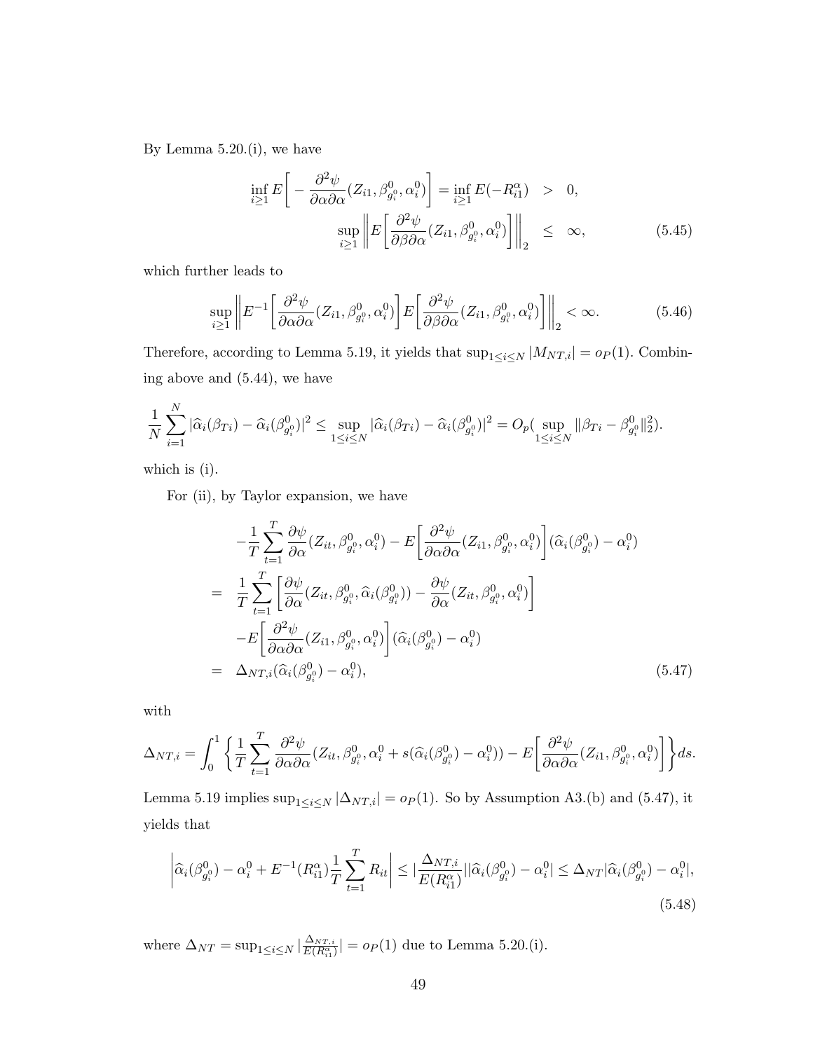By Lemma 5.20.(i), we have

$$
\begin{aligned}
\inf_{i\geq 1} E\bigg[-\frac{\partial^2 \psi}{\partial\alpha\partial\alpha}(Z_{i1},\beta^0_{g^0_i},\alpha^0_i)\bigg] = \inf_{i\geq 1} E(-R^\alpha_{i1}) &\;>\; 0,\\
\sup_{i\geq 1}\bigg\|E\bigg[\frac{\partial^2 \psi}{\partial\beta\partial\alpha}(Z_{i1},\beta^0_{g^0_i},\alpha^0_i)\bigg]\bigg\|_2 &\;\leq\; \infty, \qquad (5.45)
\end{aligned}
$$

which further leads to

$$
\sup_{i\geq 1}\bigg\|E^{-1}\bigg[\frac{\partial^2 \psi}{\partial\alpha\partial\alpha}(Z_{i1},\beta^0_{g^0_i},\alpha^0_i)\bigg]E\bigg[\frac{\partial^2 \psi}{\partial\beta\partial\alpha}(Z_{i1},\beta^0_{g^0_i},\alpha^0_i)\bigg]\bigg\|_2 < \infty. \qquad (5.46)
$$

Therefore, according to Lemma 5.19, it yields that $\sup_{1\leq i\leq N}|M_{NT,i}| = o_P(1)$. Combining above and (5.44), we have

$$
\frac{1}{N}\sum_{i=1}^N|\widehat{\alpha}_i(\beta_{Ti})-\widehat{\alpha}_i(\beta^0_{g^0_i})|^2 \leq \sup_{1\leq i\leq N}|\widehat{\alpha}_i(\beta_{Ti})-\widehat{\alpha}_i(\beta^0_{g^0_i})|^2 = O_p(\sup_{1\leq i\leq N}\|\beta_{Ti}-\beta^0_{g^0_i}\|_2^2).
$$

which is (i).

For (ii), by Taylor expansion, we have

$$
\begin{aligned}
&-\frac{1}{T}\sum_{t=1}^T\frac{\partial\psi}{\partial\alpha}(Z_{it},\beta^0_{g^0_i},\alpha^0_i) - E\bigg[\frac{\partial^2 \psi}{\partial\alpha\partial\alpha}(Z_{i1},\beta^0_{g^0_i},\alpha^0_i)\bigg](\widehat{\alpha}_i(\beta^0_{g^0_i})-\alpha^0_i)\\
=\;& \frac{1}{T}\sum_{t=1}^T\bigg[\frac{\partial\psi}{\partial\alpha}(Z_{it},\beta^0_{g^0_i},\widehat{\alpha}_i(\beta^0_{g^0_i})) - \frac{\partial\psi}{\partial\alpha}(Z_{it},\beta^0_{g^0_i},\alpha^0_i)\bigg]\\
&-E\bigg[\frac{\partial^2 \psi}{\partial\alpha\partial\alpha}(Z_{i1},\beta^0_{g^0_i},\alpha^0_i)\bigg](\widehat{\alpha}_i(\beta^0_{g^0_i})-\alpha^0_i)\\
=\;& \Delta_{NT,i}(\widehat{\alpha}_i(\beta^0_{g^0_i})-\alpha^0_i), \qquad (5.47)
\end{aligned}
$$

with

$$
\Delta_{NT,i} = \int_0^1\bigg\{\frac{1}{T}\sum_{t=1}^T\frac{\partial^2\psi}{\partial\alpha\partial\alpha}(Z_{it},\beta^0_{g^0_i},\alpha^0_i+s(\widehat{\alpha}_i(\beta^0_{g^0_i})-\alpha^0_i)) - E\bigg[\frac{\partial^2 \psi}{\partial\alpha\partial\alpha}(Z_{i1},\beta^0_{g^0_i},\alpha^0_i)\bigg]\bigg\}ds.
$$

Lemma 5.19 implies $\sup_{1\leq i\leq N}|\Delta_{NT,i}| = o_P(1)$. So by Assumption A3.(b) and (5.47), it yields that

$$
\bigg|\widehat{\alpha}_i(\beta^0_{g^0_i})-\alpha^0_i + E^{-1}(R^\alpha_{i1})\frac{1}{T}\sum_{t=1}^T R_{it}\bigg| \leq \Big|\frac{\Delta_{NT,i}}{E(R^\alpha_{i1})}\Big|\,|\widehat{\alpha}_i(\beta^0_{g^0_i})-\alpha^0_i| \leq \Delta_{NT}|\widehat{\alpha}_i(\beta^0_{g^0_i})-\alpha^0_i|, \qquad (5.48)
$$

where $\Delta_{NT} = \sup_{1\leq i\leq N}|\frac{\Delta_{NT,i}}{E(R^\alpha_{i1})}| = o_P(1)$ due to Lemma 5.20.(i).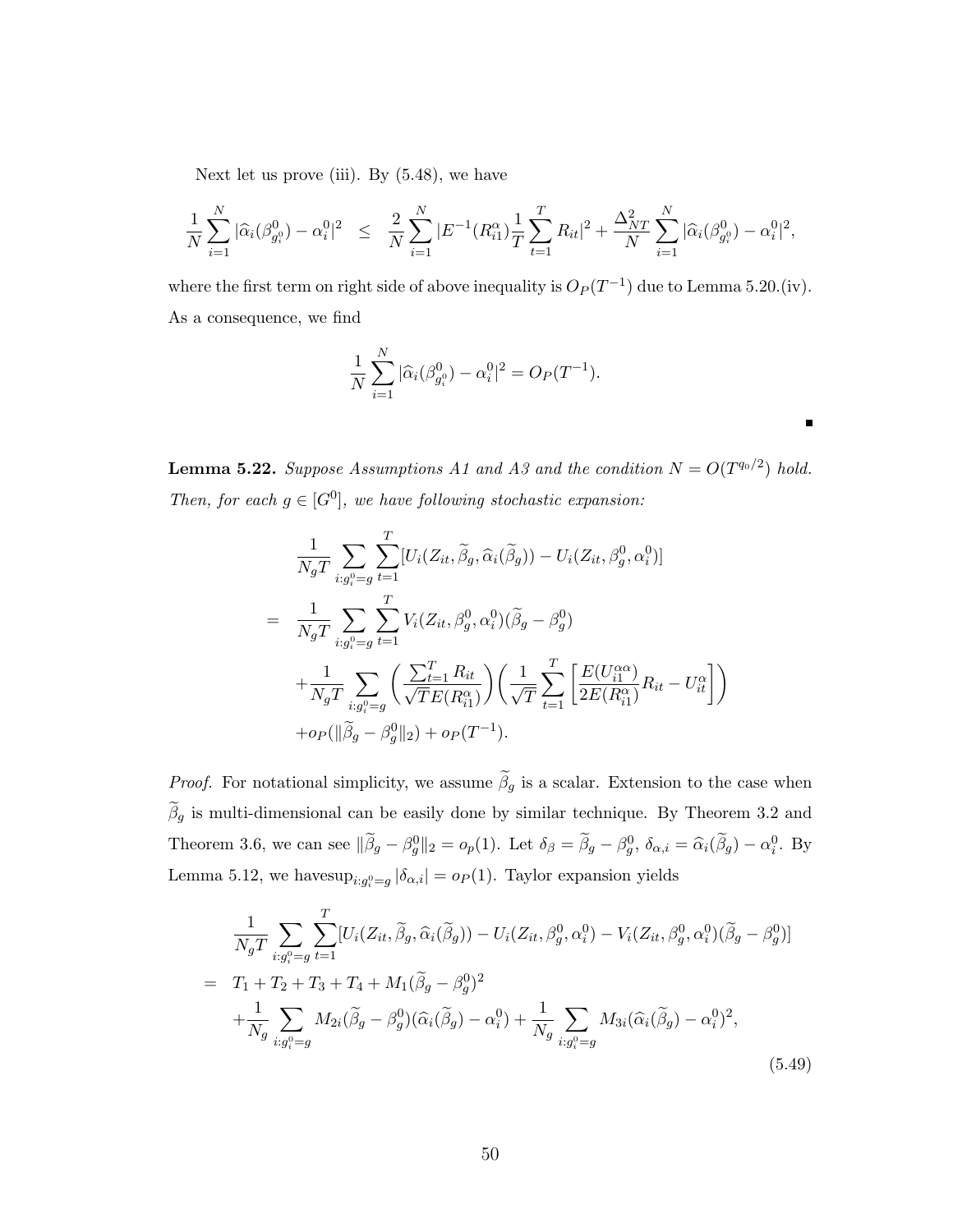Next let us prove (iii). By (5.48), we have

$$\frac{1}{N}\sum_{i=1}^{N}|\widehat{\alpha}_i(\beta^0_{g^0_i})-\alpha^0_i|^2 \;\;\leq\;\; \frac{2}{N}\sum_{i=1}^{N}|E^{-1}(R^{\alpha}_{i1})\frac{1}{T}\sum_{t=1}^{T}R_{it}|^2+\frac{\Delta^2_{NT}}{N}\sum_{i=1}^{N}|\widehat{\alpha}_i(\beta^0_{g^0_i})-\alpha^0_i|^2,$$

where the first term on right side of above inequality is $O_P(T^{-1})$ due to Lemma 5.20.(iv). As a consequence, we find

$$\frac{1}{N}\sum_{i=1}^{N}|\widehat{\alpha}_i(\beta^0_{g^0_i})-\alpha^0_i|^2=O_P(T^{-1}).$$

∎

**Lemma 5.22.** *Suppose Assumptions A1 and A3 and the condition $N=O(T^{q_0/2})$ hold. Then, for each $g\in[G^0]$, we have following stochastic expansion:*

$$\begin{aligned}
&\frac{1}{N_gT}\sum_{i:g^0_i=g}\sum_{t=1}^{T}[U_i(Z_{it},\widetilde{\beta}_g,\widehat{\alpha}_i(\widetilde{\beta}_g))-U_i(Z_{it},\beta^0_g,\alpha^0_i)]\\
=\;\;&\frac{1}{N_gT}\sum_{i:g^0_i=g}\sum_{t=1}^{T}V_i(Z_{it},\beta^0_g,\alpha^0_i)(\widetilde{\beta}_g-\beta^0_g)\\
&+\frac{1}{N_gT}\sum_{i:g^0_i=g}\left(\frac{\sum_{t=1}^{T}R_{it}}{\sqrt{T}E(R^{\alpha}_{i1})}\right)\left(\frac{1}{\sqrt{T}}\sum_{t=1}^{T}\left[\frac{E(U^{\alpha\alpha}_{i1})}{2E(R^{\alpha}_{i1})}R_{it}-U^{\alpha}_{it}\right]\right)\\
&+o_P(\|\widetilde{\beta}_g-\beta^0_g\|_2)+o_P(T^{-1}).
\end{aligned}$$

*Proof.* For notational simplicity, we assume $\widetilde{\beta}_g$ is a scalar. Extension to the case when $\widetilde{\beta}_g$ is multi-dimensional can be easily done by similar technique. By Theorem 3.2 and Theorem 3.6, we can see $\|\widetilde{\beta}_g-\beta^0_g\|_2=o_p(1)$. Let $\delta_\beta=\widetilde{\beta}_g-\beta^0_g$, $\delta_{\alpha,i}=\widehat{\alpha}_i(\widetilde{\beta}_g)-\alpha^0_i$. By Lemma 5.12, we have$\sup_{i:g^0_i=g}|\delta_{\alpha,i}|=o_P(1)$. Taylor expansion yields

$$\begin{aligned}
&\frac{1}{N_gT}\sum_{i:g^0_i=g}\sum_{t=1}^{T}[U_i(Z_{it},\widetilde{\beta}_g,\widehat{\alpha}_i(\widetilde{\beta}_g))-U_i(Z_{it},\beta^0_g,\alpha^0_i)-V_i(Z_{it},\beta^0_g,\alpha^0_i)(\widetilde{\beta}_g-\beta^0_g)]\\
=\;\;&T_1+T_2+T_3+T_4+M_1(\widetilde{\beta}_g-\beta^0_g)^2\\
&+\frac{1}{N_g}\sum_{i:g^0_i=g}M_{2i}(\widetilde{\beta}_g-\beta^0_g)(\widehat{\alpha}_i(\widetilde{\beta}_g)-\alpha^0_i)+\frac{1}{N_g}\sum_{i:g^0_i=g}M_{3i}(\widehat{\alpha}_i(\widetilde{\beta}_g)-\alpha^0_i)^2,
\end{aligned}\tag{5.49}$$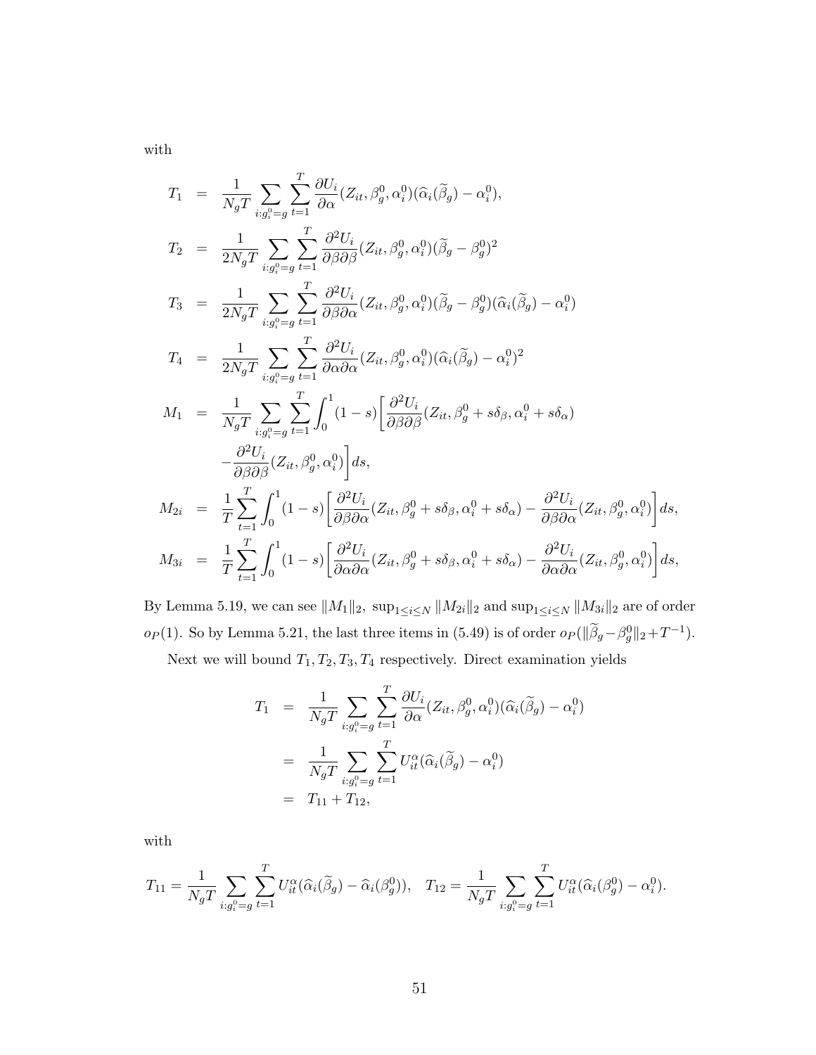with

$$
\begin{aligned}
T_1 &= \frac{1}{N_g T}\sum_{i:g_i^0=g}\sum_{t=1}^{T}\frac{\partial U_i}{\partial \alpha}(Z_{it},\beta_g^0,\alpha_i^0)(\widehat{\alpha}_i(\widetilde{\beta}_g)-\alpha_i^0),\\
T_2 &= \frac{1}{2N_g T}\sum_{i:g_i^0=g}\sum_{t=1}^{T}\frac{\partial^2 U_i}{\partial \beta\partial\beta}(Z_{it},\beta_g^0,\alpha_i^0)(\widetilde{\beta}_g-\beta_g^0)^2\\
T_3 &= \frac{1}{2N_g T}\sum_{i:g_i^0=g}\sum_{t=1}^{T}\frac{\partial^2 U_i}{\partial \beta\partial\alpha}(Z_{it},\beta_g^0,\alpha_i^0)(\widetilde{\beta}_g-\beta_g^0)(\widehat{\alpha}_i(\widetilde{\beta}_g)-\alpha_i^0)\\
T_4 &= \frac{1}{2N_g T}\sum_{i:g_i^0=g}\sum_{t=1}^{T}\frac{\partial^2 U_i}{\partial \alpha\partial\alpha}(Z_{it},\beta_g^0,\alpha_i^0)(\widehat{\alpha}_i(\widetilde{\beta}_g)-\alpha_i^0)^2\\
M_1 &= \frac{1}{N_g T}\sum_{i:g_i^0=g}\sum_{t=1}^{T}\int_0^1(1-s)\bigg[\frac{\partial^2 U_i}{\partial \beta\partial\beta}(Z_{it},\beta_g^0+s\delta_\beta,\alpha_i^0+s\delta_\alpha)\\
&\quad -\frac{\partial^2 U_i}{\partial \beta\partial\beta}(Z_{it},\beta_g^0,\alpha_i^0)\bigg]ds,\\
M_{2i} &= \frac{1}{T}\sum_{t=1}^{T}\int_0^1(1-s)\bigg[\frac{\partial^2 U_i}{\partial \beta\partial\alpha}(Z_{it},\beta_g^0+s\delta_\beta,\alpha_i^0+s\delta_\alpha)-\frac{\partial^2 U_i}{\partial \beta\partial\alpha}(Z_{it},\beta_g^0,\alpha_i^0)\bigg]ds,\\
M_{3i} &= \frac{1}{T}\sum_{t=1}^{T}\int_0^1(1-s)\bigg[\frac{\partial^2 U_i}{\partial \alpha\partial\alpha}(Z_{it},\beta_g^0+s\delta_\beta,\alpha_i^0+s\delta_\alpha)-\frac{\partial^2 U_i}{\partial \alpha\partial\alpha}(Z_{it},\beta_g^0,\alpha_i^0)\bigg]ds,
\end{aligned}
$$

By Lemma 5.19, we can see $\|M_1\|_2$, $\sup_{1\le i\le N}\|M_{2i}\|_2$ and $\sup_{1\le i\le N}\|M_{3i}\|_2$ are of order $o_P(1)$. So by Lemma 5.21, the last three items in (5.49) is of order $o_P(\|\widetilde{\beta}_g-\beta_g^0\|_2+T^{-1})$.

Next we will bound $T_1, T_2, T_3, T_4$ respectively. Direct examination yields

$$
\begin{aligned}
T_1 &= \frac{1}{N_g T}\sum_{i:g_i^0=g}\sum_{t=1}^{T}\frac{\partial U_i}{\partial \alpha}(Z_{it},\beta_g^0,\alpha_i^0)(\widehat{\alpha}_i(\widetilde{\beta}_g)-\alpha_i^0)\\
&= \frac{1}{N_g T}\sum_{i:g_i^0=g}\sum_{t=1}^{T}U_{it}^{\alpha}(\widehat{\alpha}_i(\widetilde{\beta}_g)-\alpha_i^0)\\
&= T_{11}+T_{12},
\end{aligned}
$$

with

$$
T_{11}=\frac{1}{N_g T}\sum_{i:g_i^0=g}\sum_{t=1}^{T}U_{it}^{\alpha}(\widehat{\alpha}_i(\widetilde{\beta}_g)-\widehat{\alpha}_i(\beta_g^0)),\quad T_{12}=\frac{1}{N_g T}\sum_{i:g_i^0=g}\sum_{t=1}^{T}U_{it}^{\alpha}(\widehat{\alpha}_i(\beta_g^0)-\alpha_i^0).
$$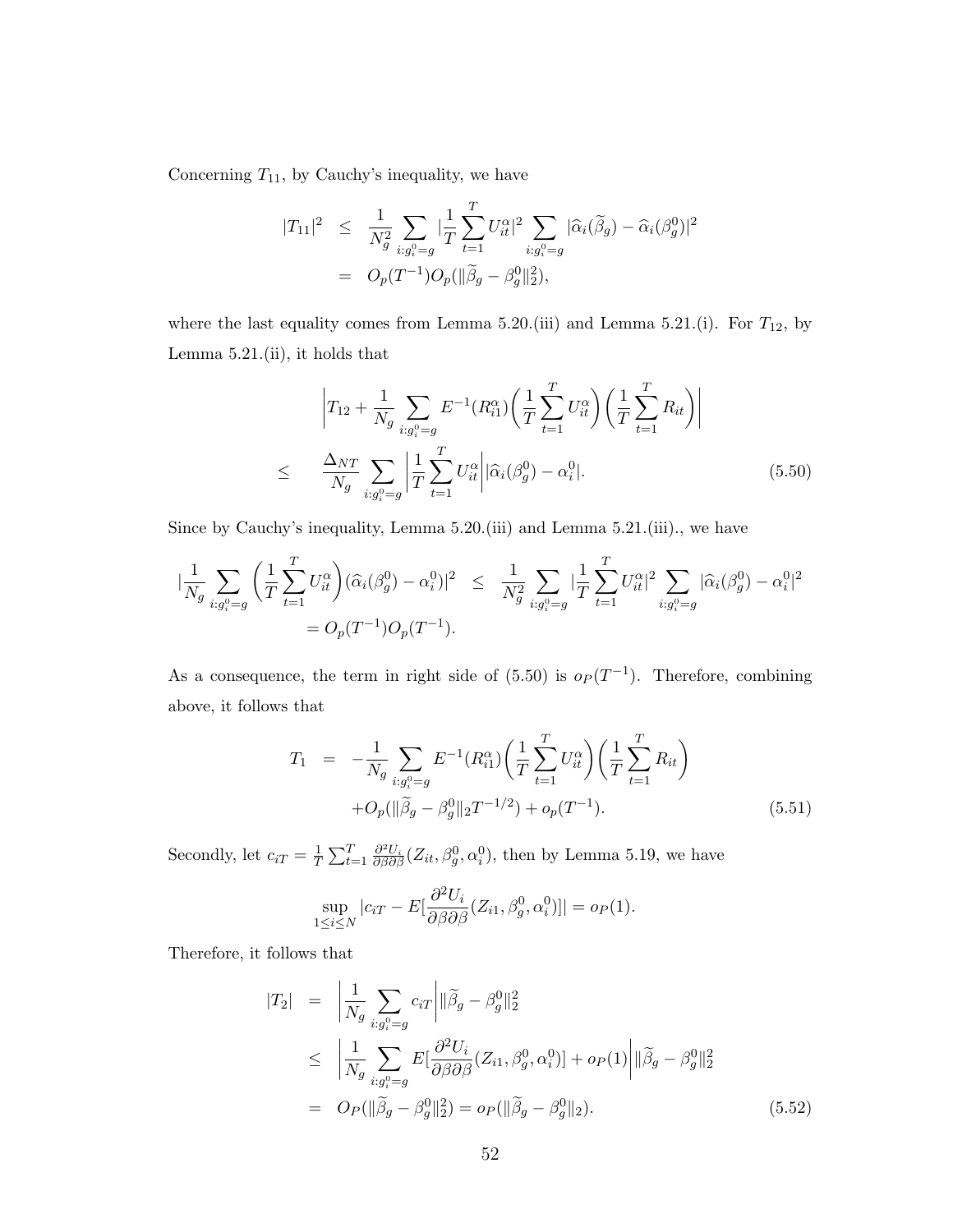Concerning $T_{11}$, by Cauchy's inequality, we have

$$
\begin{aligned}
|T_{11}|^2 &\leq \frac{1}{N_g^2}\sum_{i:g_i^0=g}|\frac{1}{T}\sum_{t=1}^{T}U_{it}^{\alpha}|^2\sum_{i:g_i^0=g}|\widehat{\alpha}_i(\widetilde{\beta}_g)-\widehat{\alpha}_i(\beta_g^0)|^2 \\
&= O_p(T^{-1})O_p(\|\widetilde{\beta}_g-\beta_g^0\|_2^2),
\end{aligned}
$$

where the last equality comes from Lemma 5.20.(iii) and Lemma 5.21.(i). For $T_{12}$, by Lemma 5.21.(ii), it holds that

$$
\begin{aligned}
&\left|T_{12}+\frac{1}{N_g}\sum_{i:g_i^0=g}E^{-1}(R_{i1}^{\alpha})\left(\frac{1}{T}\sum_{t=1}^{T}U_{it}^{\alpha}\right)\left(\frac{1}{T}\sum_{t=1}^{T}R_{it}\right)\right| \\
\leq\quad &\frac{\Delta_{NT}}{N_g}\sum_{i:g_i^0=g}\left|\frac{1}{T}\sum_{t=1}^{T}U_{it}^{\alpha}\right||\widehat{\alpha}_i(\beta_g^0)-\alpha_i^0|. \qquad (5.50)
\end{aligned}
$$

Since by Cauchy's inequality, Lemma 5.20.(iii) and Lemma 5.21.(iii)., we have

$$
\begin{aligned}
|\frac{1}{N_g}\sum_{i:g_i^0=g}\left(\frac{1}{T}\sum_{t=1}^{T}U_{it}^{\alpha}\right)(\widehat{\alpha}_i(\beta_g^0)-\alpha_i^0)|^2 &\leq \frac{1}{N_g^2}\sum_{i:g_i^0=g}|\frac{1}{T}\sum_{t=1}^{T}U_{it}^{\alpha}|^2\sum_{i:g_i^0=g}|\widehat{\alpha}_i(\beta_g^0)-\alpha_i^0|^2 \\
&= O_p(T^{-1})O_p(T^{-1}).
\end{aligned}
$$

As a consequence, the term in right side of (5.50) is $o_P(T^{-1})$. Therefore, combining above, it follows that

$$
\begin{aligned}
T_1 &= -\frac{1}{N_g}\sum_{i:g_i^0=g}E^{-1}(R_{i1}^{\alpha})\left(\frac{1}{T}\sum_{t=1}^{T}U_{it}^{\alpha}\right)\left(\frac{1}{T}\sum_{t=1}^{T}R_{it}\right) \\
&\quad +O_p(\|\widetilde{\beta}_g-\beta_g^0\|_2T^{-1/2})+o_p(T^{-1}). \qquad (5.51)
\end{aligned}
$$

Secondly, let $c_{iT}=\frac{1}{T}\sum_{t=1}^{T}\frac{\partial^2U_i}{\partial\beta\partial\beta}(Z_{it},\beta_g^0,\alpha_i^0)$, then by Lemma 5.19, we have

$$
\sup_{1\leq i\leq N}|c_{iT}-E[\frac{\partial^2U_i}{\partial\beta\partial\beta}(Z_{i1},\beta_g^0,\alpha_i^0)]|=o_P(1).
$$

Therefore, it follows that

$$
\begin{aligned}
|T_2| &= \left|\frac{1}{N_g}\sum_{i:g_i^0=g}c_{iT}\right|\|\widetilde{\beta}_g-\beta_g^0\|_2^2 \\
&\leq \left|\frac{1}{N_g}\sum_{i:g_i^0=g}E[\frac{\partial^2U_i}{\partial\beta\partial\beta}(Z_{i1},\beta_g^0,\alpha_i^0)]+o_P(1)\right|\|\widetilde{\beta}_g-\beta_g^0\|_2^2 \\
&= O_P(\|\widetilde{\beta}_g-\beta_g^0\|_2^2)=o_P(\|\widetilde{\beta}_g-\beta_g^0\|_2). \qquad (5.52)
\end{aligned}
$$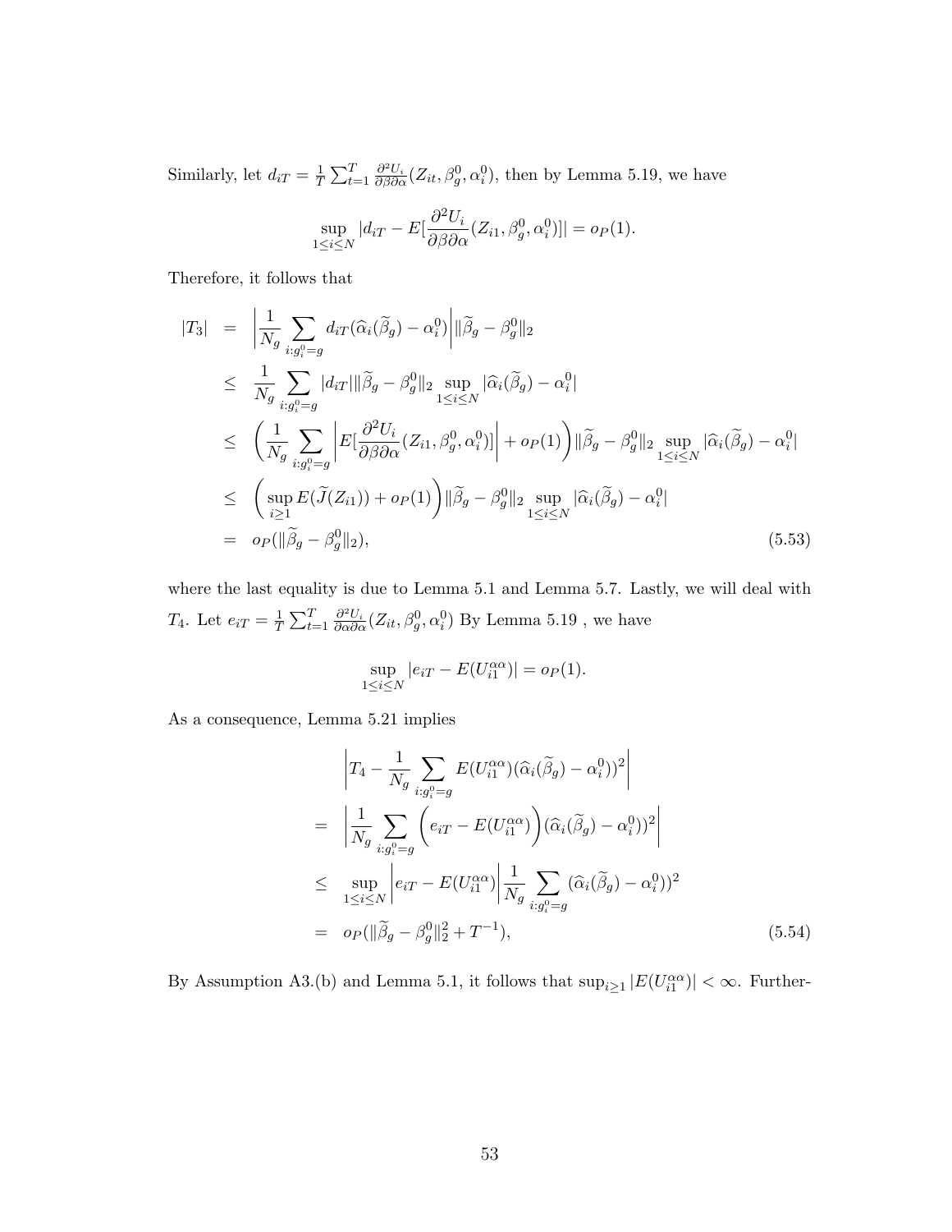Similarly, let $d_{iT} = \frac{1}{T}\sum_{t=1}^{T} \frac{\partial^2 U_i}{\partial\beta\partial\alpha}(Z_{it}, \beta_g^0, \alpha_i^0)$, then by Lemma 5.19, we have

$$\sup_{1\leq i\leq N} |d_{iT} - E[\frac{\partial^2 U_i}{\partial\beta\partial\alpha}(Z_{i1}, \beta_g^0, \alpha_i^0)]| = o_P(1).$$

Therefore, it follows that

$$\begin{aligned}
|T_3| &= \left|\frac{1}{N_g}\sum_{i:g_i^0=g} d_{iT}(\widehat{\alpha}_i(\widetilde{\beta}_g) - \alpha_i^0)\right| \|\widetilde{\beta}_g - \beta_g^0\|_2 \\
&\leq \frac{1}{N_g}\sum_{i:g_i^0=g} |d_{iT}| \|\widetilde{\beta}_g - \beta_g^0\|_2 \sup_{1\leq i\leq N} |\widehat{\alpha}_i(\widetilde{\beta}_g) - \alpha_i^0| \\
&\leq \left(\frac{1}{N_g}\sum_{i:g_i^0=g} \left|E[\frac{\partial^2 U_i}{\partial\beta\partial\alpha}(Z_{i1}, \beta_g^0, \alpha_i^0)]\right| + o_P(1)\right) \|\widetilde{\beta}_g - \beta_g^0\|_2 \sup_{1\leq i\leq N} |\widehat{\alpha}_i(\widetilde{\beta}_g) - \alpha_i^0| \\
&\leq \left(\sup_{i\geq 1} E(\widetilde{J}(Z_{i1})) + o_P(1)\right) \|\widetilde{\beta}_g - \beta_g^0\|_2 \sup_{1\leq i\leq N} |\widehat{\alpha}_i(\widetilde{\beta}_g) - \alpha_i^0| \\
&= o_P(\|\widetilde{\beta}_g - \beta_g^0\|_2), \qquad (5.53)
\end{aligned}$$

where the last equality is due to Lemma 5.1 and Lemma 5.7. Lastly, we will deal with $T_4$. Let $e_{iT} = \frac{1}{T}\sum_{t=1}^{T} \frac{\partial^2 U_i}{\partial\alpha\partial\alpha}(Z_{it}, \beta_g^0, \alpha_i^0)$ By Lemma 5.19 , we have

$$\sup_{1\leq i\leq N} |e_{iT} - E(U_{i1}^{\alpha\alpha})| = o_P(1).$$

As a consequence, Lemma 5.21 implies

$$\begin{aligned}
&\left|T_4 - \frac{1}{N_g}\sum_{i:g_i^0=g} E(U_{i1}^{\alpha\alpha})(\widehat{\alpha}_i(\widetilde{\beta}_g) - \alpha_i^0))^2\right| \\
&= \left|\frac{1}{N_g}\sum_{i:g_i^0=g} \left(e_{iT} - E(U_{i1}^{\alpha\alpha})\right)(\widehat{\alpha}_i(\widetilde{\beta}_g) - \alpha_i^0))^2\right| \\
&\leq \sup_{1\leq i\leq N} \left|e_{iT} - E(U_{i1}^{\alpha\alpha})\right| \frac{1}{N_g}\sum_{i:g_i^0=g} (\widehat{\alpha}_i(\widetilde{\beta}_g) - \alpha_i^0))^2 \\
&= o_P(\|\widetilde{\beta}_g - \beta_g^0\|_2^2 + T^{-1}), \qquad (5.54)
\end{aligned}$$

By Assumption A3.(b) and Lemma 5.1, it follows that $\sup_{i\geq 1} |E(U_{i1}^{\alpha\alpha})| < \infty$. Further-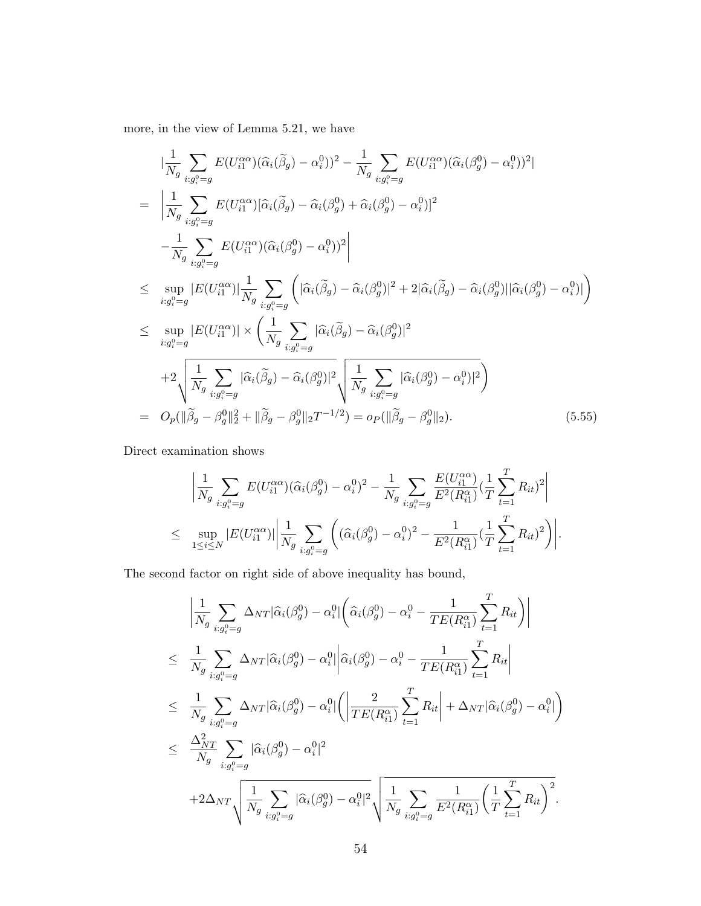more, in the view of Lemma 5.21, we have

$$
\begin{aligned}
& |\frac{1}{N_g}\sum_{i:g_i^0=g} E(U_{i1}^{\alpha\alpha})(\widehat{\alpha}_i(\widetilde{\beta}_g)-\alpha_i^0))^2 - \frac{1}{N_g}\sum_{i:g_i^0=g} E(U_{i1}^{\alpha\alpha})(\widehat{\alpha}_i(\beta_g^0)-\alpha_i^0))^2| \\
= & \left|\frac{1}{N_g}\sum_{i:g_i^0=g} E(U_{i1}^{\alpha\alpha})[\widehat{\alpha}_i(\widetilde{\beta}_g)-\widehat{\alpha}_i(\beta_g^0)+\widehat{\alpha}_i(\beta_g^0)-\alpha_i^0)]^2 \right. \\
& \left. -\frac{1}{N_g}\sum_{i:g_i^0=g} E(U_{i1}^{\alpha\alpha})(\widehat{\alpha}_i(\beta_g^0)-\alpha_i^0))^2\right| \\
\leq & \sup_{i:g_i^0=g}|E(U_{i1}^{\alpha\alpha})|\frac{1}{N_g}\sum_{i:g_i^0=g}\left(|\widehat{\alpha}_i(\widetilde{\beta}_g)-\widehat{\alpha}_i(\beta_g^0)|^2+2|\widehat{\alpha}_i(\widetilde{\beta}_g)-\widehat{\alpha}_i(\beta_g^0)||\widehat{\alpha}_i(\beta_g^0)-\alpha_i^0)|\right) \\
\leq & \sup_{i:g_i^0=g}|E(U_{i1}^{\alpha\alpha})|\times\left(\frac{1}{N_g}\sum_{i:g_i^0=g}|\widehat{\alpha}_i(\widetilde{\beta}_g)-\widehat{\alpha}_i(\beta_g^0)|^2\right. \\
& \left.+2\sqrt{\frac{1}{N_g}\sum_{i:g_i^0=g}|\widehat{\alpha}_i(\widetilde{\beta}_g)-\widehat{\alpha}_i(\beta_g^0)|^2}\sqrt{\frac{1}{N_g}\sum_{i:g_i^0=g}|\widehat{\alpha}_i(\beta_g^0)-\alpha_i^0)|^2}\right) \\
= & O_p(\|\widetilde{\beta}_g-\beta_g^0\|_2^2+\|\widetilde{\beta}_g-\beta_g^0\|_2T^{-1/2}) = o_P(\|\widetilde{\beta}_g-\beta_g^0\|_2). \qquad (5.55)
\end{aligned}
$$

Direct examination shows

$$
\begin{aligned}
& \left|\frac{1}{N_g}\sum_{i:g_i^0=g} E(U_{i1}^{\alpha\alpha})(\widehat{\alpha}_i(\beta_g^0)-\alpha_i^0)^2 - \frac{1}{N_g}\sum_{i:g_i^0=g}\frac{E(U_{i1}^{\alpha\alpha})}{E^2(R_{i1}^{\alpha})}(\frac{1}{T}\sum_{t=1}^T R_{it})^2\right| \\
\leq & \sup_{1\leq i\leq N}|E(U_{i1}^{\alpha\alpha})|\left|\frac{1}{N_g}\sum_{i:g_i^0=g}\left((\widehat{\alpha}_i(\beta_g^0)-\alpha_i^0)^2-\frac{1}{E^2(R_{i1}^{\alpha})}(\frac{1}{T}\sum_{t=1}^T R_{it})^2\right)\right|.
\end{aligned}
$$

The second factor on right side of above inequality has bound,

$$
\begin{aligned}
& \left|\frac{1}{N_g}\sum_{i:g_i^0=g}\Delta_{NT}|\widehat{\alpha}_i(\beta_g^0)-\alpha_i^0|\left(\widehat{\alpha}_i(\beta_g^0)-\alpha_i^0-\frac{1}{TE(R_{i1}^{\alpha})}\sum_{t=1}^T R_{it}\right)\right| \\
\leq & \frac{1}{N_g}\sum_{i:g_i^0=g}\Delta_{NT}|\widehat{\alpha}_i(\beta_g^0)-\alpha_i^0|\left|\widehat{\alpha}_i(\beta_g^0)-\alpha_i^0-\frac{1}{TE(R_{i1}^{\alpha})}\sum_{t=1}^T R_{it}\right| \\
\leq & \frac{1}{N_g}\sum_{i:g_i^0=g}\Delta_{NT}|\widehat{\alpha}_i(\beta_g^0)-\alpha_i^0|\left(\left|\frac{2}{TE(R_{i1}^{\alpha})}\sum_{t=1}^T R_{it}\right|+\Delta_{NT}|\widehat{\alpha}_i(\beta_g^0)-\alpha_i^0|\right) \\
\leq & \frac{\Delta_{NT}^2}{N_g}\sum_{i:g_i^0=g}|\widehat{\alpha}_i(\beta_g^0)-\alpha_i^0|^2 \\
& +2\Delta_{NT}\sqrt{\frac{1}{N_g}\sum_{i:g_i^0=g}|\widehat{\alpha}_i(\beta_g^0)-\alpha_i^0|^2}\sqrt{\frac{1}{N_g}\sum_{i:g_i^0=g}\frac{1}{E^2(R_{i1}^{\alpha})}\left(\frac{1}{T}\sum_{t=1}^T R_{it}\right)^2}.
\end{aligned}
$$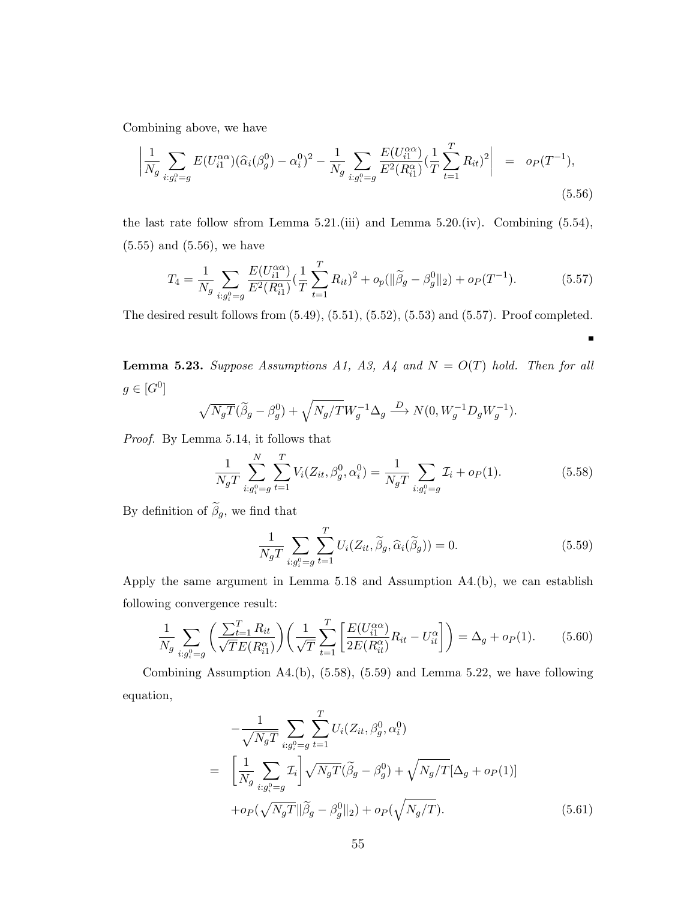Combining above, we have

$$\left|\frac{1}{N_g}\sum_{i:g_i^0=g} E(U_{i1}^{\alpha\alpha})(\widehat{\alpha}_i(\beta_g^0)-\alpha_i^0)^2 - \frac{1}{N_g}\sum_{i:g_i^0=g}\frac{E(U_{i1}^{\alpha\alpha})}{E^2(R_{i1}^{\alpha})}(\frac{1}{T}\sum_{t=1}^{T}R_{it})^2\right| = o_P(T^{-1}), \tag{5.56}$$

the last rate follow sfrom Lemma 5.21.(iii) and Lemma 5.20.(iv). Combining (5.54), (5.55) and (5.56), we have

$$T_4 = \frac{1}{N_g}\sum_{i:g_i^0=g}\frac{E(U_{i1}^{\alpha\alpha})}{E^2(R_{i1}^{\alpha})}(\frac{1}{T}\sum_{t=1}^{T}R_{it})^2 + o_p(\|\widetilde{\beta}_g-\beta_g^0\|_2) + o_P(T^{-1}). \tag{5.57}$$

The desired result follows from (5.49), (5.51), (5.52), (5.53) and (5.57). Proof completed. ∎

**Lemma 5.23.** *Suppose Assumptions A1, A3, A4 and $N = O(T)$ hold. Then for all $g \in [G^0]$*

$$\sqrt{N_g T}(\widetilde{\beta}_g - \beta_g^0) + \sqrt{N_g/T}W_g^{-1}\Delta_g \xrightarrow{D} N(0, W_g^{-1}D_g W_g^{-1}).$$

*Proof.* By Lemma 5.14, it follows that

$$\frac{1}{N_g T}\sum_{i:g_i^0=g}^{N}\sum_{t=1}^{T} V_i(Z_{it},\beta_g^0,\alpha_i^0) = \frac{1}{N_g T}\sum_{i:g_i^0=g}\mathcal{I}_i + o_P(1). \tag{5.58}$$

By definition of $\widetilde{\beta}_g$, we find that

$$\frac{1}{N_g T}\sum_{i:g_i^0=g}\sum_{t=1}^{T} U_i(Z_{it},\widetilde{\beta}_g,\widehat{\alpha}_i(\widetilde{\beta}_g)) = 0. \tag{5.59}$$

Apply the same argument in Lemma 5.18 and Assumption A4.(b), we can establish following convergence result:

$$\frac{1}{N_g}\sum_{i:g_i^0=g}\left(\frac{\sum_{t=1}^{T}R_{it}}{\sqrt{T}E(R_{i1}^{\alpha})}\right)\left(\frac{1}{\sqrt{T}}\sum_{t=1}^{T}\left[\frac{E(U_{i1}^{\alpha\alpha})}{2E(R_{it}^{\alpha})}R_{it} - U_{it}^{\alpha}\right]\right) = \Delta_g + o_P(1). \tag{5.60}$$

Combining Assumption A4.(b), (5.58), (5.59) and Lemma 5.22, we have following equation,

$$\begin{aligned}
& -\frac{1}{\sqrt{N_g T}}\sum_{i:g_i^0=g}\sum_{t=1}^{T} U_i(Z_{it},\beta_g^0,\alpha_i^0) \\
= \ & \left[\frac{1}{N_g}\sum_{i:g_i^0=g}\mathcal{I}_i\right]\sqrt{N_g T}(\widetilde{\beta}_g-\beta_g^0) + \sqrt{N_g/T}[\Delta_g + o_P(1)] \\
& + o_P(\sqrt{N_g T}\|\widetilde{\beta}_g-\beta_g^0\|_2) + o_P(\sqrt{N_g/T}).
\end{aligned} \tag{5.61}$$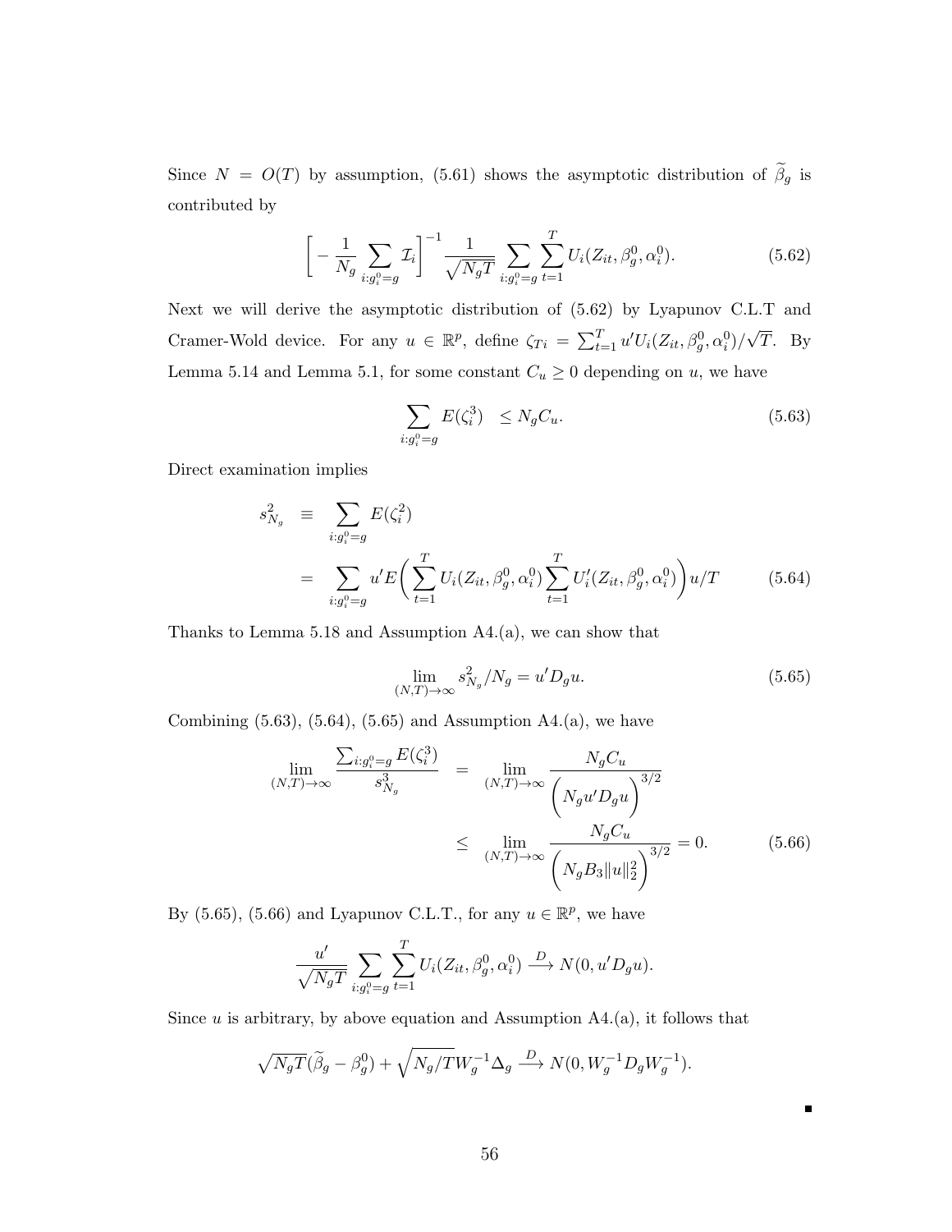Since $N = O(T)$ by assumption, (5.61) shows the asymptotic distribution of $\widetilde{\beta}_g$ is contributed by

$$\left[ -\frac{1}{N_g} \sum_{i:g_i^0=g} \mathcal{I}_i \right]^{-1} \frac{1}{\sqrt{N_g T}} \sum_{i:g_i^0=g} \sum_{t=1}^{T} U_i(Z_{it}, \beta_g^0, \alpha_i^0). \tag{5.62}$$

Next we will derive the asymptotic distribution of (5.62) by Lyapunov C.L.T and Cramer-Wold device. For any $u \in \mathbb{R}^p$, define $\zeta_{Ti} = \sum_{t=1}^{T} u' U_i(Z_{it}, \beta_g^0, \alpha_i^0)/\sqrt{T}$. By Lemma 5.14 and Lemma 5.1, for some constant $C_u \geq 0$ depending on $u$, we have

$$\sum_{i:g_i^0=g} E(\zeta_i^3) \quad \leq N_g C_u. \tag{5.63}$$

Direct examination implies

$$\begin{aligned} s_{N_g}^2 &\equiv \sum_{i:g_i^0=g} E(\zeta_i^2) \\ &= \sum_{i:g_i^0=g} u' E\bigg( \sum_{t=1}^{T} U_i(Z_{it}, \beta_g^0, \alpha_i^0) \sum_{t=1}^{T} U_i'(Z_{it}, \beta_g^0, \alpha_i^0) \bigg) u/T \end{aligned} \tag{5.64}$$

Thanks to Lemma 5.18 and Assumption A4.(a), we can show that

$$\lim_{(N,T)\to\infty} s_{N_g}^2 / N_g = u' D_g u. \tag{5.65}$$

Combining (5.63), (5.64), (5.65) and Assumption A4.(a), we have

$$\begin{aligned} \lim_{(N,T)\to\infty} \frac{\sum_{i:g_i^0=g} E(\zeta_i^3)}{s_{N_g}^3} &= \lim_{(N,T)\to\infty} \frac{N_g C_u}{\bigg( N_g u' D_g u \bigg)^{3/2}} \\ &\leq \lim_{(N,T)\to\infty} \frac{N_g C_u}{\bigg( N_g B_3 \|u\|_2^2 \bigg)^{3/2}} = 0. \end{aligned} \tag{5.66}$$

By (5.65), (5.66) and Lyapunov C.L.T., for any $u \in \mathbb{R}^p$, we have

$$\frac{u'}{\sqrt{N_g T}} \sum_{i:g_i^0=g} \sum_{t=1}^{T} U_i(Z_{it}, \beta_g^0, \alpha_i^0) \xrightarrow{D} N(0, u' D_g u).$$

Since $u$ is arbitrary, by above equation and Assumption A4.(a), it follows that

$$\sqrt{N_g T}(\widetilde{\beta}_g - \beta_g^0) + \sqrt{N_g/T} W_g^{-1} \Delta_g \xrightarrow{D} N(0, W_g^{-1} D_g W_g^{-1}).$$

∎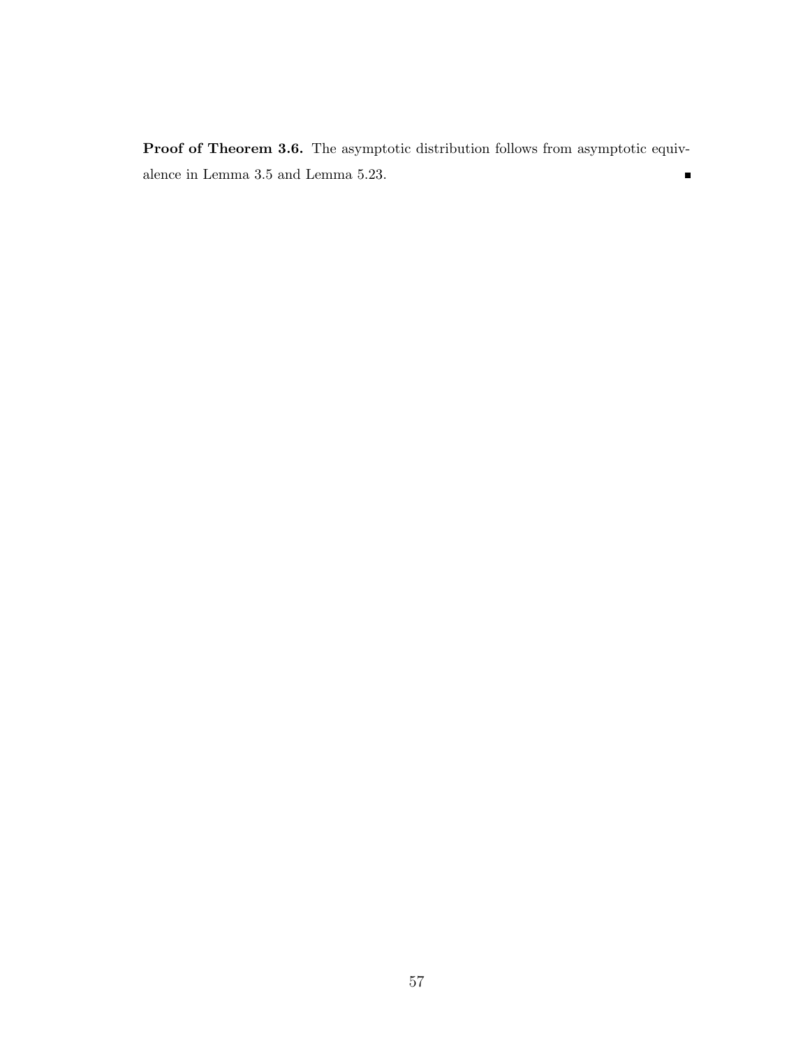**Proof of Theorem 3.6.** The asymptotic distribution follows from asymptotic equivalence in Lemma 3.5 and Lemma 5.23. ∎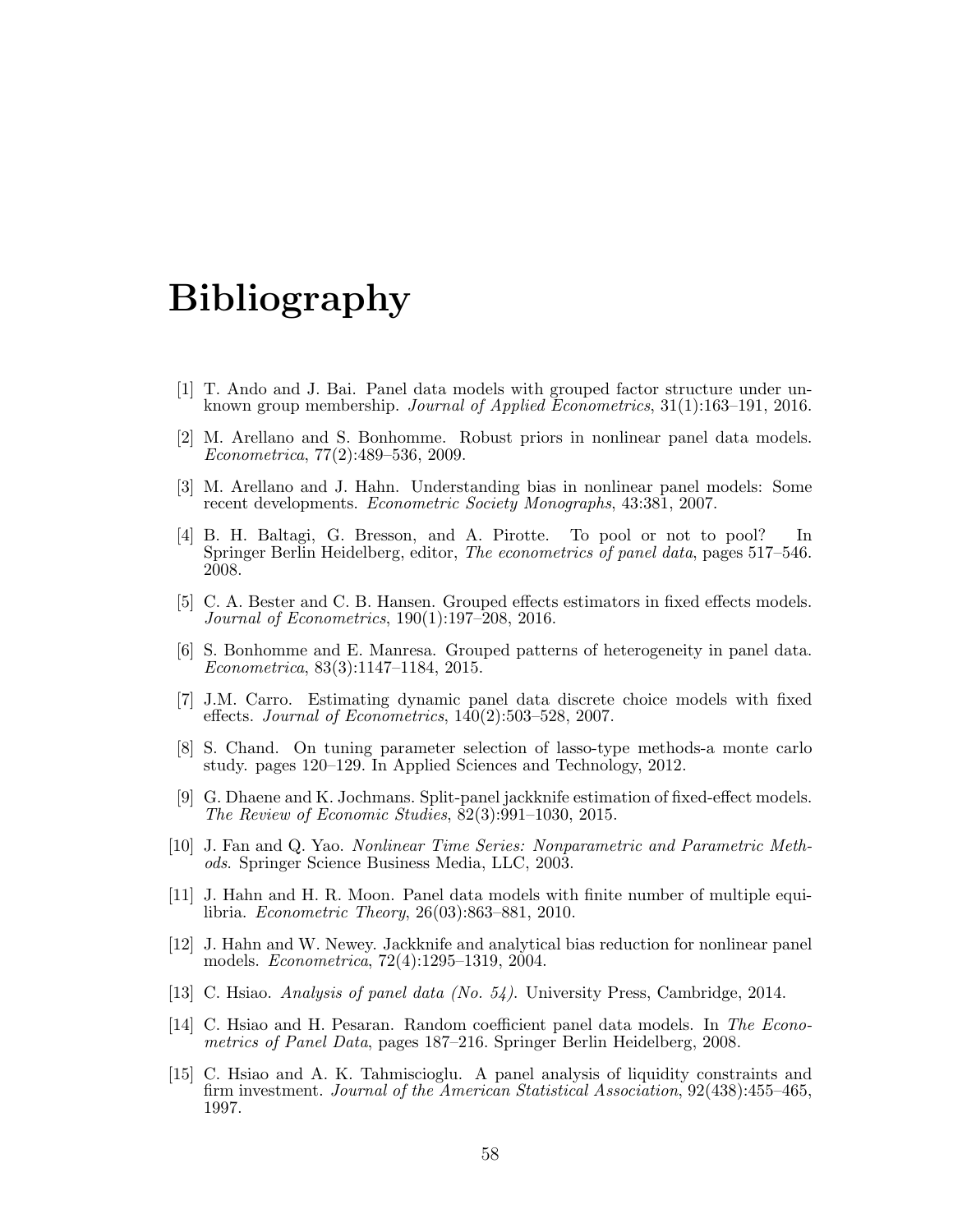# Bibliography

[1] T. Ando and J. Bai. Panel data models with grouped factor structure under unknown group membership. *Journal of Applied Econometrics*, 31(1):163–191, 2016.

[2] M. Arellano and S. Bonhomme. Robust priors in nonlinear panel data models. *Econometrica*, 77(2):489–536, 2009.

[3] M. Arellano and J. Hahn. Understanding bias in nonlinear panel models: Some recent developments. *Econometric Society Monographs*, 43:381, 2007.

[4] B. H. Baltagi, G. Bresson, and A. Pirotte. To pool or not to pool? In Springer Berlin Heidelberg, editor, *The econometrics of panel data*, pages 517–546. 2008.

[5] C. A. Bester and C. B. Hansen. Grouped effects estimators in fixed effects models. *Journal of Econometrics*, 190(1):197–208, 2016.

[6] S. Bonhomme and E. Manresa. Grouped patterns of heterogeneity in panel data. *Econometrica*, 83(3):1147–1184, 2015.

[7] J.M. Carro. Estimating dynamic panel data discrete choice models with fixed effects. *Journal of Econometrics*, 140(2):503–528, 2007.

[8] S. Chand. On tuning parameter selection of lasso-type methods-a monte carlo study. pages 120–129. In Applied Sciences and Technology, 2012.

[9] G. Dhaene and K. Jochmans. Split-panel jackknife estimation of fixed-effect models. *The Review of Economic Studies*, 82(3):991–1030, 2015.

[10] J. Fan and Q. Yao. *Nonlinear Time Series: Nonparametric and Parametric Methods*. Springer Science Business Media, LLC, 2003.

[11] J. Hahn and H. R. Moon. Panel data models with finite number of multiple equilibria. *Econometric Theory*, 26(03):863–881, 2010.

[12] J. Hahn and W. Newey. Jackknife and analytical bias reduction for nonlinear panel models. *Econometrica*, 72(4):1295–1319, 2004.

[13] C. Hsiao. *Analysis of panel data (No. 54)*. University Press, Cambridge, 2014.

[14] C. Hsiao and H. Pesaran. Random coefficient panel data models. In *The Econometrics of Panel Data*, pages 187–216. Springer Berlin Heidelberg, 2008.

[15] C. Hsiao and A. K. Tahmiscioglu. A panel analysis of liquidity constraints and firm investment. *Journal of the American Statistical Association*, 92(438):455–465, 1997.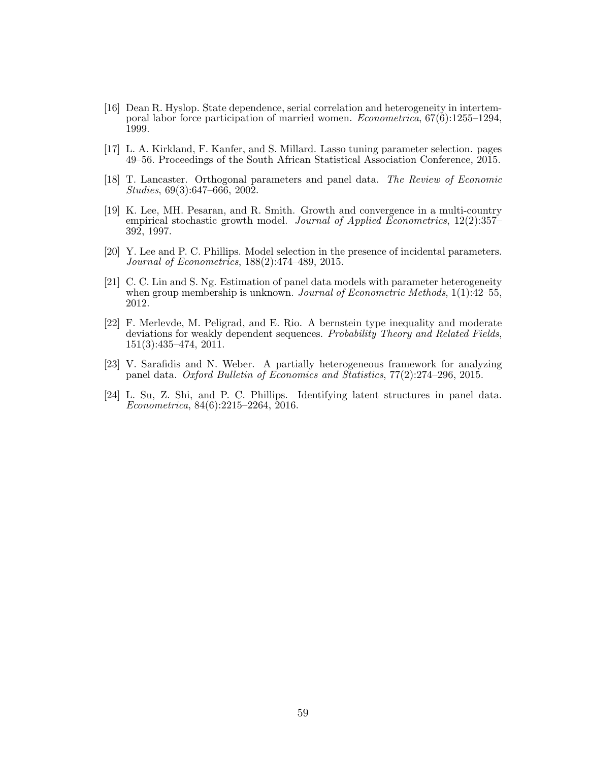[16] Dean R. Hyslop. State dependence, serial correlation and heterogeneity in intertemporal labor force participation of married women. *Econometrica*, 67(6):1255–1294, 1999.

[17] L. A. Kirkland, F. Kanfer, and S. Millard. Lasso tuning parameter selection. pages 49–56. Proceedings of the South African Statistical Association Conference, 2015.

[18] T. Lancaster. Orthogonal parameters and panel data. *The Review of Economic Studies*, 69(3):647–666, 2002.

[19] K. Lee, MH. Pesaran, and R. Smith. Growth and convergence in a multi-country empirical stochastic growth model. *Journal of Applied Econometrics*, 12(2):357–392, 1997.

[20] Y. Lee and P. C. Phillips. Model selection in the presence of incidental parameters. *Journal of Econometrics*, 188(2):474–489, 2015.

[21] C. C. Lin and S. Ng. Estimation of panel data models with parameter heterogeneity when group membership is unknown. *Journal of Econometric Methods*, 1(1):42–55, 2012.

[22] F. Merlevde, M. Peligrad, and E. Rio. A bernstein type inequality and moderate deviations for weakly dependent sequences. *Probability Theory and Related Fields*, 151(3):435–474, 2011.

[23] V. Sarafidis and N. Weber. A partially heterogeneous framework for analyzing panel data. *Oxford Bulletin of Economics and Statistics*, 77(2):274–296, 2015.

[24] L. Su, Z. Shi, and P. C. Phillips. Identifying latent structures in panel data. *Econometrica*, 84(6):2215–2264, 2016.